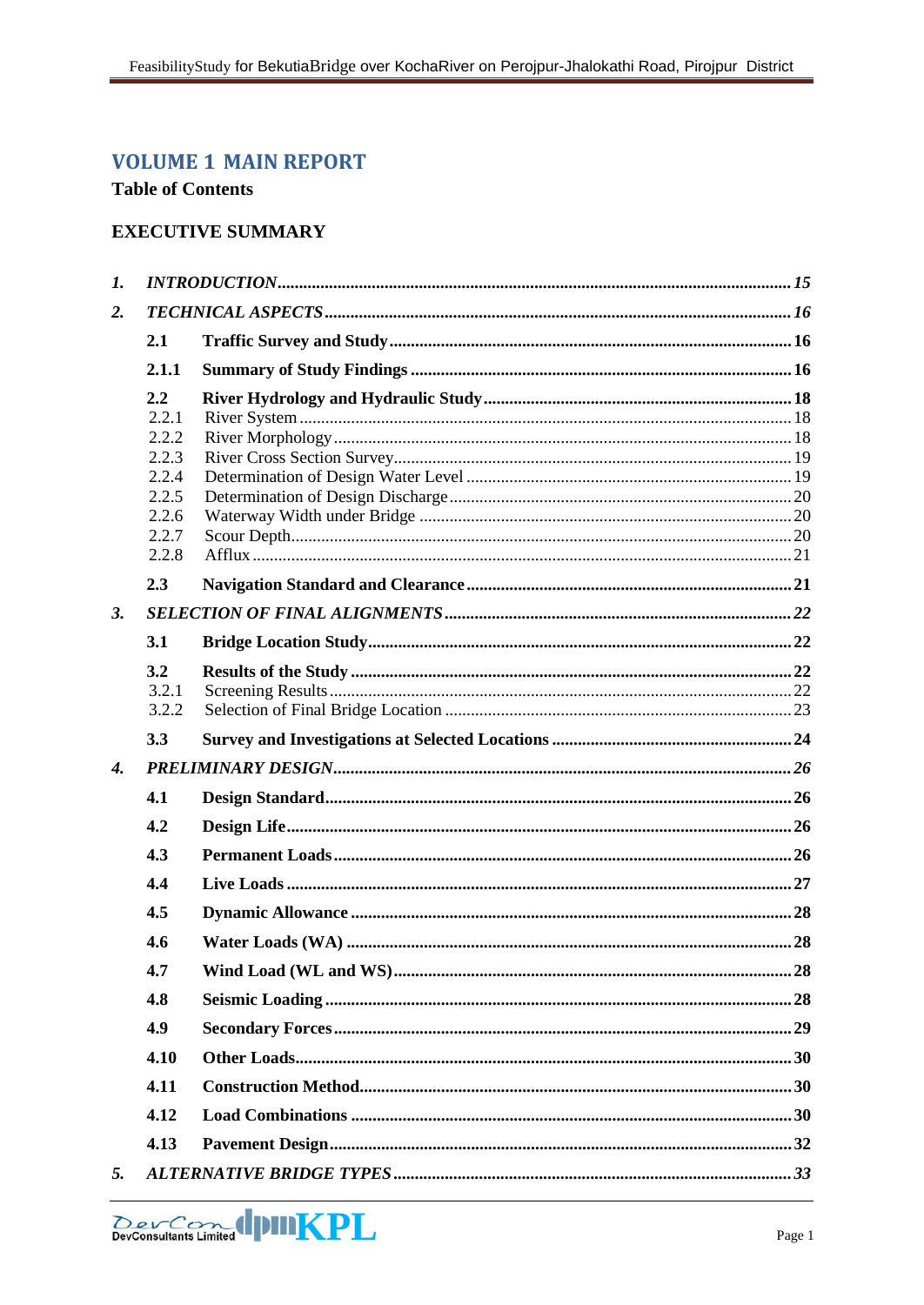# VOLUME 1 MAIN REPORT

**Table of Contents**

**EXECUTIVE SUMMARY**

| | | | |
|---|---|---|---|
| ***1.*** | ***INTRODUCTION*** | | ***15*** |
| ***2.*** | ***TECHNICAL ASPECTS*** | | ***16*** |
| | **2.1** | **Traffic Survey and Study** | **16** |
| | **2.1.1** | **Summary of Study Findings** | **16** |
| | **2.2** | **River Hydrology and Hydraulic Study** | **18** |
| | 2.2.1 | River System | 18 |
| | 2.2.2 | River Morphology | 18 |
| | 2.2.3 | River Cross Section Survey | 19 |
| | 2.2.4 | Determination of Design Water Level | 19 |
| | 2.2.5 | Determination of Design Discharge | 20 |
| | 2.2.6 | Waterway Width under Bridge | 20 |
| | 2.2.7 | Scour Depth | 20 |
| | 2.2.8 | Afflux | 21 |
| | **2.3** | **Navigation Standard and Clearance** | **21** |
| ***3.*** | ***SELECTION OF FINAL ALIGNMENTS*** | | ***22*** |
| | **3.1** | **Bridge Location Study** | **22** |
| | **3.2** | **Results of the Study** | **22** |
| | 3.2.1 | Screening Results | 22 |
| | 3.2.2 | Selection of Final Bridge Location | 23 |
| | **3.3** | **Survey and Investigations at Selected Locations** | **24** |
| ***4.*** | ***PRELIMINARY DESIGN*** | | ***26*** |
| | **4.1** | **Design Standard** | **26** |
| | **4.2** | **Design Life** | **26** |
| | **4.3** | **Permanent Loads** | **26** |
| | **4.4** | **Live Loads** | **27** |
| | **4.5** | **Dynamic Allowance** | **28** |
| | **4.6** | **Water Loads (WA)** | **28** |
| | **4.7** | **Wind Load (WL and WS)** | **28** |
| | **4.8** | **Seismic Loading** | **28** |
| | **4.9** | **Secondary Forces** | **29** |
| | **4.10** | **Other Loads** | **30** |
| | **4.11** | **Construction Method** | **30** |
| | **4.12** | **Load Combinations** | **30** |
| | **4.13** | **Pavement Design** | **32** |
| ***5.*** | ***ALTERNATIVE BRIDGE TYPES*** | | ***33*** |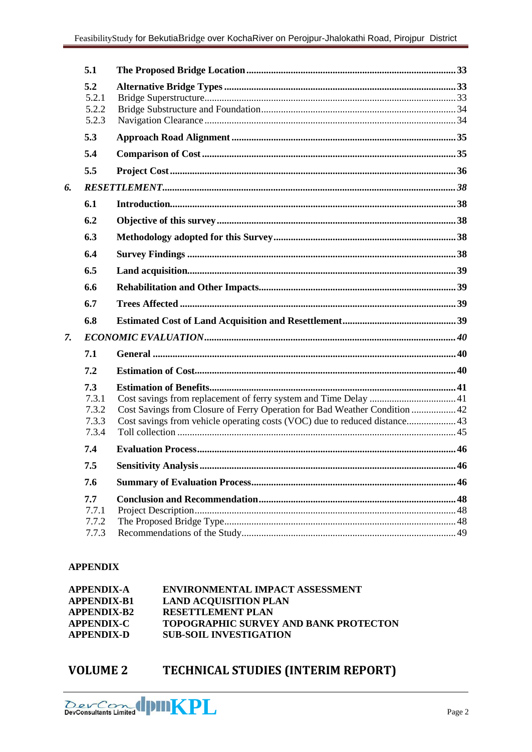| | | |
|---|---|---|
| **5.1** | **The Proposed Bridge Location** | **33** |
| **5.2** | **Alternative Bridge Types** | **33** |
| 5.2.1 | Bridge Superstructure | 33 |
| 5.2.2 | Bridge Substructure and Foundation | 34 |
| 5.2.3 | Navigation Clearance | 34 |
| **5.3** | **Approach Road Alignment** | **35** |
| **5.4** | **Comparison of Cost** | **35** |
| **5.5** | **Project Cost** | **36** |
| ***6.*** | ***RESETTLEMENT*** | ***38*** |
| **6.1** | **Introduction** | **38** |
| **6.2** | **Objective of this survey** | **38** |
| **6.3** | **Methodology adopted for this Survey** | **38** |
| **6.4** | **Survey Findings** | **38** |
| **6.5** | **Land acquisition** | **39** |
| **6.6** | **Rehabilitation and Other Impacts** | **39** |
| **6.7** | **Trees Affected** | **39** |
| **6.8** | **Estimated Cost of Land Acquisition and Resettlement** | **39** |
| ***7.*** | ***ECONOMIC EVALUATION*** | ***40*** |
| **7.1** | **General** | **40** |
| **7.2** | **Estimation of Cost** | **40** |
| **7.3** | **Estimation of Benefits** | **41** |
| 7.3.1 | Cost savings from replacement of ferry system and Time Delay | 41 |
| 7.3.2 | Cost Savings from Closure of Ferry Operation for Bad Weather Condition | 42 |
| 7.3.3 | Cost savings from vehicle operating costs (VOC) due to reduced distance | 43 |
| 7.3.4 | Toll collection | 45 |
| **7.4** | **Evaluation Process** | **46** |
| **7.5** | **Sensitivity Analysis** | **46** |
| **7.6** | **Summary of Evaluation Process** | **46** |
| **7.7** | **Conclusion and Recommendation** | **48** |
| 7.7.1 | Project Description | 48 |
| 7.7.2 | The Proposed Bridge Type | 48 |
| 7.7.3 | Recommendations of the Study | 49 |

**APPENDIX**

| | |
|---|---|
| **APPENDIX-A** | **ENVIRONMENTAL IMPACT ASSESSMENT** |
| **APPENDIX-B1** | **LAND ACQUISITION PLAN** |
| **APPENDIX-B2** | **RESETTLEMENT PLAN** |
| **APPENDIX-C** | **TOPOGRAPHIC SURVEY AND BANK PROTECTON** |
| **APPENDIX-D** | **SUB-SOIL INVESTIGATION** |

## VOLUME 2 TECHNICAL STUDIES (INTERIM REPORT)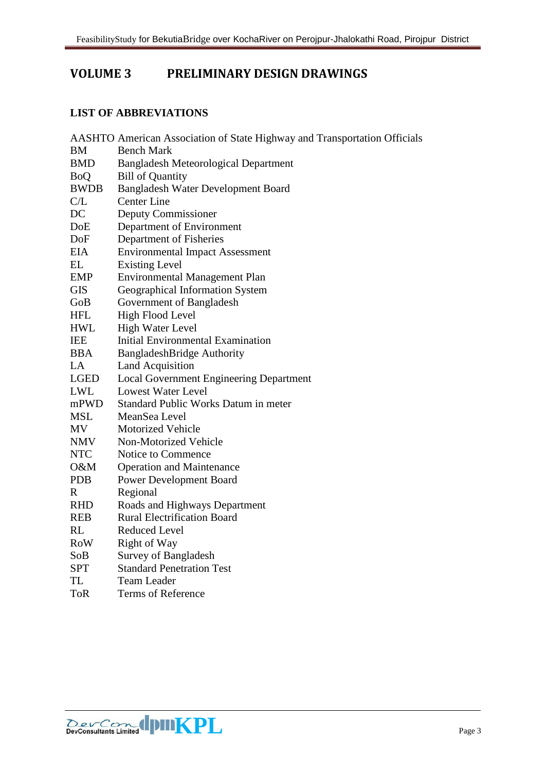# VOLUME 3 PRELIMINARY DESIGN DRAWINGS

## LIST OF ABBREVIATIONS

| | |
|---|---|
| AASHTO | American Association of State Highway and Transportation Officials |
| BM | Bench Mark |
| BMD | Bangladesh Meteorological Department |
| BoQ | Bill of Quantity |
| BWDB | Bangladesh Water Development Board |
| C/L | Center Line |
| DC | Deputy Commissioner |
| DoE | Department of Environment |
| DoF | Department of Fisheries |
| EIA | Environmental Impact Assessment |
| EL | Existing Level |
| EMP | Environmental Management Plan |
| GIS | Geographical Information System |
| GoB | Government of Bangladesh |
| HFL | High Flood Level |
| HWL | High Water Level |
| IEE | Initial Environmental Examination |
| BBA | BangladeshBridge Authority |
| LA | Land Acquisition |
| LGED | Local Government Engineering Department |
| LWL | Lowest Water Level |
| mPWD | Standard Public Works Datum in meter |
| MSL | MeanSea Level |
| MV | Motorized Vehicle |
| NMV | Non-Motorized Vehicle |
| NTC | Notice to Commence |
| O&M | Operation and Maintenance |
| PDB | Power Development Board |
| R | Regional |
| RHD | Roads and Highways Department |
| REB | Rural Electrification Board |
| RL | Reduced Level |
| RoW | Right of Way |
| SoB | Survey of Bangladesh |
| SPT | Standard Penetration Test |
| TL | Team Leader |
| ToR | Terms of Reference |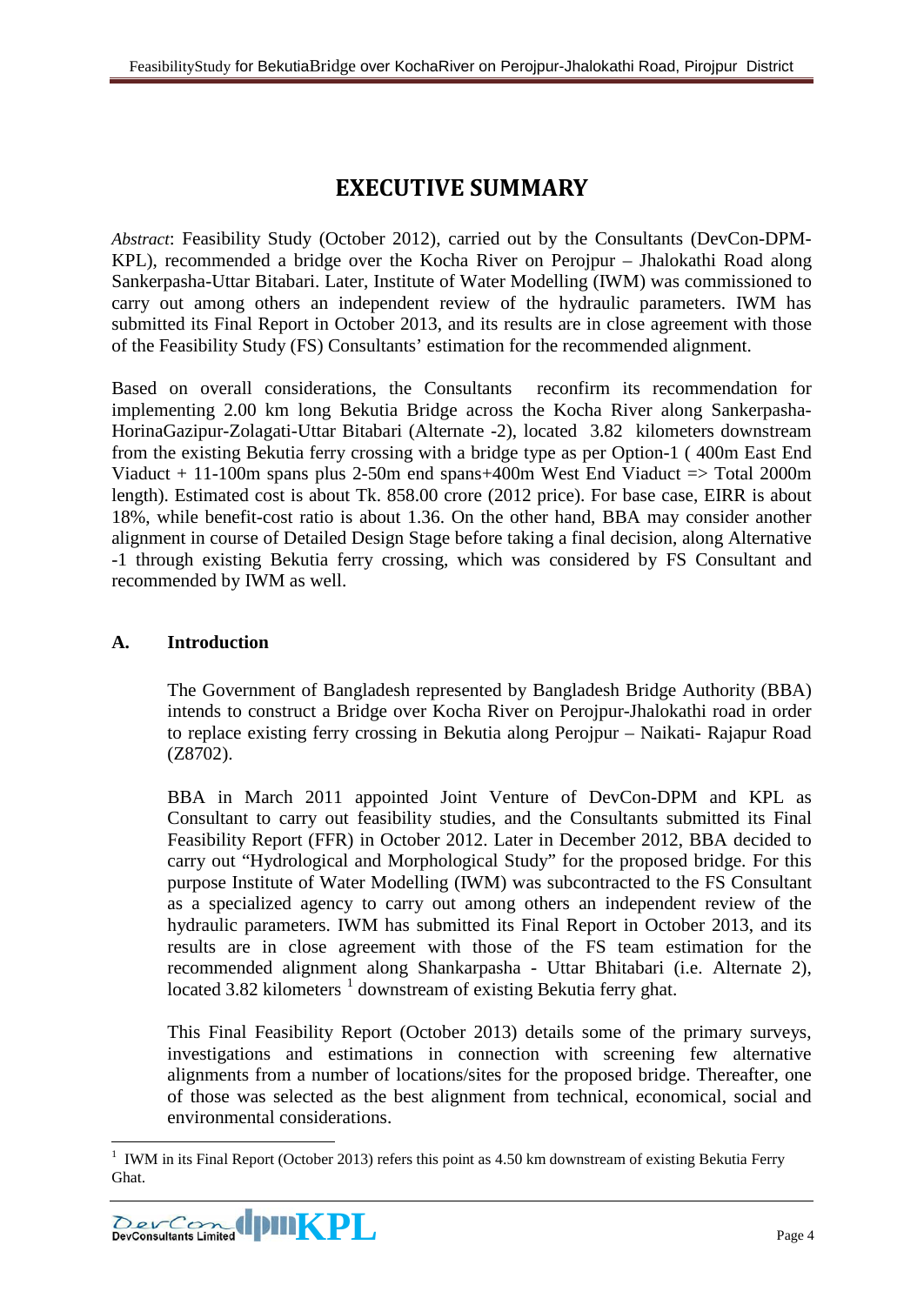# EXECUTIVE SUMMARY

*Abstract*: Feasibility Study (October 2012), carried out by the Consultants (DevCon-DPM-KPL), recommended a bridge over the Kocha River on Perojpur – Jhalokathi Road along Sankerpasha-Uttar Bitabari. Later, Institute of Water Modelling (IWM) was commissioned to carry out among others an independent review of the hydraulic parameters. IWM has submitted its Final Report in October 2013, and its results are in close agreement with those of the Feasibility Study (FS) Consultants' estimation for the recommended alignment.

Based on overall considerations, the Consultants reconfirm its recommendation for implementing 2.00 km long Bekutia Bridge across the Kocha River along Sankerpasha-HorinaGazipur-Zolagati-Uttar Bitabari (Alternate -2), located 3.82 kilometers downstream from the existing Bekutia ferry crossing with a bridge type as per Option-1 ( 400m East End Viaduct + 11-100m spans plus 2-50m end spans+400m West End Viaduct => Total 2000m length). Estimated cost is about Tk. 858.00 crore (2012 price). For base case, EIRR is about 18%, while benefit-cost ratio is about 1.36. On the other hand, BBA may consider another alignment in course of Detailed Design Stage before taking a final decision, along Alternative -1 through existing Bekutia ferry crossing, which was considered by FS Consultant and recommended by IWM as well.

## A. Introduction

The Government of Bangladesh represented by Bangladesh Bridge Authority (BBA) intends to construct a Bridge over Kocha River on Perojpur-Jhalokathi road in order to replace existing ferry crossing in Bekutia along Perojpur – Naikati- Rajapur Road (Z8702).

BBA in March 2011 appointed Joint Venture of DevCon-DPM and KPL as Consultant to carry out feasibility studies, and the Consultants submitted its Final Feasibility Report (FFR) in October 2012. Later in December 2012, BBA decided to carry out "Hydrological and Morphological Study" for the proposed bridge. For this purpose Institute of Water Modelling (IWM) was subcontracted to the FS Consultant as a specialized agency to carry out among others an independent review of the hydraulic parameters. IWM has submitted its Final Report in October 2013, and its results are in close agreement with those of the FS team estimation for the recommended alignment along Shankarpasha - Uttar Bhitabari (i.e. Alternate 2), located 3.82 kilometers [1] downstream of existing Bekutia ferry ghat.

This Final Feasibility Report (October 2013) details some of the primary surveys, investigations and estimations in connection with screening few alternative alignments from a number of locations/sites for the proposed bridge. Thereafter, one of those was selected as the best alignment from technical, economical, social and environmental considerations.

[1] IWM in its Final Report (October 2013) refers this point as 4.50 km downstream of existing Bekutia Ferry Ghat.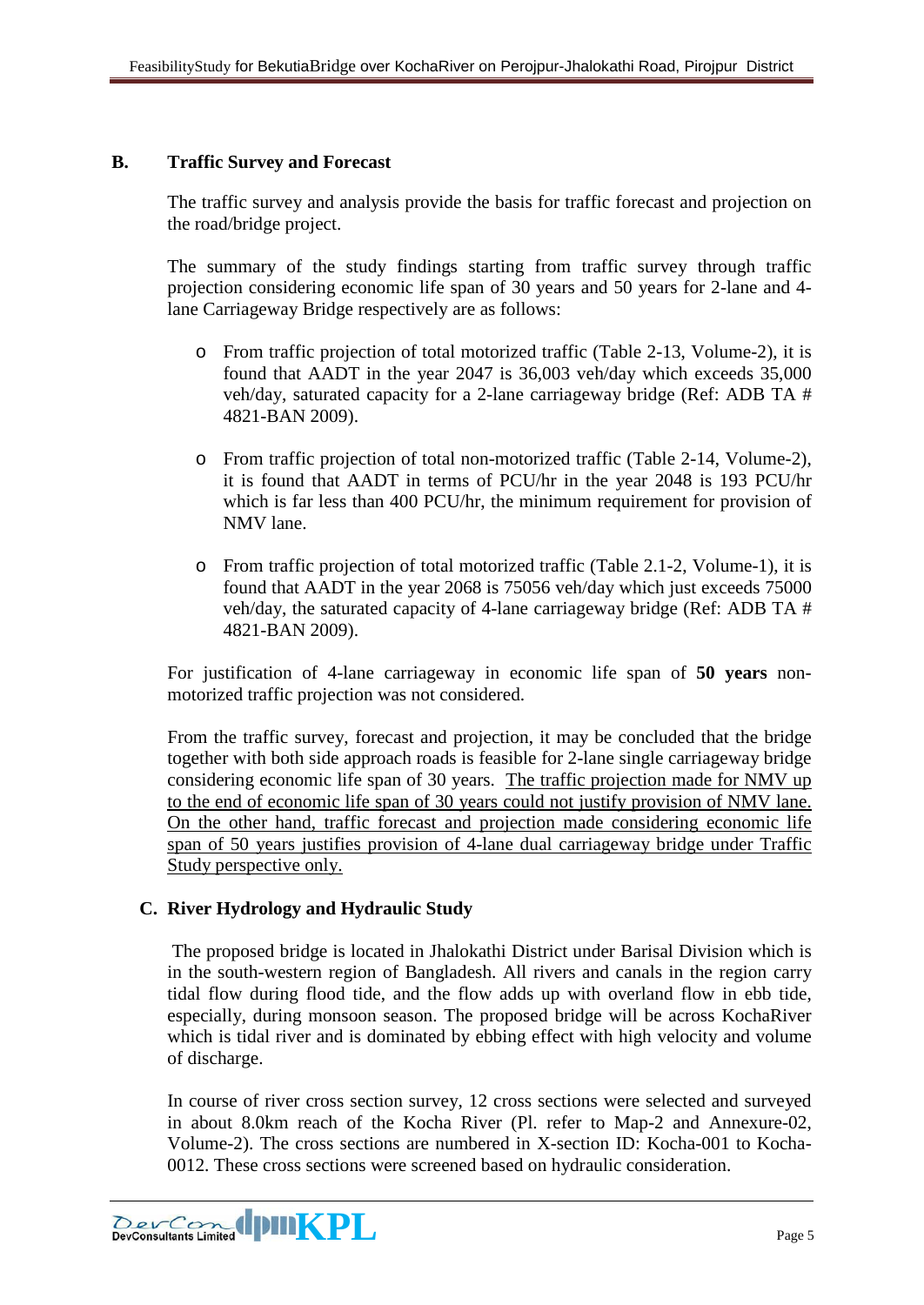## B. Traffic Survey and Forecast

The traffic survey and analysis provide the basis for traffic forecast and projection on the road/bridge project.

The summary of the study findings starting from traffic survey through traffic projection considering economic life span of 30 years and 50 years for 2-lane and 4-lane Carriageway Bridge respectively are as follows:

- From traffic projection of total motorized traffic (Table 2-13, Volume-2), it is found that AADT in the year 2047 is 36,003 veh/day which exceeds 35,000 veh/day, saturated capacity for a 2-lane carriageway bridge (Ref: ADB TA # 4821-BAN 2009).

- From traffic projection of total non-motorized traffic (Table 2-14, Volume-2), it is found that AADT in terms of PCU/hr in the year 2048 is 193 PCU/hr which is far less than 400 PCU/hr, the minimum requirement for provision of NMV lane.

- From traffic projection of total motorized traffic (Table 2.1-2, Volume-1), it is found that AADT in the year 2068 is 75056 veh/day which just exceeds 75000 veh/day, the saturated capacity of 4-lane carriageway bridge (Ref: ADB TA # 4821-BAN 2009).

For justification of 4-lane carriageway in economic life span of **50 years** non-motorized traffic projection was not considered.

From the traffic survey, forecast and projection, it may be concluded that the bridge together with both side approach roads is feasible for 2-lane single carriageway bridge considering economic life span of 30 years. <u>The traffic projection made for NMV up to the end of economic life span of 30 years could not justify provision of NMV lane. On the other hand, traffic forecast and projection made considering economic life span of 50 years justifies provision of 4-lane dual carriageway bridge under Traffic Study perspective only.</u>

## C. River Hydrology and Hydraulic Study

The proposed bridge is located in Jhalokathi District under Barisal Division which is in the south-western region of Bangladesh. All rivers and canals in the region carry tidal flow during flood tide, and the flow adds up with overland flow in ebb tide, especially, during monsoon season. The proposed bridge will be across KochaRiver which is tidal river and is dominated by ebbing effect with high velocity and volume of discharge.

In course of river cross section survey, 12 cross sections were selected and surveyed in about 8.0km reach of the Kocha River (Pl. refer to Map-2 and Annexure-02, Volume-2). The cross sections are numbered in X-section ID: Kocha-001 to Kocha-0012. These cross sections were screened based on hydraulic consideration.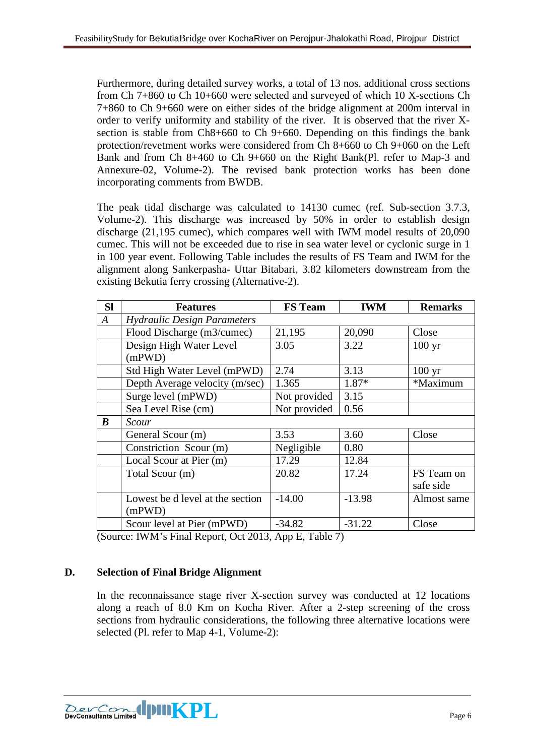Furthermore, during detailed survey works, a total of 13 nos. additional cross sections from Ch 7+860 to Ch 10+660 were selected and surveyed of which 10 X-sections Ch 7+860 to Ch 9+660 were on either sides of the bridge alignment at 200m interval in order to verify uniformity and stability of the river. It is observed that the river X-section is stable from Ch8+660 to Ch 9+660. Depending on this findings the bank protection/revetment works were considered from Ch 8+660 to Ch 9+060 on the Left Bank and from Ch 8+460 to Ch 9+660 on the Right Bank(Pl. refer to Map-3 and Annexure-02, Volume-2). The revised bank protection works has been done incorporating comments from BWDB.

The peak tidal discharge was calculated to 14130 cumec (ref. Sub-section 3.7.3, Volume-2). This discharge was increased by 50% in order to establish design discharge (21,195 cumec), which compares well with IWM model results of 20,090 cumec. This will not be exceeded due to rise in sea water level or cyclonic surge in 1 in 100 year event. Following Table includes the results of FS Team and IWM for the alignment along Sankerpasha- Uttar Bitabari, 3.82 kilometers downstream from the existing Bekutia ferry crossing (Alternative-2).

| Sl | Features | FS Team | IWM | Remarks |
|---|---|---|---|---|
| *A* | *Hydraulic Design Parameters* | | | |
| | Flood Discharge (m3/cumec) | 21,195 | 20,090 | Close |
| | Design High Water Level (mPWD) | 3.05 | 3.22 | 100 yr |
| | Std High Water Level (mPWD) | 2.74 | 3.13 | 100 yr |
| | Depth Average velocity (m/sec) | 1.365 | 1.87* | *Maximum |
| | Surge level (mPWD) | Not provided | 3.15 | |
| | Sea Level Rise (cm) | Not provided | 0.56 | |
| ***B*** | *Scour* | | | |
| | General Scour (m) | 3.53 | 3.60 | Close |
| | Constriction Scour (m) | Negligible | 0.80 | |
| | Local Scour at Pier (m) | 17.29 | 12.84 | |
| | Total Scour (m) | 20.82 | 17.24 | FS Team on safe side |
| | Lowest be d level at the section (mPWD) | -14.00 | -13.98 | Almost same |
| | Scour level at Pier (mPWD) | -34.82 | -31.22 | Close |

(Source: IWM's Final Report, Oct 2013, App E, Table 7)

## D. Selection of Final Bridge Alignment

In the reconnaissance stage river X-section survey was conducted at 12 locations along a reach of 8.0 Km on Kocha River. After a 2-step screening of the cross sections from hydraulic considerations, the following three alternative locations were selected (Pl. refer to Map 4-1, Volume-2):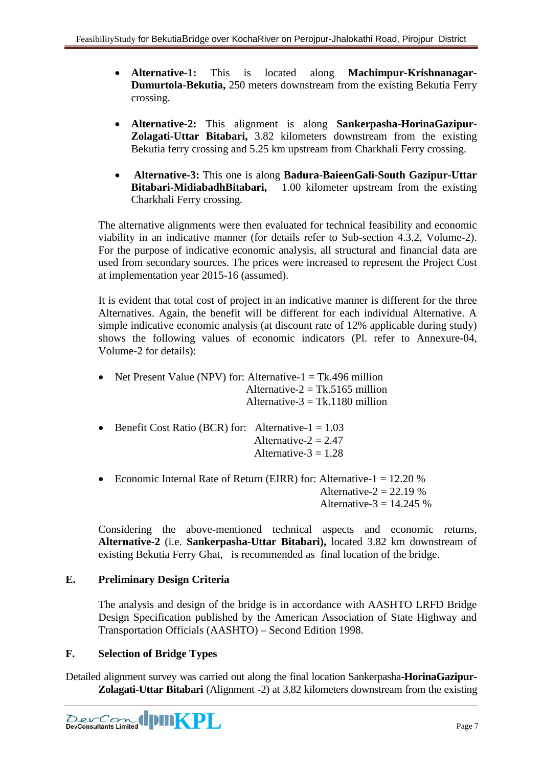- **Alternative-1:** This is located along **Machimpur-Krishnanagar-Dumurtola-Bekutia,** 250 meters downstream from the existing Bekutia Ferry crossing.

- **Alternative-2:** This alignment is along **Sankerpasha-HorinaGazipur-Zolagati-Uttar Bitabari,** 3.82 kilometers downstream from the existing Bekutia ferry crossing and 5.25 km upstream from Charkhali Ferry crossing.

- **Alternative-3:** This one is along **Badura-BaieenGali-South Gazipur-Uttar Bitabari-MidiabadhBitabari,** 1.00 kilometer upstream from the existing Charkhali Ferry crossing.

The alternative alignments were then evaluated for technical feasibility and economic viability in an indicative manner (for details refer to Sub-section 4.3.2, Volume-2). For the purpose of indicative economic analysis, all structural and financial data are used from secondary sources. The prices were increased to represent the Project Cost at implementation year 2015-16 (assumed).

It is evident that total cost of project in an indicative manner is different for the three Alternatives. Again, the benefit will be different for each individual Alternative. A simple indicative economic analysis (at discount rate of 12% applicable during study) shows the following values of economic indicators (Pl. refer to Annexure-04, Volume-2 for details):

- Net Present Value (NPV) for: Alternative-1 = Tk.496 million
  Alternative-2 = Tk.5165 million
  Alternative-3 = Tk.1180 million

- Benefit Cost Ratio (BCR) for: Alternative-1 = 1.03
  Alternative-2 = 2.47
  Alternative-3 = 1.28

- Economic Internal Rate of Return (EIRR) for: Alternative-1 = 12.20 %
  Alternative-2 = 22.19 %
  Alternative-3 = 14.245 %

Considering the above-mentioned technical aspects and economic returns, **Alternative-2** (i.e. **Sankerpasha-Uttar Bitabari),** located 3.82 km downstream of existing Bekutia Ferry Ghat, is recommended as final location of the bridge.

## E. Preliminary Design Criteria

The analysis and design of the bridge is in accordance with AASHTO LRFD Bridge Design Specification published by the American Association of State Highway and Transportation Officials (AASHTO) – Second Edition 1998.

## F. Selection of Bridge Types

Detailed alignment survey was carried out along the final location Sankerpasha-**HorinaGazipur-Zolagati-Uttar Bitabari** (Alignment -2) at 3.82 kilometers downstream from the existing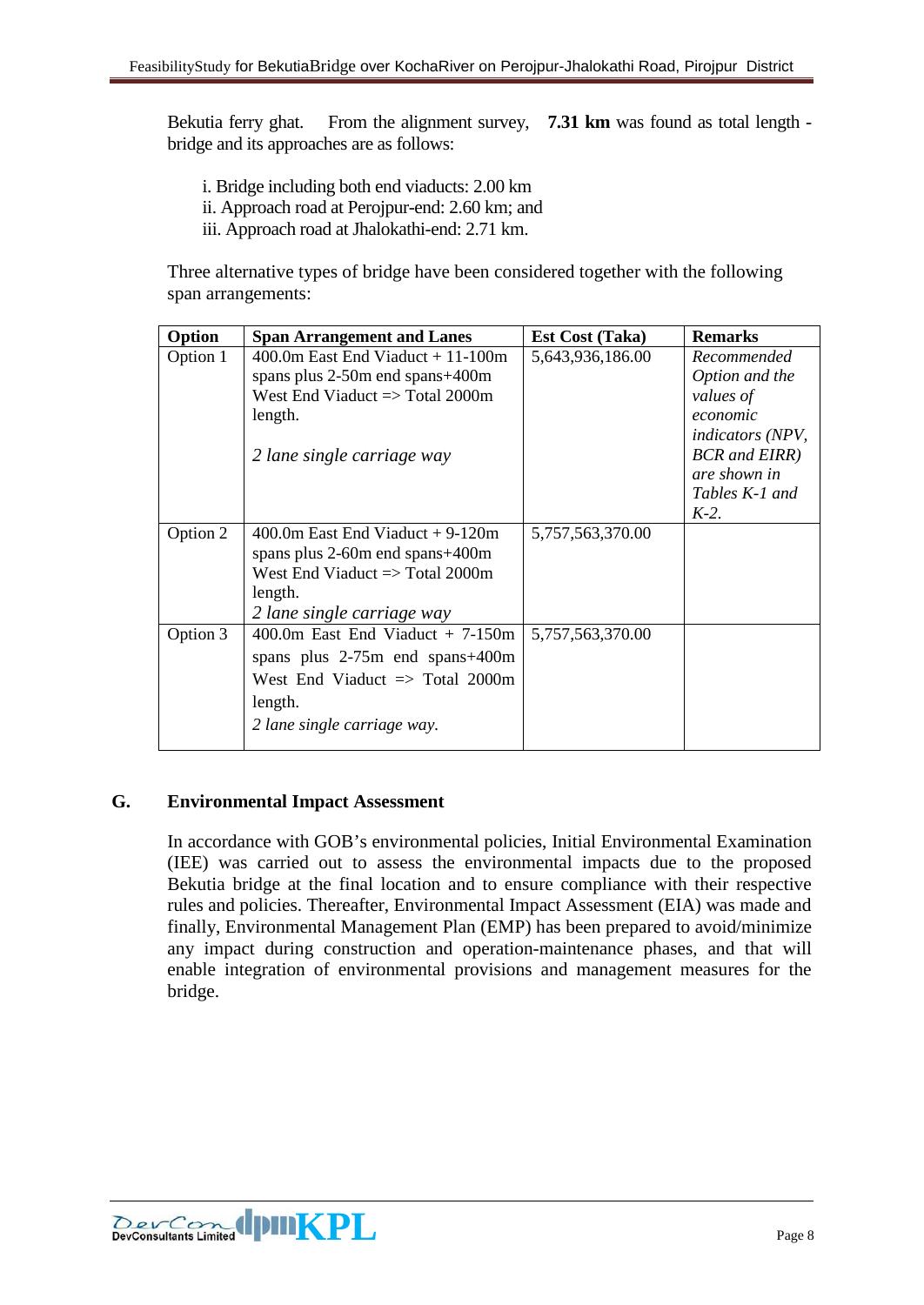Bekutia ferry ghat. From the alignment survey, **7.31 km** was found as total length - bridge and its approaches are as follows:

i. Bridge including both end viaducts: 2.00 km
ii. Approach road at Perojpur-end: 2.60 km; and
iii. Approach road at Jhalokathi-end: 2.71 km.

Three alternative types of bridge have been considered together with the following span arrangements:

| Option | Span Arrangement and Lanes | Est Cost (Taka) | Remarks |
|---|---|---|---|
| Option 1 | 400.0m East End Viaduct + 11-100m spans plus 2-50m end spans+400m West End Viaduct => Total 2000m length. *2 lane single carriage way* | 5,643,936,186.00 | *Recommended Option and the values of economic indicators (NPV, BCR and EIRR) are shown in Tables K-1 and K-2.* |
| Option 2 | 400.0m East End Viaduct + 9-120m spans plus 2-60m end spans+400m West End Viaduct => Total 2000m length. *2 lane single carriage way* | 5,757,563,370.00 | |
| Option 3 | 400.0m East End Viaduct + 7-150m spans plus 2-75m end spans+400m West End Viaduct => Total 2000m length. *2 lane single carriage way.* | 5,757,563,370.00 | |

## G. Environmental Impact Assessment

In accordance with GOB's environmental policies, Initial Environmental Examination (IEE) was carried out to assess the environmental impacts due to the proposed Bekutia bridge at the final location and to ensure compliance with their respective rules and policies. Thereafter, Environmental Impact Assessment (EIA) was made and finally, Environmental Management Plan (EMP) has been prepared to avoid/minimize any impact during construction and operation-maintenance phases, and that will enable integration of environmental provisions and management measures for the bridge.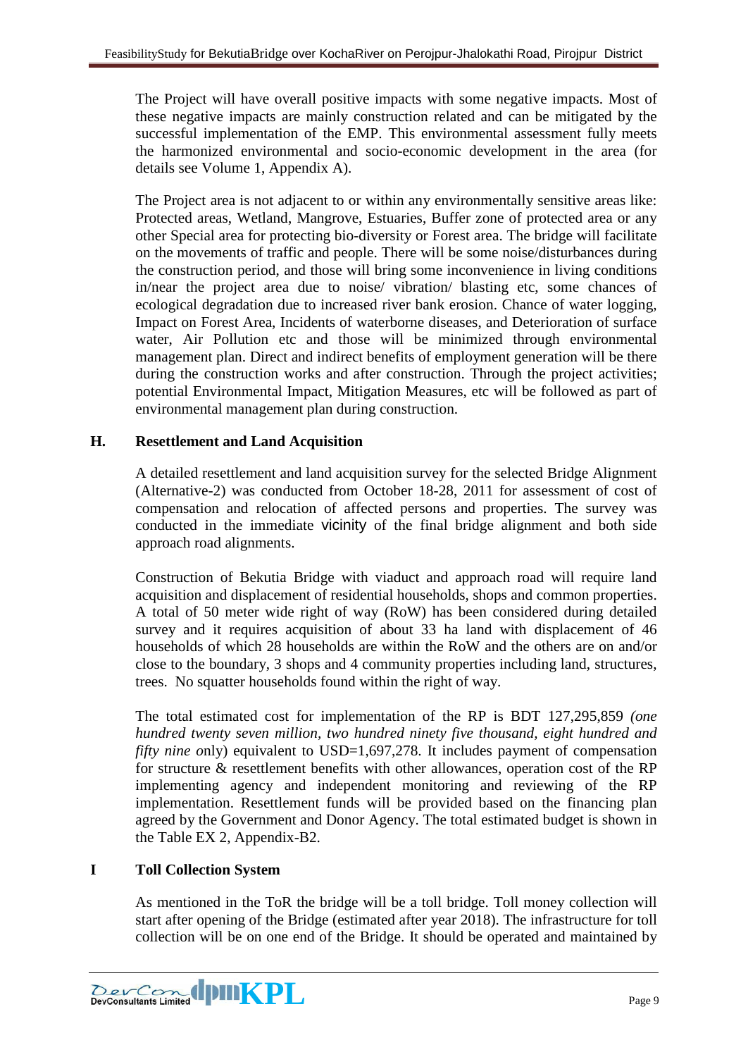The Project will have overall positive impacts with some negative impacts. Most of these negative impacts are mainly construction related and can be mitigated by the successful implementation of the EMP. This environmental assessment fully meets the harmonized environmental and socio-economic development in the area (for details see Volume 1, Appendix A).

The Project area is not adjacent to or within any environmentally sensitive areas like: Protected areas, Wetland, Mangrove, Estuaries, Buffer zone of protected area or any other Special area for protecting bio-diversity or Forest area. The bridge will facilitate on the movements of traffic and people. There will be some noise/disturbances during the construction period, and those will bring some inconvenience in living conditions in/near the project area due to noise/ vibration/ blasting etc, some chances of ecological degradation due to increased river bank erosion. Chance of water logging, Impact on Forest Area, Incidents of waterborne diseases, and Deterioration of surface water, Air Pollution etc and those will be minimized through environmental management plan. Direct and indirect benefits of employment generation will be there during the construction works and after construction. Through the project activities; potential Environmental Impact, Mitigation Measures, etc will be followed as part of environmental management plan during construction.

## H. Resettlement and Land Acquisition

A detailed resettlement and land acquisition survey for the selected Bridge Alignment (Alternative-2) was conducted from October 18-28, 2011 for assessment of cost of compensation and relocation of affected persons and properties. The survey was conducted in the immediate vicinity of the final bridge alignment and both side approach road alignments.

Construction of Bekutia Bridge with viaduct and approach road will require land acquisition and displacement of residential households, shops and common properties. A total of 50 meter wide right of way (RoW) has been considered during detailed survey and it requires acquisition of about 33 ha land with displacement of 46 households of which 28 households are within the RoW and the others are on and/or close to the boundary, 3 shops and 4 community properties including land, structures, trees. No squatter households found within the right of way.

The total estimated cost for implementation of the RP is BDT 127,295,859 *(one hundred twenty seven million, two hundred ninety five thousand, eight hundred and fifty nine o*nly) equivalent to USD=1,697,278. It includes payment of compensation for structure & resettlement benefits with other allowances, operation cost of the RP implementing agency and independent monitoring and reviewing of the RP implementation. Resettlement funds will be provided based on the financing plan agreed by the Government and Donor Agency. The total estimated budget is shown in the Table EX 2, Appendix-B2.

## I Toll Collection System

As mentioned in the ToR the bridge will be a toll bridge. Toll money collection will start after opening of the Bridge (estimated after year 2018). The infrastructure for toll collection will be on one end of the Bridge. It should be operated and maintained by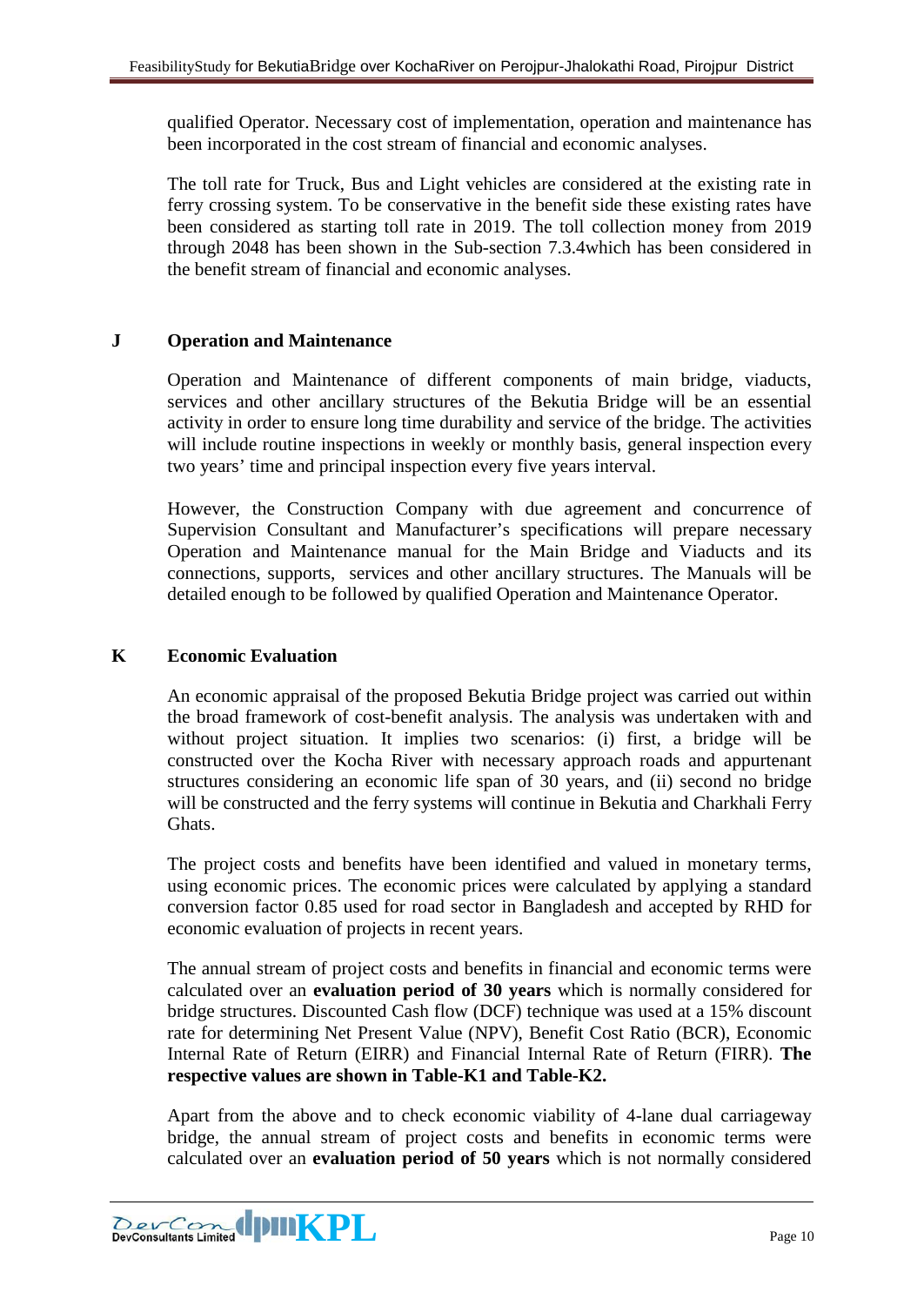qualified Operator. Necessary cost of implementation, operation and maintenance has been incorporated in the cost stream of financial and economic analyses.

The toll rate for Truck, Bus and Light vehicles are considered at the existing rate in ferry crossing system. To be conservative in the benefit side these existing rates have been considered as starting toll rate in 2019. The toll collection money from 2019 through 2048 has been shown in the Sub-section 7.3.4which has been considered in the benefit stream of financial and economic analyses.

## J Operation and Maintenance

Operation and Maintenance of different components of main bridge, viaducts, services and other ancillary structures of the Bekutia Bridge will be an essential activity in order to ensure long time durability and service of the bridge. The activities will include routine inspections in weekly or monthly basis, general inspection every two years' time and principal inspection every five years interval.

However, the Construction Company with due agreement and concurrence of Supervision Consultant and Manufacturer's specifications will prepare necessary Operation and Maintenance manual for the Main Bridge and Viaducts and its connections, supports, services and other ancillary structures. The Manuals will be detailed enough to be followed by qualified Operation and Maintenance Operator.

## K Economic Evaluation

An economic appraisal of the proposed Bekutia Bridge project was carried out within the broad framework of cost-benefit analysis. The analysis was undertaken with and without project situation. It implies two scenarios: (i) first, a bridge will be constructed over the Kocha River with necessary approach roads and appurtenant structures considering an economic life span of 30 years, and (ii) second no bridge will be constructed and the ferry systems will continue in Bekutia and Charkhali Ferry Ghats.

The project costs and benefits have been identified and valued in monetary terms, using economic prices. The economic prices were calculated by applying a standard conversion factor 0.85 used for road sector in Bangladesh and accepted by RHD for economic evaluation of projects in recent years.

The annual stream of project costs and benefits in financial and economic terms were calculated over an **evaluation period of 30 years** which is normally considered for bridge structures. Discounted Cash flow (DCF) technique was used at a 15% discount rate for determining Net Present Value (NPV), Benefit Cost Ratio (BCR), Economic Internal Rate of Return (EIRR) and Financial Internal Rate of Return (FIRR). **The respective values are shown in Table-K1 and Table-K2.**

Apart from the above and to check economic viability of 4-lane dual carriageway bridge, the annual stream of project costs and benefits in economic terms were calculated over an **evaluation period of 50 years** which is not normally considered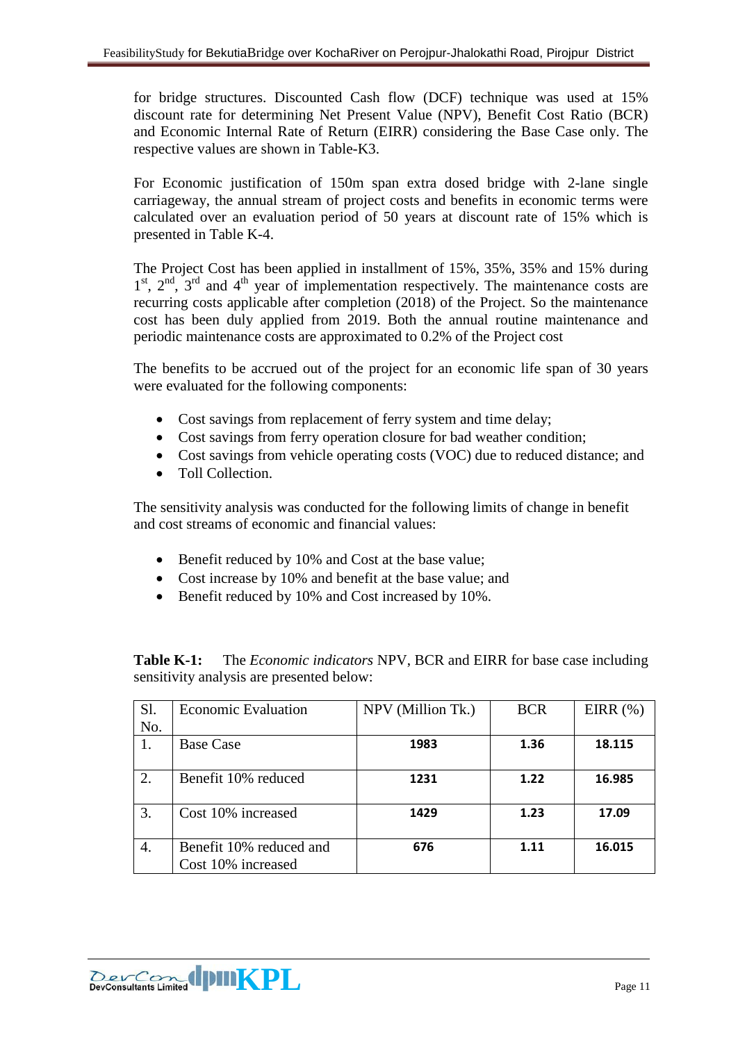for bridge structures. Discounted Cash flow (DCF) technique was used at 15% discount rate for determining Net Present Value (NPV), Benefit Cost Ratio (BCR) and Economic Internal Rate of Return (EIRR) considering the Base Case only. The respective values are shown in Table-K3.

For Economic justification of 150m span extra dosed bridge with 2-lane single carriageway, the annual stream of project costs and benefits in economic terms were calculated over an evaluation period of 50 years at discount rate of 15% which is presented in Table K-4.

The Project Cost has been applied in installment of 15%, 35%, 35% and 15% during 1st, 2nd, 3rd and 4th year of implementation respectively. The maintenance costs are recurring costs applicable after completion (2018) of the Project. So the maintenance cost has been duly applied from 2019. Both the annual routine maintenance and periodic maintenance costs are approximated to 0.2% of the Project cost

The benefits to be accrued out of the project for an economic life span of 30 years were evaluated for the following components:

- Cost savings from replacement of ferry system and time delay;
- Cost savings from ferry operation closure for bad weather condition;
- Cost savings from vehicle operating costs (VOC) due to reduced distance; and
- Toll Collection.

The sensitivity analysis was conducted for the following limits of change in benefit and cost streams of economic and financial values:

- Benefit reduced by 10% and Cost at the base value;
- Cost increase by 10% and benefit at the base value; and
- Benefit reduced by 10% and Cost increased by 10%.

**Table K-1:** The *Economic indicators* NPV, BCR and EIRR for base case including sensitivity analysis are presented below:

| Sl. No. | Economic Evaluation | NPV (Million Tk.) | BCR | EIRR (%) |
|---|---|---|---|---|
| 1. | Base Case | **1983** | **1.36** | **18.115** |
| 2. | Benefit 10% reduced | **1231** | **1.22** | **16.985** |
| 3. | Cost 10% increased | **1429** | **1.23** | **17.09** |
| 4. | Benefit 10% reduced and Cost 10% increased | **676** | **1.11** | **16.015** |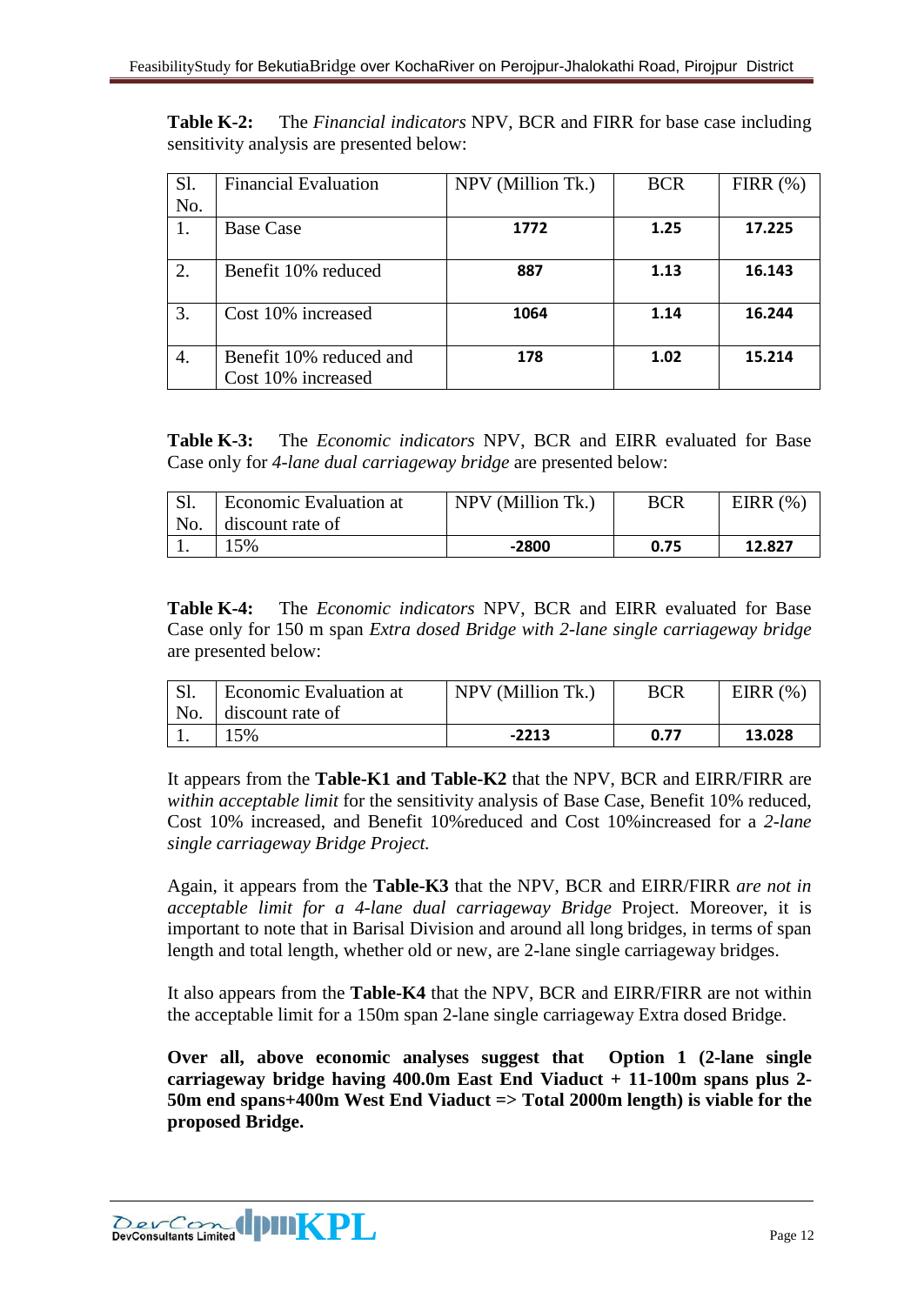**Table K-2:** The *Financial indicators* NPV, BCR and FIRR for base case including sensitivity analysis are presented below:

| Sl. No. | Financial Evaluation | NPV (Million Tk.) | BCR | FIRR (%) |
|---|---|---|---|---|
| 1. | Base Case | **1772** | **1.25** | **17.225** |
| 2. | Benefit 10% reduced | **887** | **1.13** | **16.143** |
| 3. | Cost 10% increased | **1064** | **1.14** | **16.244** |
| 4. | Benefit 10% reduced and Cost 10% increased | **178** | **1.02** | **15.214** |

**Table K-3:** The *Economic indicators* NPV, BCR and EIRR evaluated for Base Case only for *4-lane dual carriageway bridge* are presented below:

| Sl. No. | Economic Evaluation at discount rate of | NPV (Million Tk.) | BCR | EIRR (%) |
|---|---|---|---|---|
| 1. | 15% | **-2800** | **0.75** | **12.827** |

**Table K-4:** The *Economic indicators* NPV, BCR and EIRR evaluated for Base Case only for 150 m span *Extra dosed Bridge with 2-lane single carriageway bridge* are presented below:

| Sl. No. | Economic Evaluation at discount rate of | NPV (Million Tk.) | BCR | EIRR (%) |
|---|---|---|---|---|
| 1. | 15% | **-2213** | **0.77** | **13.028** |

It appears from the **Table-K1 and Table-K2** that the NPV, BCR and EIRR/FIRR are *within acceptable limit* for the sensitivity analysis of Base Case, Benefit 10% reduced, Cost 10% increased, and Benefit 10%reduced and Cost 10%increased for a *2-lane single carriageway Bridge Project.*

Again, it appears from the **Table-K3** that the NPV, BCR and EIRR/FIRR *are not in acceptable limit for a 4-lane dual carriageway Bridge* Project. Moreover, it is important to note that in Barisal Division and around all long bridges, in terms of span length and total length, whether old or new, are 2-lane single carriageway bridges.

It also appears from the **Table-K4** that the NPV, BCR and EIRR/FIRR are not within the acceptable limit for a 150m span 2-lane single carriageway Extra dosed Bridge.

**Over all, above economic analyses suggest that Option 1 (2-lane single carriageway bridge having 400.0m East End Viaduct + 11-100m spans plus 2-50m end spans+400m West End Viaduct => Total 2000m length) is viable for the proposed Bridge.**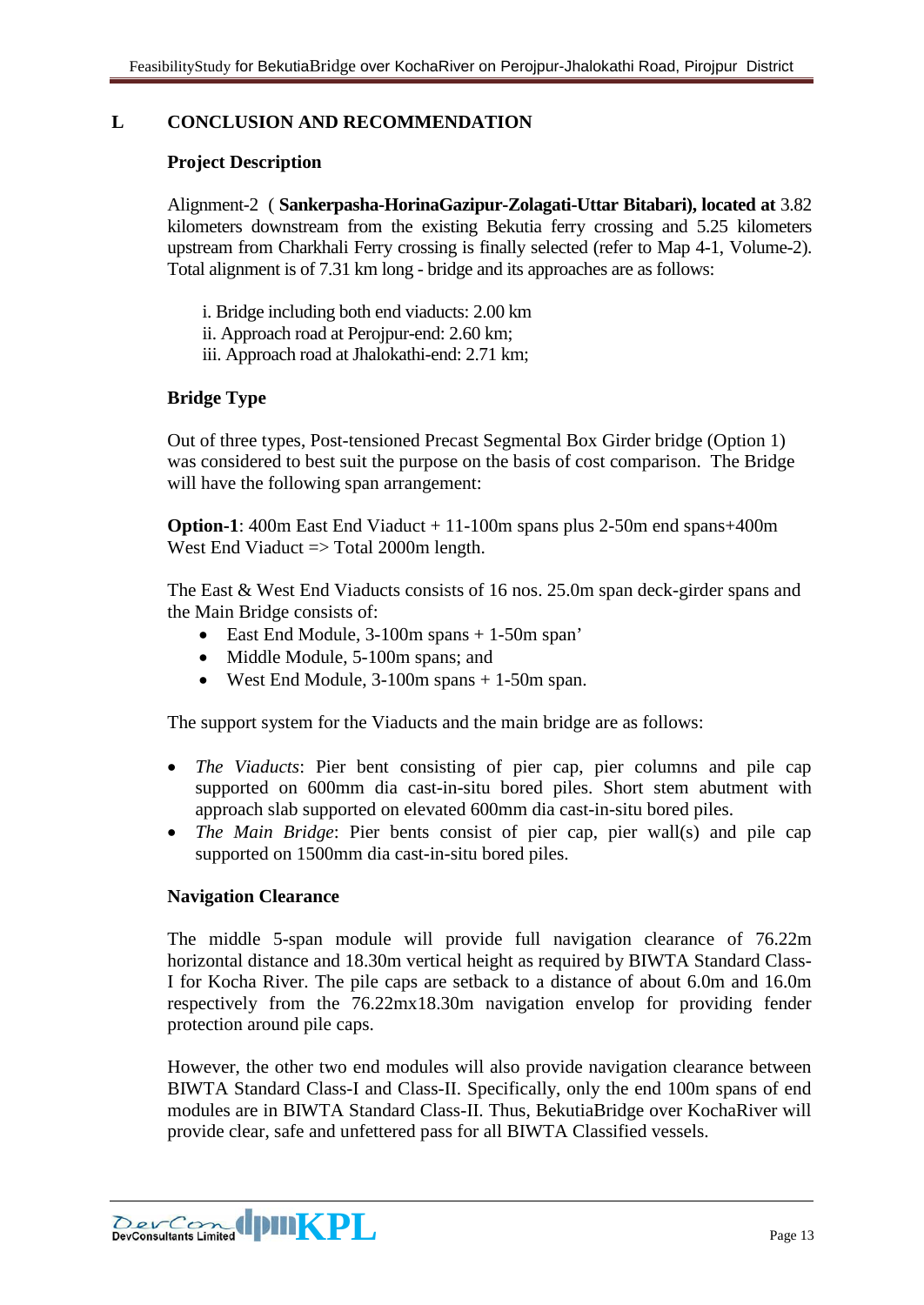## L CONCLUSION AND RECOMMENDATION

### Project Description

Alignment-2 ( **Sankerpasha-HorinaGazipur-Zolagati-Uttar Bitabari), located at** 3.82 kilometers downstream from the existing Bekutia ferry crossing and 5.25 kilometers upstream from Charkhali Ferry crossing is finally selected (refer to Map 4-1, Volume-2). Total alignment is of 7.31 km long - bridge and its approaches are as follows:

i. Bridge including both end viaducts: 2.00 km
ii. Approach road at Perojpur-end: 2.60 km;
iii. Approach road at Jhalokathi-end: 2.71 km;

### Bridge Type

Out of three types, Post-tensioned Precast Segmental Box Girder bridge (Option 1) was considered to best suit the purpose on the basis of cost comparison. The Bridge will have the following span arrangement:

**Option-1**: 400m East End Viaduct + 11-100m spans plus 2-50m end spans+400m West End Viaduct => Total 2000m length.

The East & West End Viaducts consists of 16 nos. 25.0m span deck-girder spans and the Main Bridge consists of:

- East End Module, 3-100m spans + 1-50m span'
- Middle Module, 5-100m spans; and
- West End Module, 3-100m spans + 1-50m span.

The support system for the Viaducts and the main bridge are as follows:

- *The Viaducts*: Pier bent consisting of pier cap, pier columns and pile cap supported on 600mm dia cast-in-situ bored piles. Short stem abutment with approach slab supported on elevated 600mm dia cast-in-situ bored piles.
- *The Main Bridge*: Pier bents consist of pier cap, pier wall(s) and pile cap supported on 1500mm dia cast-in-situ bored piles.

### Navigation Clearance

The middle 5-span module will provide full navigation clearance of 76.22m horizontal distance and 18.30m vertical height as required by BIWTA Standard Class-I for Kocha River. The pile caps are setback to a distance of about 6.0m and 16.0m respectively from the 76.22mx18.30m navigation envelop for providing fender protection around pile caps.

However, the other two end modules will also provide navigation clearance between BIWTA Standard Class-I and Class-II. Specifically, only the end 100m spans of end modules are in BIWTA Standard Class-II. Thus, BekutiaBridge over KochaRiver will provide clear, safe and unfettered pass for all BIWTA Classified vessels.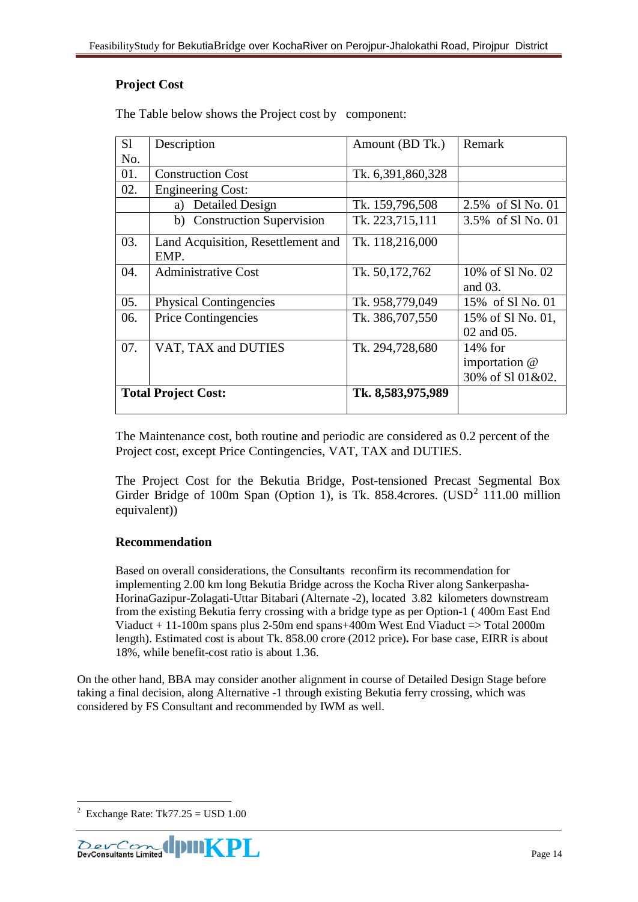### Project Cost

The Table below shows the Project cost by component:

| Sl No. | Description | Amount (BD Tk.) | Remark |
|---|---|---|---|
| 01. | Construction Cost | Tk. 6,391,860,328 | |
| 02. | Engineering Cost: | | |
| | a) Detailed Design | Tk. 159,796,508 | 2.5% of Sl No. 01 |
| | b) Construction Supervision | Tk. 223,715,111 | 3.5% of Sl No. 01 |
| 03. | Land Acquisition, Resettlement and EMP. | Tk. 118,216,000 | |
| 04. | Administrative Cost | Tk. 50,172,762 | 10% of Sl No. 02 and 03. |
| 05. | Physical Contingencies | Tk. 958,779,049 | 15% of Sl No. 01 |
| 06. | Price Contingencies | Tk. 386,707,550 | 15% of Sl No. 01, 02 and 05. |
| 07. | VAT, TAX and DUTIES | Tk. 294,728,680 | 14% for importation @ 30% of Sl 01&02. |
| **Total Project Cost:** | | **Tk. 8,583,975,989** | |

The Maintenance cost, both routine and periodic are considered as 0.2 percent of the Project cost, except Price Contingencies, VAT, TAX and DUTIES.

The Project Cost for the Bekutia Bridge, Post-tensioned Precast Segmental Box Girder Bridge of 100m Span (Option 1), is Tk. 858.4crores. (USD[2] 111.00 million equivalent))

### Recommendation

Based on overall considerations, the Consultants reconfirm its recommendation for implementing 2.00 km long Bekutia Bridge across the Kocha River along Sankerpasha-HorinaGazipur-Zolagati-Uttar Bitabari (Alternate -2), located 3.82 kilometers downstream from the existing Bekutia ferry crossing with a bridge type as per Option-1 ( 400m East End Viaduct + 11-100m spans plus 2-50m end spans+400m West End Viaduct => Total 2000m length). Estimated cost is about Tk. 858.00 crore (2012 price)**.** For base case, EIRR is about 18%, while benefit-cost ratio is about 1.36.

On the other hand, BBA may consider another alignment in course of Detailed Design Stage before taking a final decision, along Alternative -1 through existing Bekutia ferry crossing, which was considered by FS Consultant and recommended by IWM as well.

[2] Exchange Rate: Tk77.25 = USD 1.00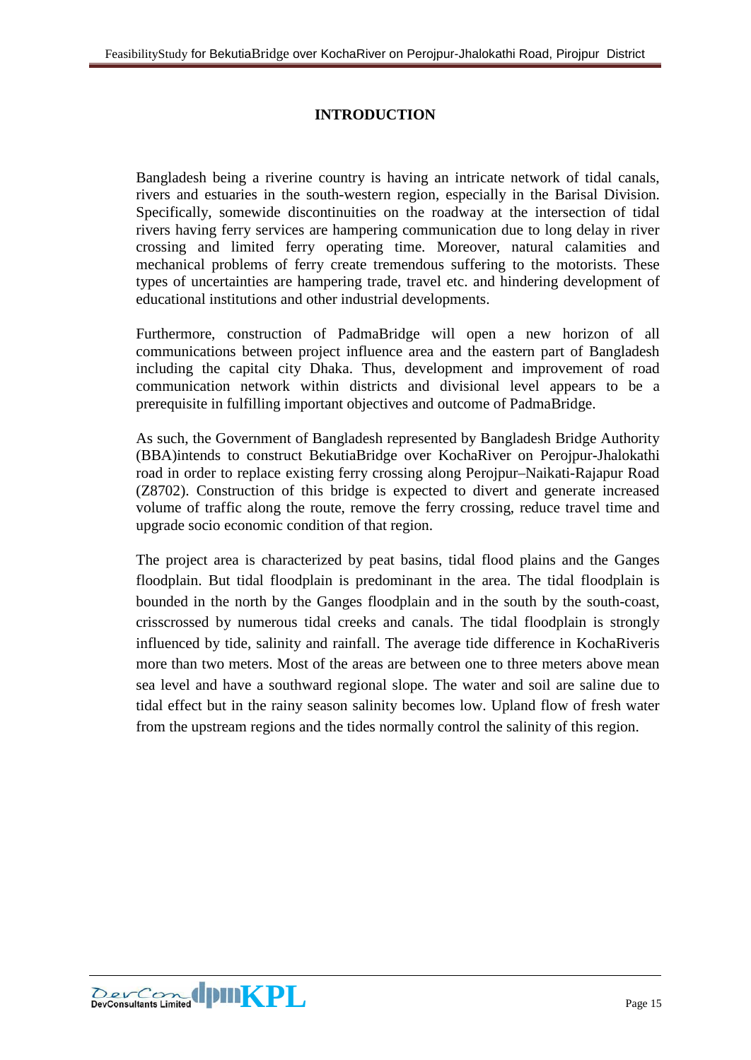# INTRODUCTION

Bangladesh being a riverine country is having an intricate network of tidal canals, rivers and estuaries in the south-western region, especially in the Barisal Division. Specifically, somewide discontinuities on the roadway at the intersection of tidal rivers having ferry services are hampering communication due to long delay in river crossing and limited ferry operating time. Moreover, natural calamities and mechanical problems of ferry create tremendous suffering to the motorists. These types of uncertainties are hampering trade, travel etc. and hindering development of educational institutions and other industrial developments.

Furthermore, construction of PadmaBridge will open a new horizon of all communications between project influence area and the eastern part of Bangladesh including the capital city Dhaka. Thus, development and improvement of road communication network within districts and divisional level appears to be a prerequisite in fulfilling important objectives and outcome of PadmaBridge.

As such, the Government of Bangladesh represented by Bangladesh Bridge Authority (BBA)intends to construct BekutiaBridge over KochaRiver on Perojpur-Jhalokathi road in order to replace existing ferry crossing along Perojpur–Naikati-Rajapur Road (Z8702). Construction of this bridge is expected to divert and generate increased volume of traffic along the route, remove the ferry crossing, reduce travel time and upgrade socio economic condition of that region.

The project area is characterized by peat basins, tidal flood plains and the Ganges floodplain. But tidal floodplain is predominant in the area. The tidal floodplain is bounded in the north by the Ganges floodplain and in the south by the south-coast, crisscrossed by numerous tidal creeks and canals. The tidal floodplain is strongly influenced by tide, salinity and rainfall. The average tide difference in KochaRiveris more than two meters. Most of the areas are between one to three meters above mean sea level and have a southward regional slope. The water and soil are saline due to tidal effect but in the rainy season salinity becomes low. Upland flow of fresh water from the upstream regions and the tides normally control the salinity of this region.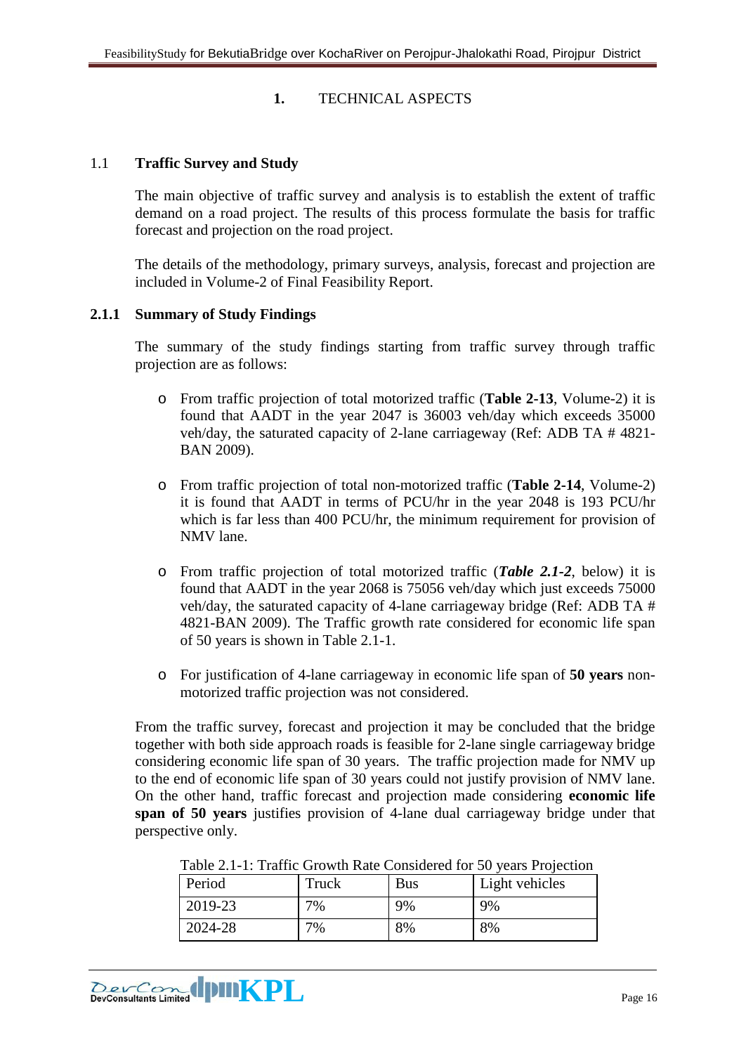# 1. TECHNICAL ASPECTS

## 1.1 Traffic Survey and Study

The main objective of traffic survey and analysis is to establish the extent of traffic demand on a road project. The results of this process formulate the basis for traffic forecast and projection on the road project.

The details of the methodology, primary surveys, analysis, forecast and projection are included in Volume-2 of Final Feasibility Report.

### 2.1.1 Summary of Study Findings

The summary of the study findings starting from traffic survey through traffic projection are as follows:

- From traffic projection of total motorized traffic (**Table 2-13**, Volume-2) it is found that AADT in the year 2047 is 36003 veh/day which exceeds 35000 veh/day, the saturated capacity of 2-lane carriageway (Ref: ADB TA # 4821-BAN 2009).
- From traffic projection of total non-motorized traffic (**Table 2-14**, Volume-2) it is found that AADT in terms of PCU/hr in the year 2048 is 193 PCU/hr which is far less than 400 PCU/hr, the minimum requirement for provision of NMV lane.
- From traffic projection of total motorized traffic (***Table 2.1-2***, below) it is found that AADT in the year 2068 is 75056 veh/day which just exceeds 75000 veh/day, the saturated capacity of 4-lane carriageway bridge (Ref: ADB TA # 4821-BAN 2009). The Traffic growth rate considered for economic life span of 50 years is shown in Table 2.1-1.
- For justification of 4-lane carriageway in economic life span of **50 years** non-motorized traffic projection was not considered.

From the traffic survey, forecast and projection it may be concluded that the bridge together with both side approach roads is feasible for 2-lane single carriageway bridge considering economic life span of 30 years. The traffic projection made for NMV up to the end of economic life span of 30 years could not justify provision of NMV lane. On the other hand, traffic forecast and projection made considering **economic life span of 50 years** justifies provision of 4-lane dual carriageway bridge under that perspective only.

Table 2.1-1: Traffic Growth Rate Considered for 50 years Projection

| Period | Truck | Bus | Light vehicles |
|---|---|---|---|
| 2019-23 | 7% | 9% | 9% |
| 2024-28 | 7% | 8% | 8% |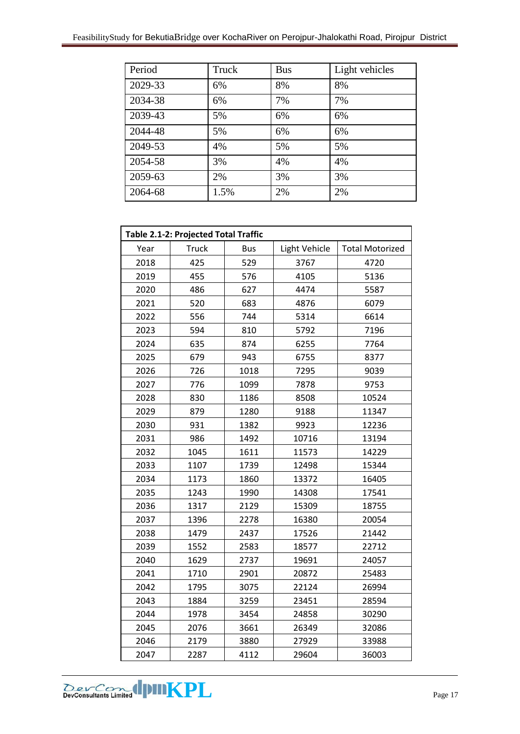| Period | Truck | Bus | Light vehicles |
|---|---|---|---|
| 2029-33 | 6% | 8% | 8% |
| 2034-38 | 6% | 7% | 7% |
| 2039-43 | 5% | 6% | 6% |
| 2044-48 | 5% | 6% | 6% |
| 2049-53 | 4% | 5% | 5% |
| 2054-58 | 3% | 4% | 4% |
| 2059-63 | 2% | 3% | 3% |
| 2064-68 | 1.5% | 2% | 2% |

**Table 2.1-2: Projected Total Traffic**

| Year | Truck | Bus | Light Vehicle | Total Motorized |
|---|---|---|---|---|
| 2018 | 425 | 529 | 3767 | 4720 |
| 2019 | 455 | 576 | 4105 | 5136 |
| 2020 | 486 | 627 | 4474 | 5587 |
| 2021 | 520 | 683 | 4876 | 6079 |
| 2022 | 556 | 744 | 5314 | 6614 |
| 2023 | 594 | 810 | 5792 | 7196 |
| 2024 | 635 | 874 | 6255 | 7764 |
| 2025 | 679 | 943 | 6755 | 8377 |
| 2026 | 726 | 1018 | 7295 | 9039 |
| 2027 | 776 | 1099 | 7878 | 9753 |
| 2028 | 830 | 1186 | 8508 | 10524 |
| 2029 | 879 | 1280 | 9188 | 11347 |
| 2030 | 931 | 1382 | 9923 | 12236 |
| 2031 | 986 | 1492 | 10716 | 13194 |
| 2032 | 1045 | 1611 | 11573 | 14229 |
| 2033 | 1107 | 1739 | 12498 | 15344 |
| 2034 | 1173 | 1860 | 13372 | 16405 |
| 2035 | 1243 | 1990 | 14308 | 17541 |
| 2036 | 1317 | 2129 | 15309 | 18755 |
| 2037 | 1396 | 2278 | 16380 | 20054 |
| 2038 | 1479 | 2437 | 17526 | 21442 |
| 2039 | 1552 | 2583 | 18577 | 22712 |
| 2040 | 1629 | 2737 | 19691 | 24057 |
| 2041 | 1710 | 2901 | 20872 | 25483 |
| 2042 | 1795 | 3075 | 22124 | 26994 |
| 2043 | 1884 | 3259 | 23451 | 28594 |
| 2044 | 1978 | 3454 | 24858 | 30290 |
| 2045 | 2076 | 3661 | 26349 | 32086 |
| 2046 | 2179 | 3880 | 27929 | 33988 |
| 2047 | 2287 | 4112 | 29604 | 36003 |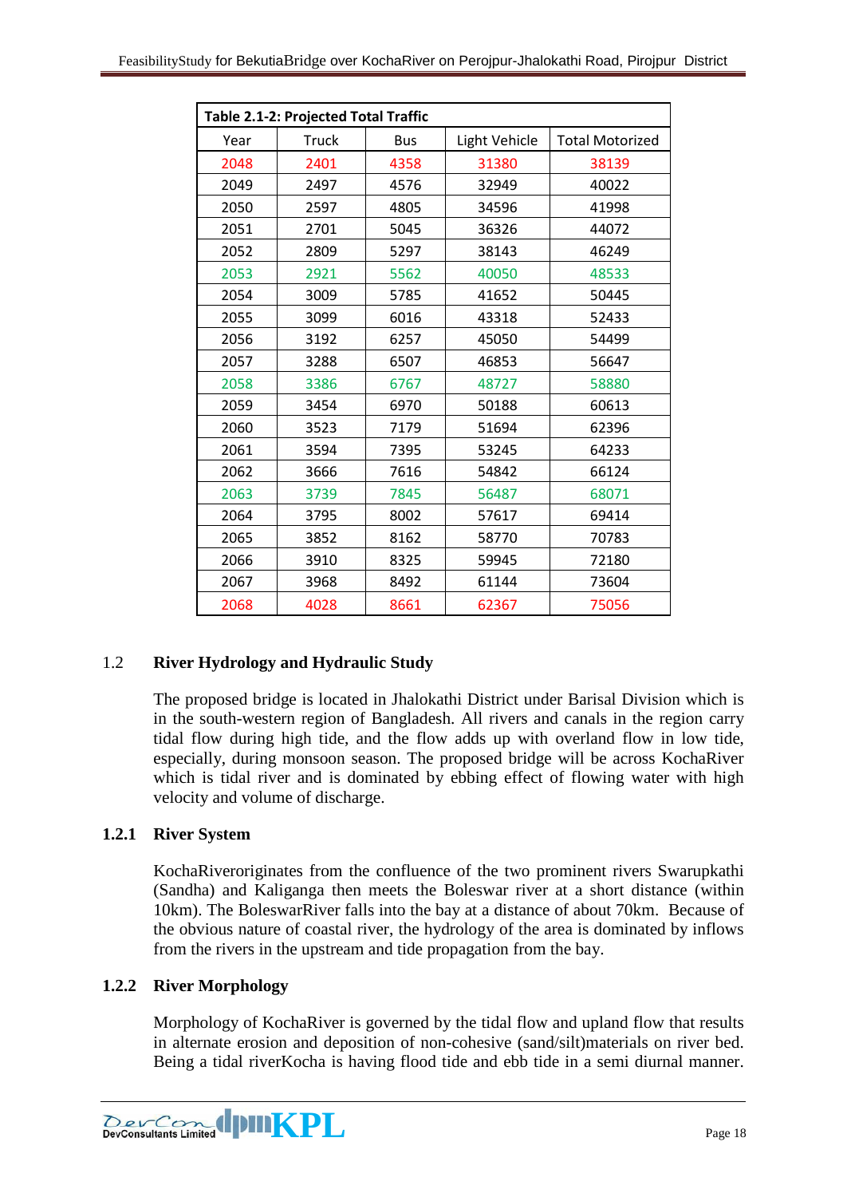| Table 2.1-2: Projected Total Traffic | | | | |
|---|---|---|---|---|
| Year | Truck | Bus | Light Vehicle | Total Motorized |
| 2048 | 2401 | 4358 | 31380 | 38139 |
| 2049 | 2497 | 4576 | 32949 | 40022 |
| 2050 | 2597 | 4805 | 34596 | 41998 |
| 2051 | 2701 | 5045 | 36326 | 44072 |
| 2052 | 2809 | 5297 | 38143 | 46249 |
| 2053 | 2921 | 5562 | 40050 | 48533 |
| 2054 | 3009 | 5785 | 41652 | 50445 |
| 2055 | 3099 | 6016 | 43318 | 52433 |
| 2056 | 3192 | 6257 | 45050 | 54499 |
| 2057 | 3288 | 6507 | 46853 | 56647 |
| 2058 | 3386 | 6767 | 48727 | 58880 |
| 2059 | 3454 | 6970 | 50188 | 60613 |
| 2060 | 3523 | 7179 | 51694 | 62396 |
| 2061 | 3594 | 7395 | 53245 | 64233 |
| 2062 | 3666 | 7616 | 54842 | 66124 |
| 2063 | 3739 | 7845 | 56487 | 68071 |
| 2064 | 3795 | 8002 | 57617 | 69414 |
| 2065 | 3852 | 8162 | 58770 | 70783 |
| 2066 | 3910 | 8325 | 59945 | 72180 |
| 2067 | 3968 | 8492 | 61144 | 73604 |
| 2068 | 4028 | 8661 | 62367 | 75056 |

## 1.2 River Hydrology and Hydraulic Study

The proposed bridge is located in Jhalokathi District under Barisal Division which is in the south-western region of Bangladesh. All rivers and canals in the region carry tidal flow during high tide, and the flow adds up with overland flow in low tide, especially, during monsoon season. The proposed bridge will be across KochaRiver which is tidal river and is dominated by ebbing effect of flowing water with high velocity and volume of discharge.

### 1.2.1 River System

KochaRiveroriginates from the confluence of the two prominent rivers Swarupkathi (Sandha) and Kaliganga then meets the Boleswar river at a short distance (within 10km). The BoleswarRiver falls into the bay at a distance of about 70km. Because of the obvious nature of coastal river, the hydrology of the area is dominated by inflows from the rivers in the upstream and tide propagation from the bay.

### 1.2.2 River Morphology

Morphology of KochaRiver is governed by the tidal flow and upland flow that results in alternate erosion and deposition of non-cohesive (sand/silt)materials on river bed. Being a tidal riverKocha is having flood tide and ebb tide in a semi diurnal manner.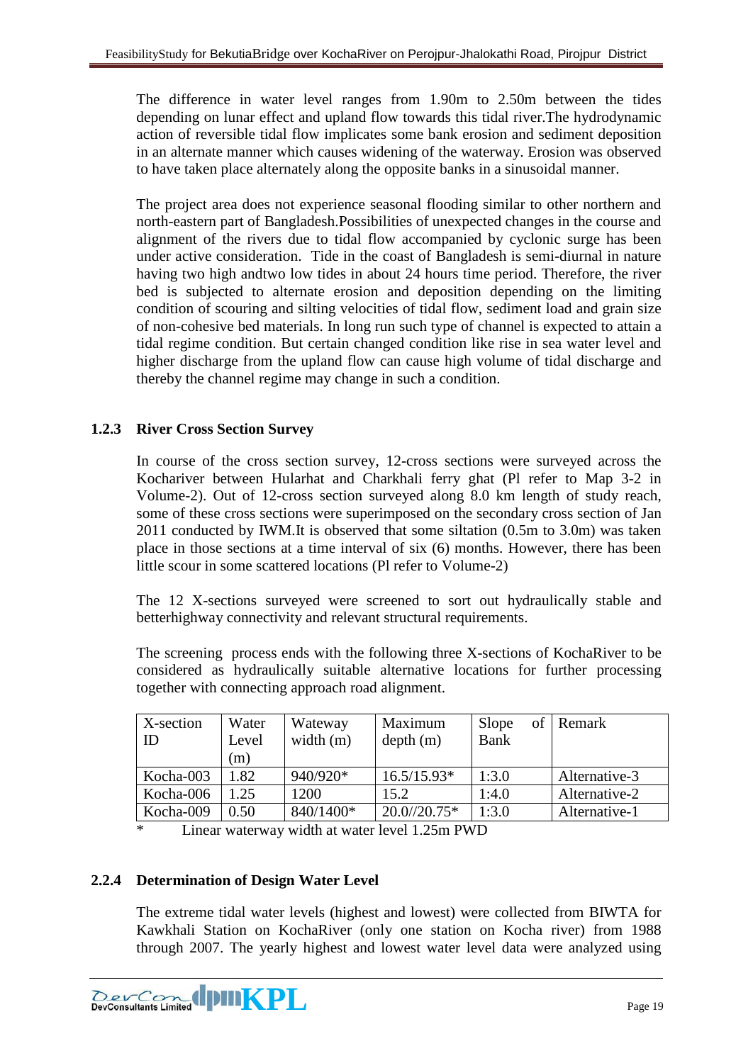The difference in water level ranges from 1.90m to 2.50m between the tides depending on lunar effect and upland flow towards this tidal river.The hydrodynamic action of reversible tidal flow implicates some bank erosion and sediment deposition in an alternate manner which causes widening of the waterway. Erosion was observed to have taken place alternately along the opposite banks in a sinusoidal manner.

The project area does not experience seasonal flooding similar to other northern and north-eastern part of Bangladesh.Possibilities of unexpected changes in the course and alignment of the rivers due to tidal flow accompanied by cyclonic surge has been under active consideration. Tide in the coast of Bangladesh is semi-diurnal in nature having two high andtwo low tides in about 24 hours time period. Therefore, the river bed is subjected to alternate erosion and deposition depending on the limiting condition of scouring and silting velocities of tidal flow, sediment load and grain size of non-cohesive bed materials. In long run such type of channel is expected to attain a tidal regime condition. But certain changed condition like rise in sea water level and higher discharge from the upland flow can cause high volume of tidal discharge and thereby the channel regime may change in such a condition.

### 1.2.3 River Cross Section Survey

In course of the cross section survey, 12-cross sections were surveyed across the Kochariver between Hularhat and Charkhali ferry ghat (Pl refer to Map 3-2 in Volume-2). Out of 12-cross section surveyed along 8.0 km length of study reach, some of these cross sections were superimposed on the secondary cross section of Jan 2011 conducted by IWM.It is observed that some siltation (0.5m to 3.0m) was taken place in those sections at a time interval of six (6) months. However, there has been little scour in some scattered locations (Pl refer to Volume-2)

The 12 X-sections surveyed were screened to sort out hydraulically stable and betterhighway connectivity and relevant structural requirements.

The screening process ends with the following three X-sections of KochaRiver to be considered as hydraulically suitable alternative locations for further processing together with connecting approach road alignment.

| X-section ID | Water Level (m) | Waterway width (m) | Maximum depth (m) | Slope of Bank | Remark |
|---|---|---|---|---|---|
| Kocha-003 | 1.82 | 940/920* | 16.5/15.93* | 1:3.0 | Alternative-3 |
| Kocha-006 | 1.25 | 1200 | 15.2 | 1:4.0 | Alternative-2 |
| Kocha-009 | 0.50 | 840/1400* | 20.0//20.75* | 1:3.0 | Alternative-1 |

\* Linear waterway width at water level 1.25m PWD

### 2.2.4 Determination of Design Water Level

The extreme tidal water levels (highest and lowest) were collected from BIWTA for Kawkhali Station on KochaRiver (only one station on Kocha river) from 1988 through 2007. The yearly highest and lowest water level data were analyzed using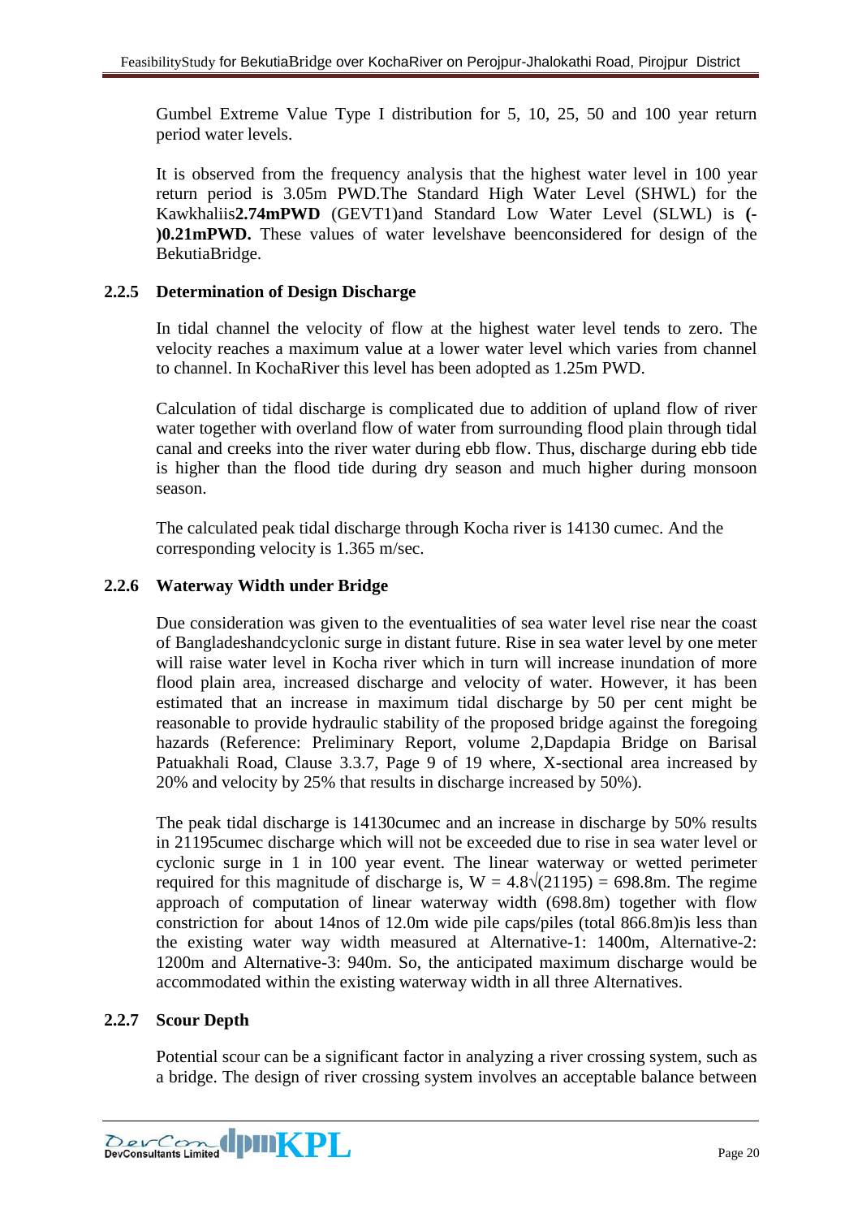Gumbel Extreme Value Type I distribution for 5, 10, 25, 50 and 100 year return period water levels.

It is observed from the frequency analysis that the highest water level in 100 year return period is 3.05m PWD.The Standard High Water Level (SHWL) for the Kawkhaliis**2.74mPWD** (GEVT1)and Standard Low Water Level (SLWL) is **(-)0.21mPWD.** These values of water levelshave beenconsidered for design of the BekutiaBridge.

### 2.2.5 Determination of Design Discharge

In tidal channel the velocity of flow at the highest water level tends to zero. The velocity reaches a maximum value at a lower water level which varies from channel to channel. In KochaRiver this level has been adopted as 1.25m PWD.

Calculation of tidal discharge is complicated due to addition of upland flow of river water together with overland flow of water from surrounding flood plain through tidal canal and creeks into the river water during ebb flow. Thus, discharge during ebb tide is higher than the flood tide during dry season and much higher during monsoon season.

The calculated peak tidal discharge through Kocha river is 14130 cumec. And the corresponding velocity is 1.365 m/sec.

### 2.2.6 Waterway Width under Bridge

Due consideration was given to the eventualities of sea water level rise near the coast of Bangladeshandcyclonic surge in distant future. Rise in sea water level by one meter will raise water level in Kocha river which in turn will increase inundation of more flood plain area, increased discharge and velocity of water. However, it has been estimated that an increase in maximum tidal discharge by 50 per cent might be reasonable to provide hydraulic stability of the proposed bridge against the foregoing hazards (Reference: Preliminary Report, volume 2,Dapdapia Bridge on Barisal Patuakhali Road, Clause 3.3.7, Page 9 of 19 where, X-sectional area increased by 20% and velocity by 25% that results in discharge increased by 50%).

The peak tidal discharge is 14130cumec and an increase in discharge by 50% results in 21195cumec discharge which will not be exceeded due to rise in sea water level or cyclonic surge in 1 in 100 year event. The linear waterway or wetted perimeter required for this magnitude of discharge is, $W = 4.8\sqrt{(21195)} = 698.8$m. The regime approach of computation of linear waterway width (698.8m) together with flow constriction for about 14nos of 12.0m wide pile caps/piles (total 866.8m)is less than the existing water way width measured at Alternative-1: 1400m, Alternative-2: 1200m and Alternative-3: 940m. So, the anticipated maximum discharge would be accommodated within the existing waterway width in all three Alternatives.

### 2.2.7 Scour Depth

Potential scour can be a significant factor in analyzing a river crossing system, such as a bridge. The design of river crossing system involves an acceptable balance between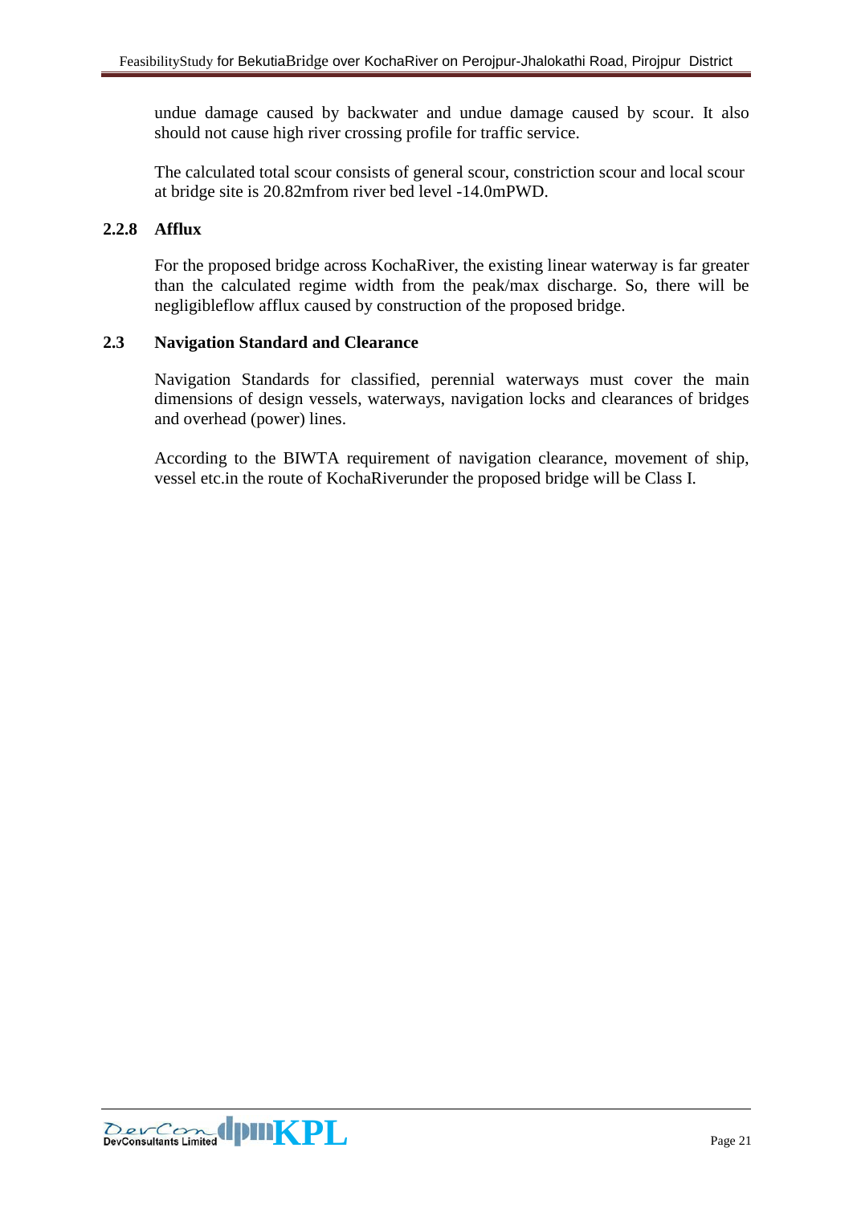undue damage caused by backwater and undue damage caused by scour. It also should not cause high river crossing profile for traffic service.

The calculated total scour consists of general scour, constriction scour and local scour at bridge site is 20.82mfrom river bed level -14.0mPWD.

### 2.2.8 Afflux

For the proposed bridge across KochaRiver, the existing linear waterway is far greater than the calculated regime width from the peak/max discharge. So, there will be negligibleflow afflux caused by construction of the proposed bridge.

## 2.3 Navigation Standard and Clearance

Navigation Standards for classified, perennial waterways must cover the main dimensions of design vessels, waterways, navigation locks and clearances of bridges and overhead (power) lines.

According to the BIWTA requirement of navigation clearance, movement of ship, vessel etc.in the route of KochaRiverunder the proposed bridge will be Class I.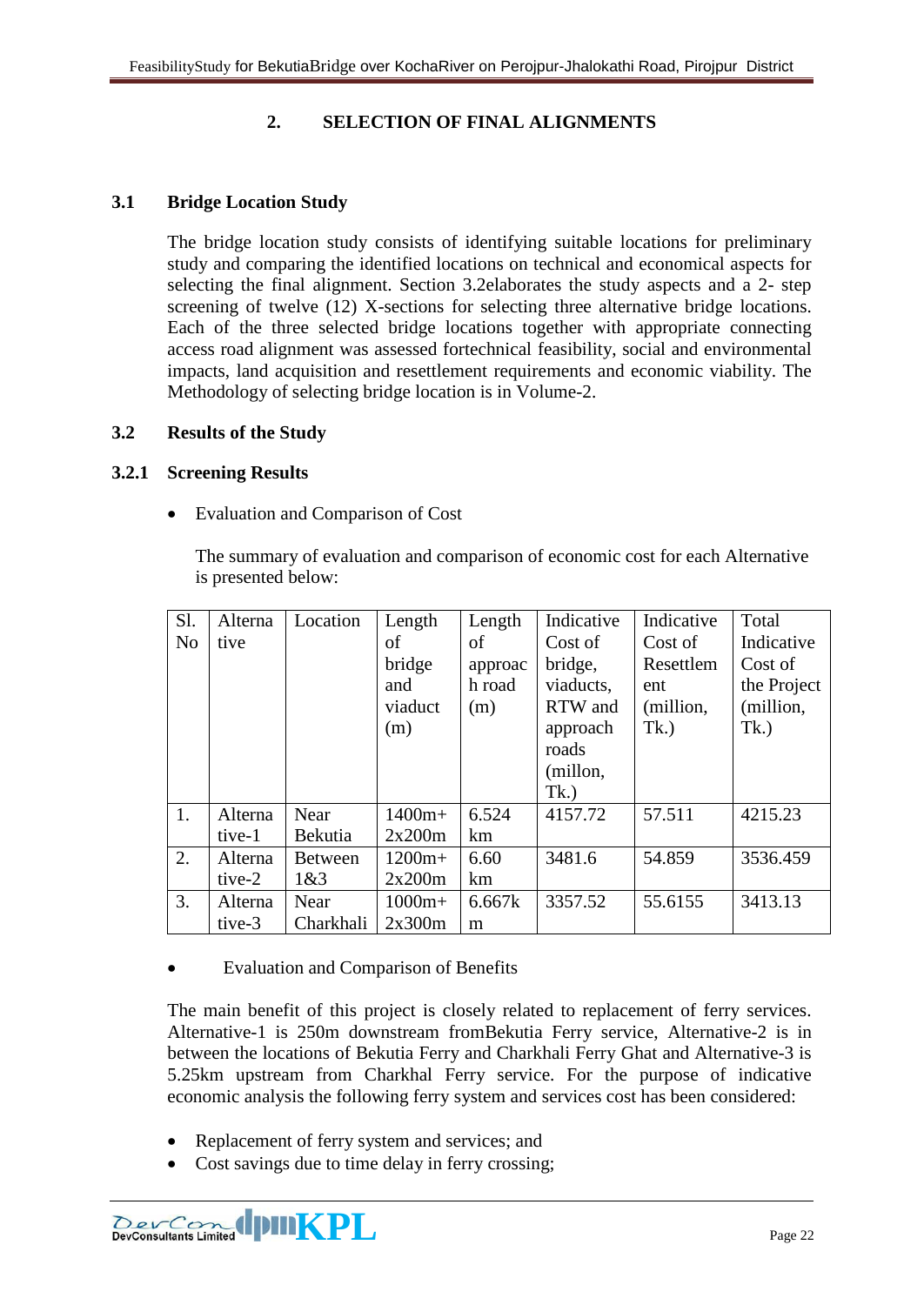## 2. SELECTION OF FINAL ALIGNMENTS

### 3.1 Bridge Location Study

The bridge location study consists of identifying suitable locations for preliminary study and comparing the identified locations on technical and economical aspects for selecting the final alignment. Section 3.2elaborates the study aspects and a 2- step screening of twelve (12) X-sections for selecting three alternative bridge locations. Each of the three selected bridge locations together with appropriate connecting access road alignment was assessed fortechnical feasibility, social and environmental impacts, land acquisition and resettlement requirements and economic viability. The Methodology of selecting bridge location is in Volume-2.

### 3.2 Results of the Study

#### 3.2.1 Screening Results

- Evaluation and Comparison of Cost

The summary of evaluation and comparison of economic cost for each Alternative is presented below:

| Sl. No | Alternative | Location | Length of bridge and viaduct (m) | Length of approach road (m) | Indicative Cost of bridge, viaducts, RTW and approach roads (millon, Tk.) | Indicative Cost of Resettlement (million, Tk.) | Total Indicative Cost of the Project (million, Tk.) |
|---|---|---|---|---|---|---|---|
| 1. | Alternative-1 | Near Bekutia | 1400m+ 2x200m | 6.524 km | 4157.72 | 57.511 | 4215.23 |
| 2. | Alternative-2 | Between 1&3 | 1200m+ 2x200m | 6.60 km | 3481.6 | 54.859 | 3536.459 |
| 3. | Alternative-3 | Near Charkhali | 1000m+ 2x300m | 6.667km | 3357.52 | 55.6155 | 3413.13 |

- Evaluation and Comparison of Benefits

The main benefit of this project is closely related to replacement of ferry services. Alternative-1 is 250m downstream fromBekutia Ferry service, Alternative-2 is in between the locations of Bekutia Ferry and Charkhali Ferry Ghat and Alternative-3 is 5.25km upstream from Charkhal Ferry service. For the purpose of indicative economic analysis the following ferry system and services cost has been considered:

- Replacement of ferry system and services; and
- Cost savings due to time delay in ferry crossing;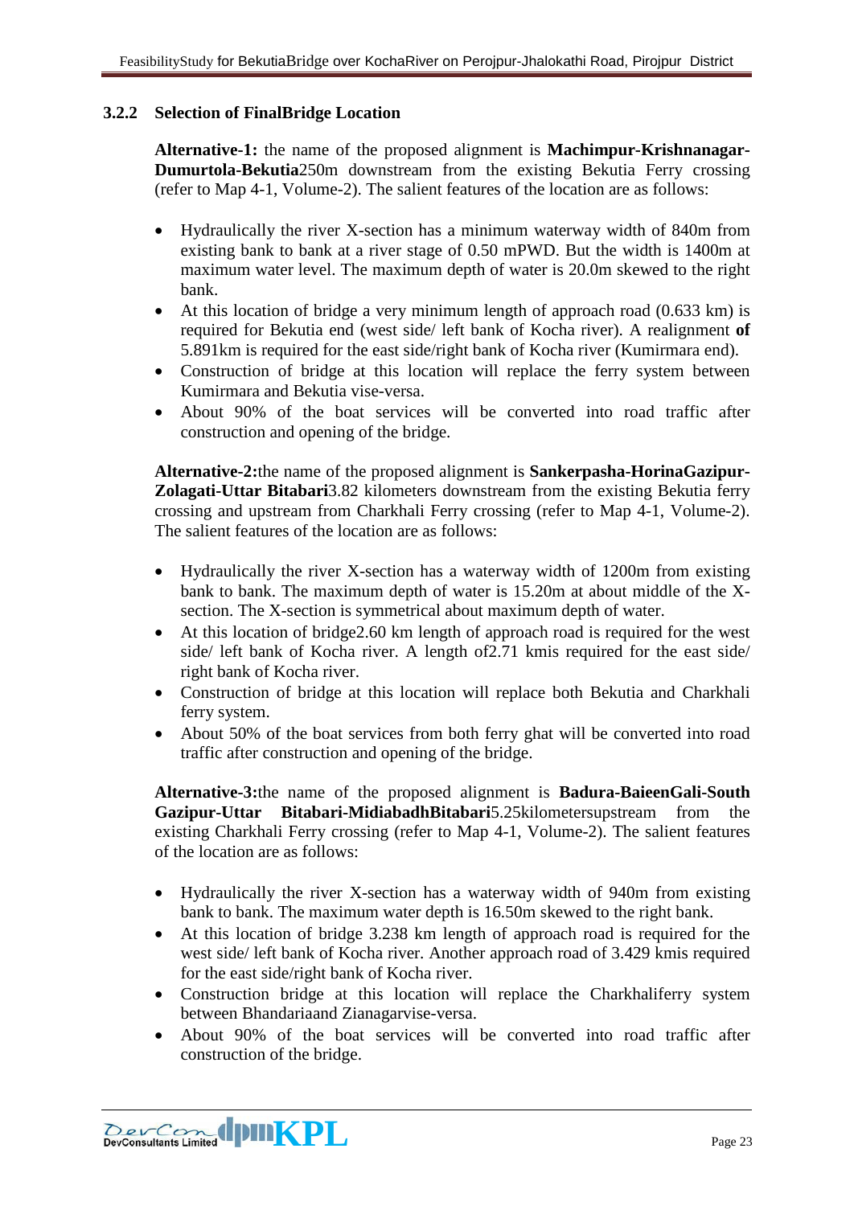### 3.2.2 Selection of FinalBridge Location

**Alternative-1:** the name of the proposed alignment is **Machimpur-Krishnanagar-Dumurtola-Bekutia**250m downstream from the existing Bekutia Ferry crossing (refer to Map 4-1, Volume-2). The salient features of the location are as follows:

- Hydraulically the river X-section has a minimum waterway width of 840m from existing bank to bank at a river stage of 0.50 mPWD. But the width is 1400m at maximum water level. The maximum depth of water is 20.0m skewed to the right bank.
- At this location of bridge a very minimum length of approach road (0.633 km) is required for Bekutia end (west side/ left bank of Kocha river). A realignment **of** 5.891km is required for the east side/right bank of Kocha river (Kumirmara end).
- Construction of bridge at this location will replace the ferry system between Kumirmara and Bekutia vise-versa.
- About 90% of the boat services will be converted into road traffic after construction and opening of the bridge.

**Alternative-2:**the name of the proposed alignment is **Sankerpasha-HorinaGazipur-Zolagati-Uttar Bitabari**3.82 kilometers downstream from the existing Bekutia ferry crossing and upstream from Charkhali Ferry crossing (refer to Map 4-1, Volume-2). The salient features of the location are as follows:

- Hydraulically the river X-section has a waterway width of 1200m from existing bank to bank. The maximum depth of water is 15.20m at about middle of the X-section. The X-section is symmetrical about maximum depth of water.
- At this location of bridge2.60 km length of approach road is required for the west side/ left bank of Kocha river. A length of2.71 kmis required for the east side/ right bank of Kocha river.
- Construction of bridge at this location will replace both Bekutia and Charkhali ferry system.
- About 50% of the boat services from both ferry ghat will be converted into road traffic after construction and opening of the bridge.

**Alternative-3:**the name of the proposed alignment is **Badura-BaieenGali-South Gazipur-Uttar Bitabari-MidiabadhBitabari**5.25kilometersupstream from the existing Charkhali Ferry crossing (refer to Map 4-1, Volume-2). The salient features of the location are as follows:

- Hydraulically the river X-section has a waterway width of 940m from existing bank to bank. The maximum water depth is 16.50m skewed to the right bank.
- At this location of bridge 3.238 km length of approach road is required for the west side/ left bank of Kocha river. Another approach road of 3.429 kmis required for the east side/right bank of Kocha river.
- Construction bridge at this location will replace the Charkhaliferry system between Bhandariaand Zianagarvise-versa.
- About 90% of the boat services will be converted into road traffic after construction of the bridge.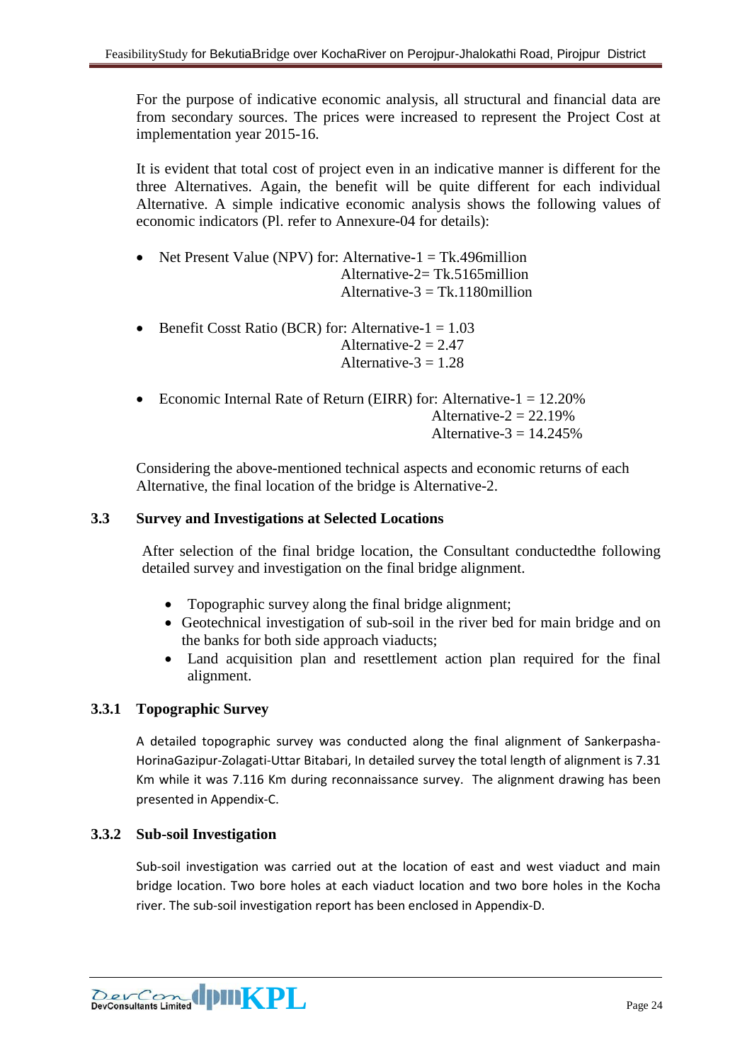For the purpose of indicative economic analysis, all structural and financial data are from secondary sources. The prices were increased to represent the Project Cost at implementation year 2015-16.

It is evident that total cost of project even in an indicative manner is different for the three Alternatives. Again, the benefit will be quite different for each individual Alternative. A simple indicative economic analysis shows the following values of economic indicators (Pl. refer to Annexure-04 for details):

- Net Present Value (NPV) for: Alternative-1 = Tk.496million
  Alternative-2= Tk.5165million
  Alternative-3 = Tk.1180million

- Benefit Cosst Ratio (BCR) for: Alternative-1 = 1.03
  Alternative-2 = 2.47
  Alternative-3 = 1.28

- Economic Internal Rate of Return (EIRR) for: Alternative-1 = 12.20%
  Alternative-2 = 22.19%
  Alternative-3 = 14.245%

Considering the above-mentioned technical aspects and economic returns of each Alternative, the final location of the bridge is Alternative-2.

## 3.3 Survey and Investigations at Selected Locations

After selection of the final bridge location, the Consultant conductedthe following detailed survey and investigation on the final bridge alignment.

- Topographic survey along the final bridge alignment;
- Geotechnical investigation of sub-soil in the river bed for main bridge and on the banks for both side approach viaducts;
- Land acquisition plan and resettlement action plan required for the final alignment.

### 3.3.1 Topographic Survey

A detailed topographic survey was conducted along the final alignment of Sankerpasha-HorinaGazipur-Zolagati-Uttar Bitabari, In detailed survey the total length of alignment is 7.31 Km while it was 7.116 Km during reconnaissance survey. The alignment drawing has been presented in Appendix-C.

### 3.3.2 Sub-soil Investigation

Sub-soil investigation was carried out at the location of east and west viaduct and main bridge location. Two bore holes at each viaduct location and two bore holes in the Kocha river. The sub-soil investigation report has been enclosed in Appendix-D.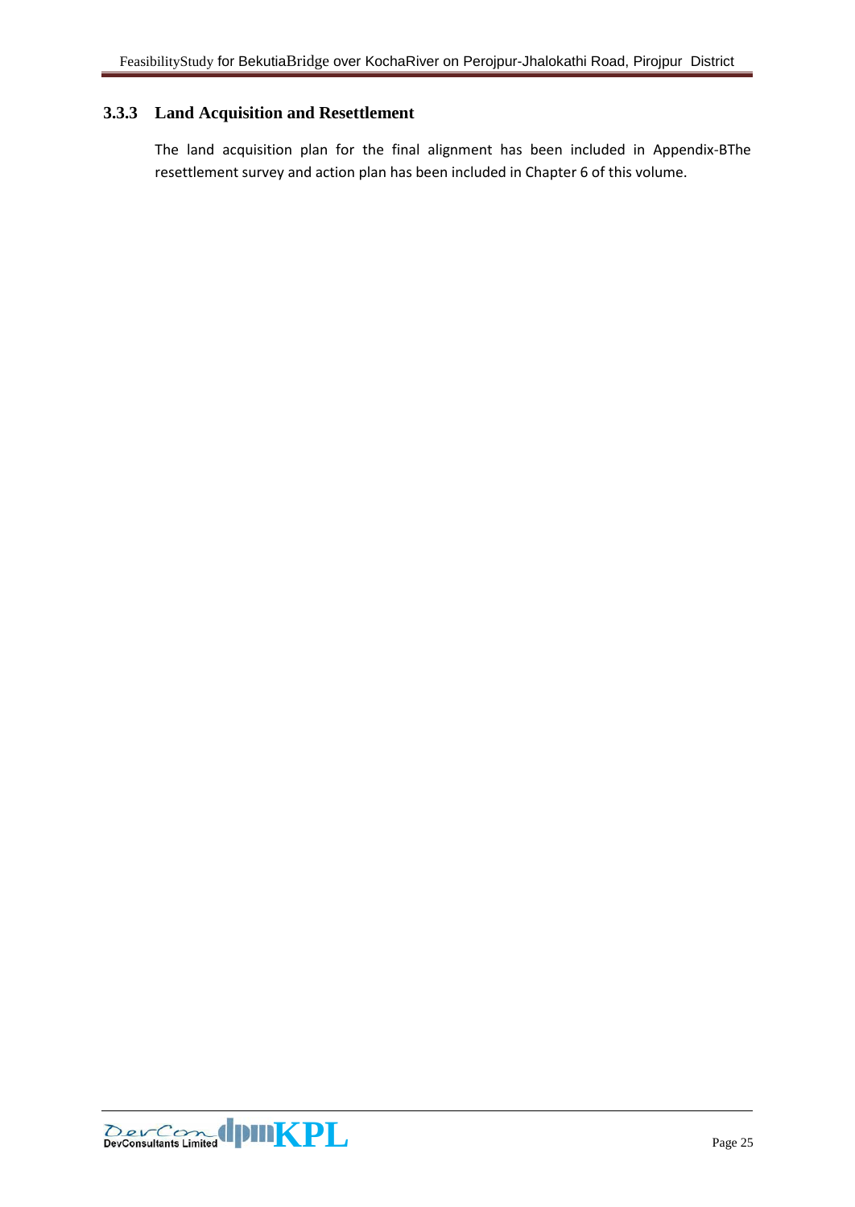### 3.3.3 Land Acquisition and Resettlement

The land acquisition plan for the final alignment has been included in Appendix-BThe resettlement survey and action plan has been included in Chapter 6 of this volume.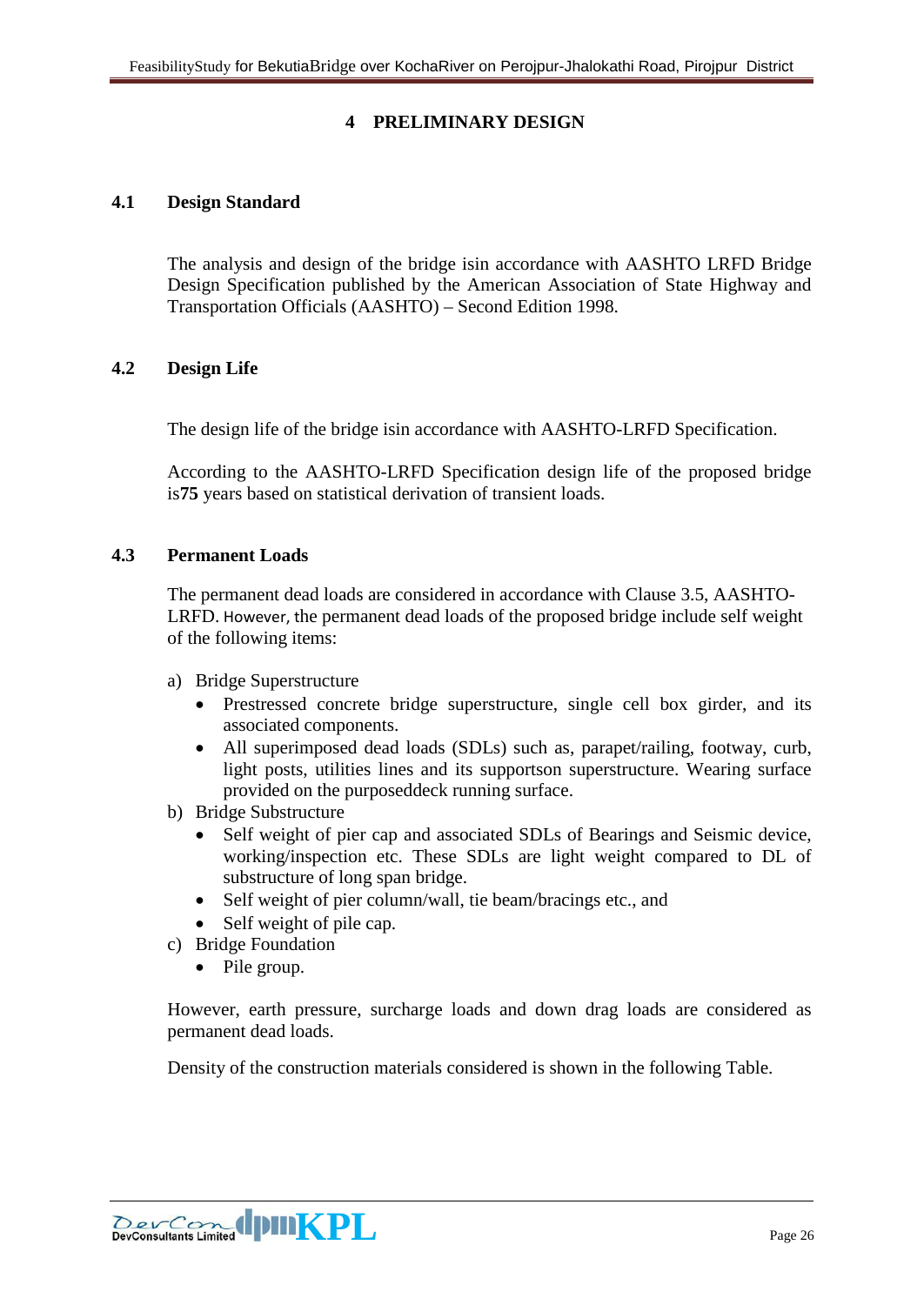# 4 PRELIMINARY DESIGN

## 4.1 Design Standard

The analysis and design of the bridge isin accordance with AASHTO LRFD Bridge Design Specification published by the American Association of State Highway and Transportation Officials (AASHTO) – Second Edition 1998.

## 4.2 Design Life

The design life of the bridge isin accordance with AASHTO-LRFD Specification.

According to the AASHTO-LRFD Specification design life of the proposed bridge is**75** years based on statistical derivation of transient loads.

## 4.3 Permanent Loads

The permanent dead loads are considered in accordance with Clause 3.5, AASHTO-LRFD. However, the permanent dead loads of the proposed bridge include self weight of the following items:

a) Bridge Superstructure
   - Prestressed concrete bridge superstructure, single cell box girder, and its associated components.
   - All superimposed dead loads (SDLs) such as, parapet/railing, footway, curb, light posts, utilities lines and its supportson superstructure. Wearing surface provided on the purposeddeck running surface.

b) Bridge Substructure
   - Self weight of pier cap and associated SDLs of Bearings and Seismic device, working/inspection etc. These SDLs are light weight compared to DL of substructure of long span bridge.
   - Self weight of pier column/wall, tie beam/bracings etc., and
   - Self weight of pile cap.

c) Bridge Foundation
   - Pile group.

However, earth pressure, surcharge loads and down drag loads are considered as permanent dead loads.

Density of the construction materials considered is shown in the following Table.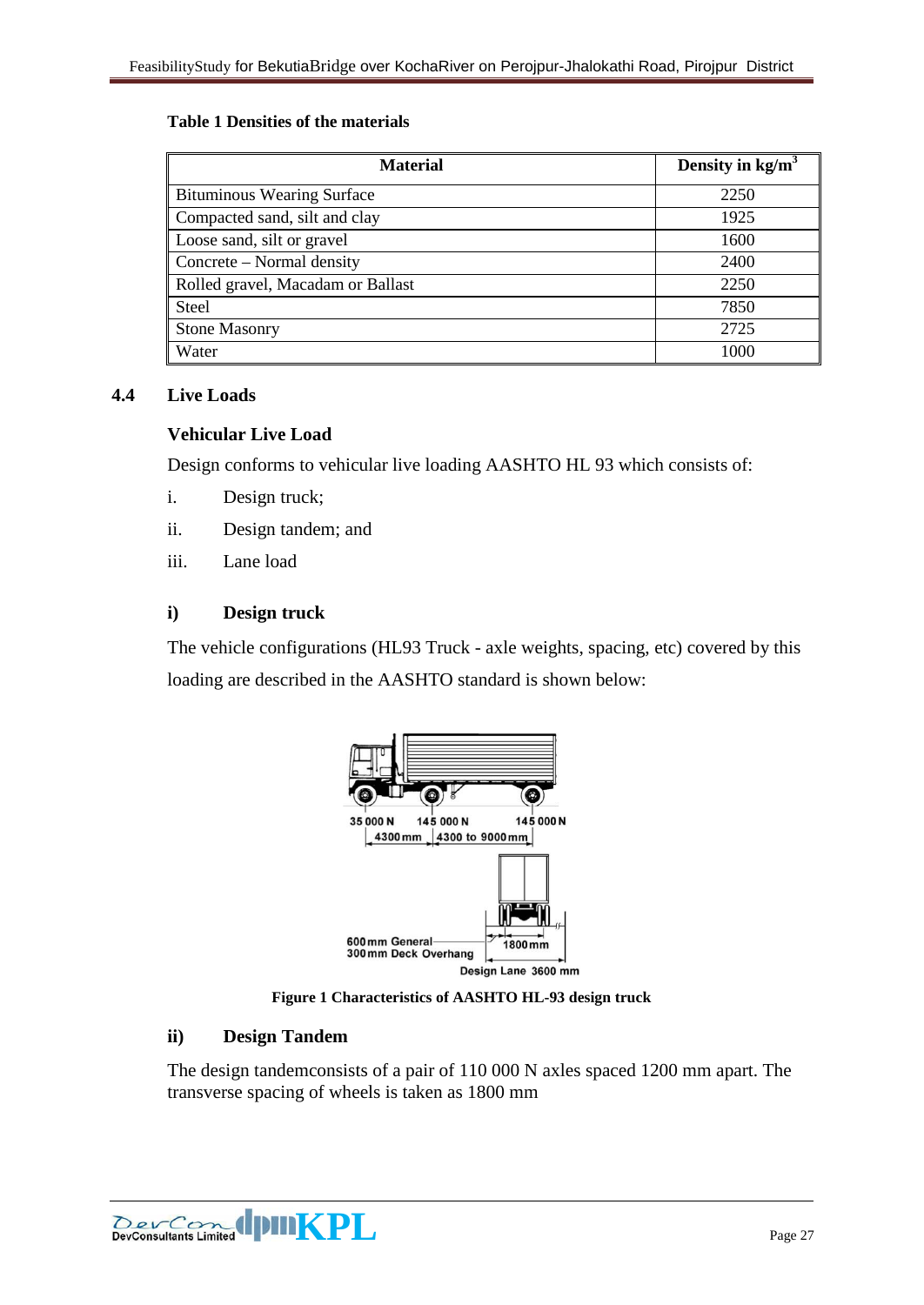**Table 1 Densities of the materials**

| Material | Density in kg/m$^3$ |
|---|---|
| Bituminous Wearing Surface | 2250 |
| Compacted sand, silt and clay | 1925 |
| Loose sand, silt or gravel | 1600 |
| Concrete – Normal density | 2400 |
| Rolled gravel, Macadam or Ballast | 2250 |
| Steel | 7850 |
| Stone Masonry | 2725 |
| Water | 1000 |

## 4.4 Live Loads

### Vehicular Live Load

Design conforms to vehicular live loading AASHTO HL 93 which consists of:

i. Design truck;

ii. Design tandem; and

iii. Lane load

#### i) Design truck

The vehicle configurations (HL93 Truck - axle weights, spacing, etc) covered by this loading are described in the AASHTO standard is shown below:

35 000 N 145 000 N 145 000 N
4300 mm 4300 to 9000 mm
600 mm General
300 mm Deck Overhang
1800 mm
Design Lane 3600 mm

**Figure 1 Characteristics of AASHTO HL-93 design truck**

#### ii) Design Tandem

The design tandemconsists of a pair of 110 000 N axles spaced 1200 mm apart. The transverse spacing of wheels is taken as 1800 mm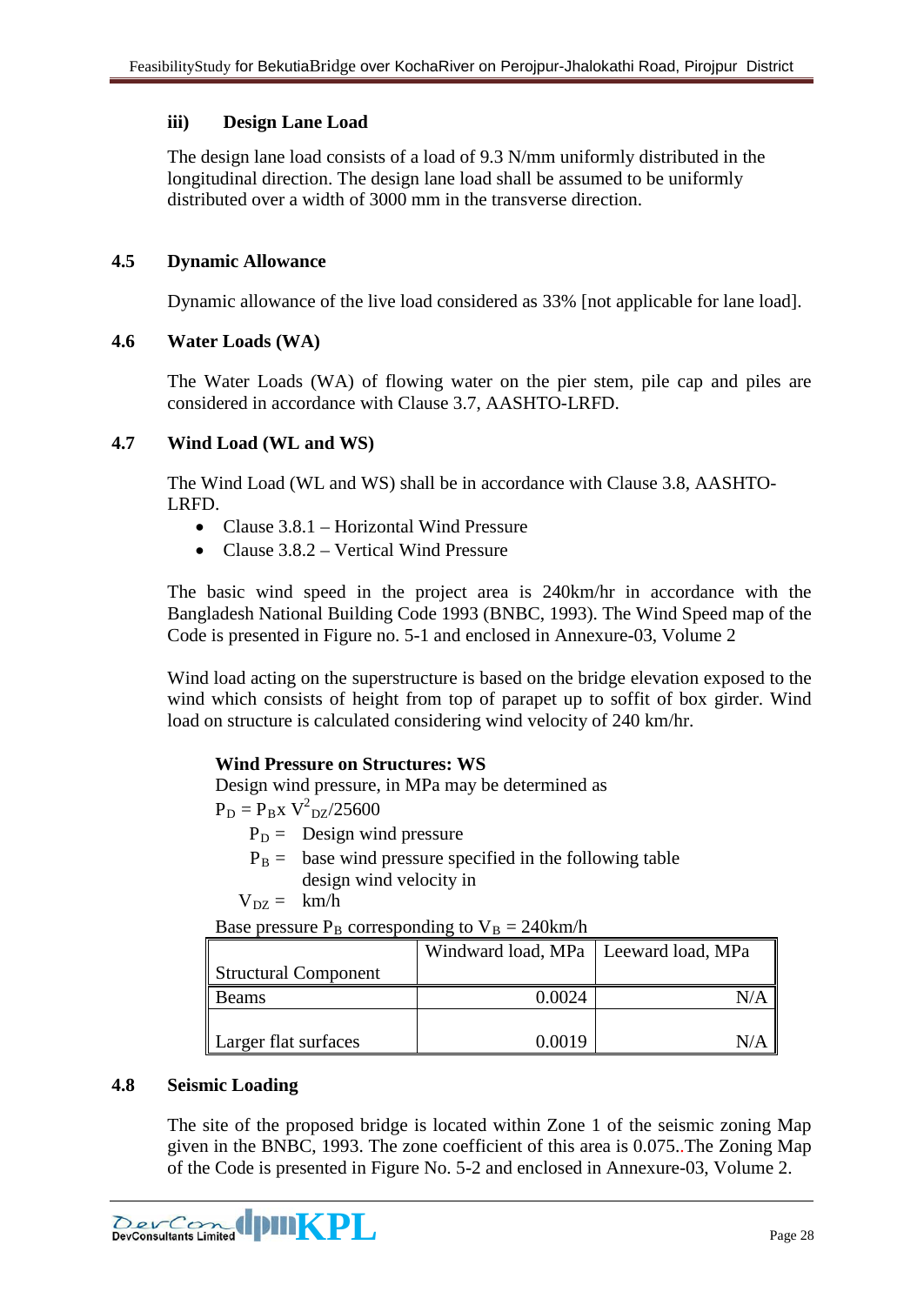### iii) Design Lane Load

The design lane load consists of a load of 9.3 N/mm uniformly distributed in the longitudinal direction. The design lane load shall be assumed to be uniformly distributed over a width of 3000 mm in the transverse direction.

## 4.5 Dynamic Allowance

Dynamic allowance of the live load considered as 33% [not applicable for lane load].

## 4.6 Water Loads (WA)

The Water Loads (WA) of flowing water on the pier stem, pile cap and piles are considered in accordance with Clause 3.7, AASHTO-LRFD.

## 4.7 Wind Load (WL and WS)

The Wind Load (WL and WS) shall be in accordance with Clause 3.8, AASHTO-LRFD.

- Clause 3.8.1 – Horizontal Wind Pressure
- Clause 3.8.2 – Vertical Wind Pressure

The basic wind speed in the project area is 240km/hr in accordance with the Bangladesh National Building Code 1993 (BNBC, 1993). The Wind Speed map of the Code is presented in Figure no. 5-1 and enclosed in Annexure-03, Volume 2

Wind load acting on the superstructure is based on the bridge elevation exposed to the wind which consists of height from top of parapet up to soffit of box girder. Wind load on structure is calculated considering wind velocity of 240 km/hr.

**Wind Pressure on Structures: WS**

Design wind pressure, in MPa may be determined as

$P_D = P_B x\ V^2_{DZ}/25600$

$P_D$ = Design wind pressure

$P_B$ = base wind pressure specified in the following table

$V_{DZ}$ = design wind velocity in km/h

Base pressure $P_B$ corresponding to $V_B$ = 240km/h

| Structural Component | Windward load, MPa | Leeward load, MPa |
|---|---|---|
| Beams | 0.0024 | N/A |
| Larger flat surfaces | 0.0019 | N/A |

## 4.8 Seismic Loading

The site of the proposed bridge is located within Zone 1 of the seismic zoning Map given in the BNBC, 1993. The zone coefficient of this area is 0.075..The Zoning Map of the Code is presented in Figure No. 5-2 and enclosed in Annexure-03, Volume 2.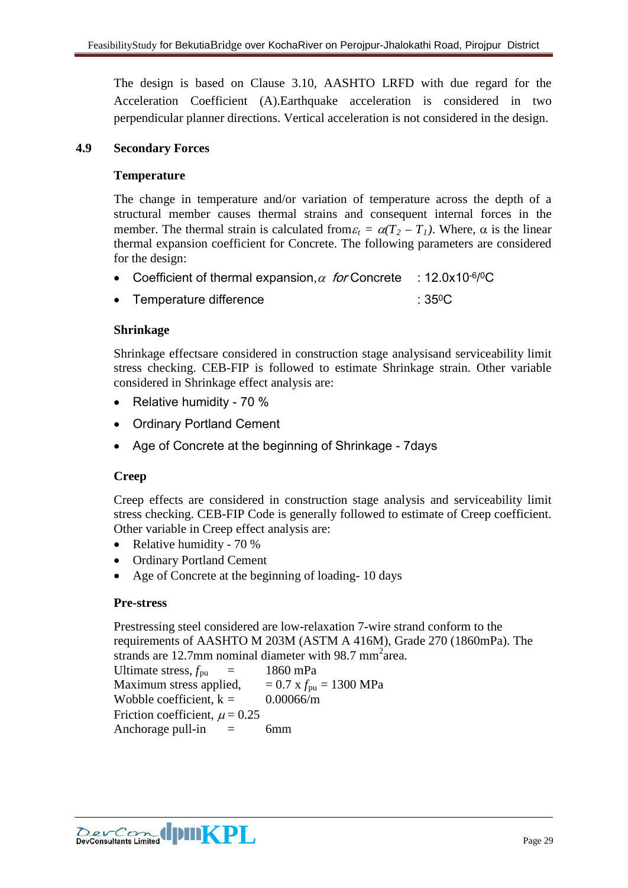The design is based on Clause 3.10, AASHTO LRFD with due regard for the Acceleration Coefficient (A).Earthquake acceleration is considered in two perpendicular planner directions. Vertical acceleration is not considered in the design.

## 4.9 Secondary Forces

### Temperature

The change in temperature and/or variation of temperature across the depth of a structural member causes thermal strains and consequent internal forces in the member. The thermal strain is calculated from $\varepsilon_t = \alpha(T_2 - T_1)$. Where, α is the linear thermal expansion coefficient for Concrete. The following parameters are considered for the design:

- Coefficient of thermal expansion, $\alpha$ *for* Concrete : $12.0 \times 10^{-6}/^0C$
- Temperature difference : $35^0C$

### Shrinkage

Shrinkage effectsare considered in construction stage analysisand serviceability limit stress checking. CEB-FIP is followed to estimate Shrinkage strain. Other variable considered in Shrinkage effect analysis are:

- Relative humidity - 70 %
- Ordinary Portland Cement
- Age of Concrete at the beginning of Shrinkage - 7days

### Creep

Creep effects are considered in construction stage analysis and serviceability limit stress checking. CEB-FIP Code is generally followed to estimate of Creep coefficient. Other variable in Creep effect analysis are:

- Relative humidity - 70 %
- Ordinary Portland Cement
- Age of Concrete at the beginning of loading- 10 days

### Pre-stress

Prestressing steel considered are low-relaxation 7-wire strand conform to the requirements of AASHTO M 203M (ASTM A 416M), Grade 270 (1860mPa). The strands are 12.7mm nominal diameter with 98.7 $mm^2$area.

Ultimate stress, $f_{pu}$ = 1860 mPa
Maximum stress applied, = 0.7 x $f_{pu}$ = 1300 MPa
Wobble coefficient, k = 0.00066/m
Friction coefficient, $\mu$ = 0.25
Anchorage pull-in = 6mm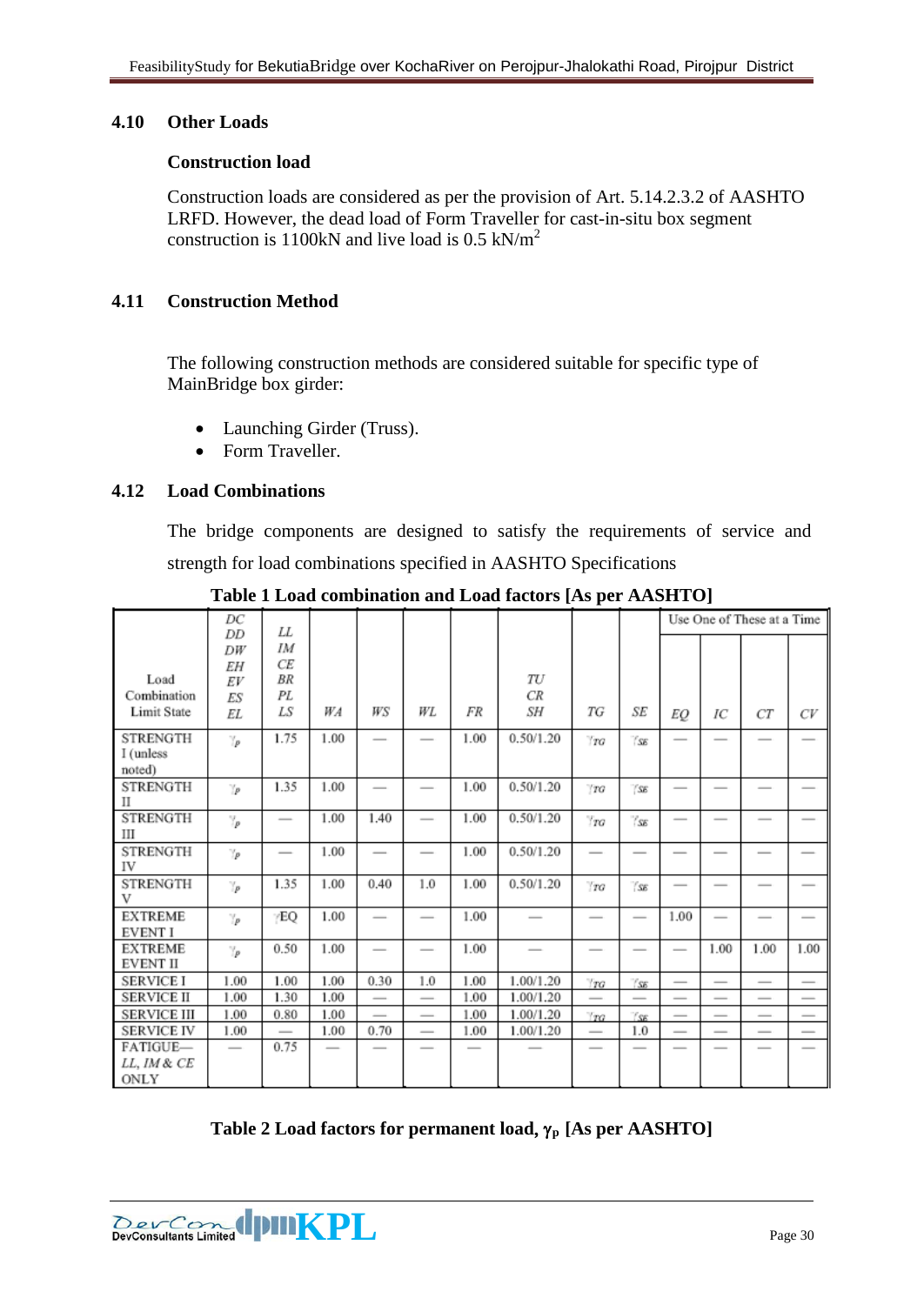### 4.10 Other Loads

**Construction load**

Construction loads are considered as per the provision of Art. 5.14.2.3.2 of AASHTO LRFD. However, the dead load of Form Traveller for cast-in-situ box segment construction is 1100kN and live load is 0.5 kN/m$^2$

### 4.11 Construction Method

The following construction methods are considered suitable for specific type of MainBridge box girder:

- Launching Girder (Truss).
- Form Traveller.

### 4.12 Load Combinations

The bridge components are designed to satisfy the requirements of service and strength for load combinations specified in AASHTO Specifications

**Table 1 Load combination and Load factors [As per AASHTO]**

| Load Combination Limit State | *DC DD DW EH EV ES EL* | *LL IM CE BR PL LS* | *WA* | *WS* | *WL* | *FR* | *TU CR SH* | *TG* | *SE* | Use One of These at a Time | | | |
|---|---|---|---|---|---|---|---|---|---|---|---|---|---|
| | | | | | | | | | | *EQ* | *IC* | *CT* | *CV* |
| STRENGTH I (unless noted) | $\gamma_p$ | 1.75 | 1.00 | — | — | 1.00 | 0.50/1.20 | $\gamma_{TG}$ | $\gamma_{SE}$ | — | — | — | — |
| STRENGTH II | $\gamma_p$ | 1.35 | 1.00 | — | — | 1.00 | 0.50/1.20 | $\gamma_{TG}$ | $\gamma_{SE}$ | — | — | — | — |
| STRENGTH III | $\gamma_p$ | — | 1.00 | 1.40 | — | 1.00 | 0.50/1.20 | $\gamma_{TG}$ | $\gamma_{SE}$ | — | — | — | — |
| STRENGTH IV | $\gamma_p$ | — | 1.00 | — | — | 1.00 | 0.50/1.20 | — | — | — | — | — | — |
| STRENGTH V | $\gamma_p$ | 1.35 | 1.00 | 0.40 | 1.0 | 1.00 | 0.50/1.20 | $\gamma_{TG}$ | $\gamma_{SE}$ | — | — | — | — |
| EXTREME EVENT I | $\gamma_p$ | $\gamma_{EQ}$ | 1.00 | — | — | 1.00 | — | — | — | 1.00 | — | — | — |
| EXTREME EVENT II | $\gamma_p$ | 0.50 | 1.00 | — | — | 1.00 | — | — | — | — | 1.00 | 1.00 | 1.00 |
| SERVICE I | 1.00 | 1.00 | 1.00 | 0.30 | 1.0 | 1.00 | 1.00/1.20 | $\gamma_{TG}$ | $\gamma_{SE}$ | — | — | — | — |
| SERVICE II | 1.00 | 1.30 | 1.00 | — | — | 1.00 | 1.00/1.20 | — | — | — | — | — | — |
| SERVICE III | 1.00 | 0.80 | 1.00 | — | — | 1.00 | 1.00/1.20 | $\gamma_{TG}$ | $\gamma_{SE}$ | — | — | — | — |
| SERVICE IV | 1.00 | — | 1.00 | 0.70 | — | 1.00 | 1.00/1.20 | — | 1.0 | — | — | — | — |
| FATIGUE—*LL*, *IM* & *CE* ONLY | — | 0.75 | — | — | — | — | — | — | — | — | — | — | — |

**Table 2 Load factors for permanent load, $\gamma_p$ [As per AASHTO]**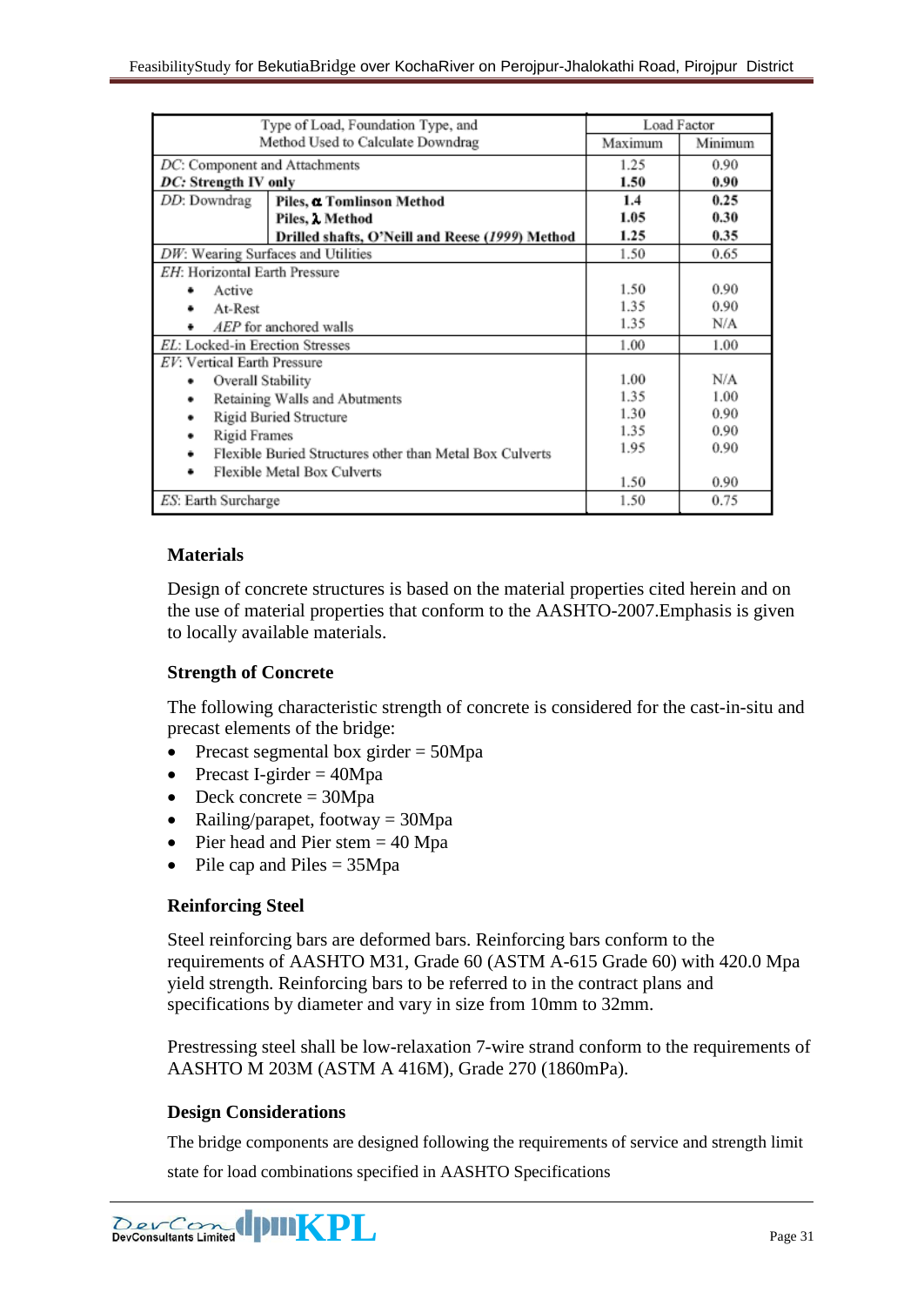| Type of Load, Foundation Type, and Method Used to Calculate Downdrag | | Load Factor | |
|---|---|---|---|
| | | Maximum | Minimum |
| *DC*: Component and Attachments | | 1.25 | 0.90 |
| ***DC*: Strength IV only** | | **1.50** | **0.90** |
| *DD*: Downdrag | **Piles, α Tomlinson Method** | **1.4** | **0.25** |
| | **Piles, λ Method** | **1.05** | **0.30** |
| | **Drilled shafts, O'Neill and Reese (*1999*) Method** | **1.25** | **0.35** |
| *DW*: Wearing Surfaces and Utilities | | 1.50 | 0.65 |
| *EH*: Horizontal Earth Pressure | | | |
| • Active | | 1.50 | 0.90 |
| • At-Rest | | 1.35 | 0.90 |
| • *AEP* for anchored walls | | 1.35 | N/A |
| *EL*: Locked-in Erection Stresses | | 1.00 | 1.00 |
| *EV*: Vertical Earth Pressure | | | |
| • Overall Stability | | 1.00 | N/A |
| • Retaining Walls and Abutments | | 1.35 | 1.00 |
| • Rigid Buried Structure | | 1.30 | 0.90 |
| • Rigid Frames | | 1.35 | 0.90 |
| • Flexible Buried Structures other than Metal Box Culverts | | 1.95 | 0.90 |
| • Flexible Metal Box Culverts | | 1.50 | 0.90 |
| *ES*: Earth Surcharge | | 1.50 | 0.75 |

### Materials

Design of concrete structures is based on the material properties cited herein and on the use of material properties that conform to the AASHTO-2007.Emphasis is given to locally available materials.

### Strength of Concrete

The following characteristic strength of concrete is considered for the cast-in-situ and precast elements of the bridge:

- Precast segmental box girder = 50Mpa
- Precast I-girder = 40Mpa
- Deck concrete = 30Mpa
- Railing/parapet, footway = 30Mpa
- Pier head and Pier stem = 40 Mpa
- Pile cap and Piles = 35Mpa

### Reinforcing Steel

Steel reinforcing bars are deformed bars. Reinforcing bars conform to the requirements of AASHTO M31, Grade 60 (ASTM A-615 Grade 60) with 420.0 Mpa yield strength. Reinforcing bars to be referred to in the contract plans and specifications by diameter and vary in size from 10mm to 32mm.

Prestressing steel shall be low-relaxation 7-wire strand conform to the requirements of AASHTO M 203M (ASTM A 416M), Grade 270 (1860mPa).

### Design Considerations

The bridge components are designed following the requirements of service and strength limit state for load combinations specified in AASHTO Specifications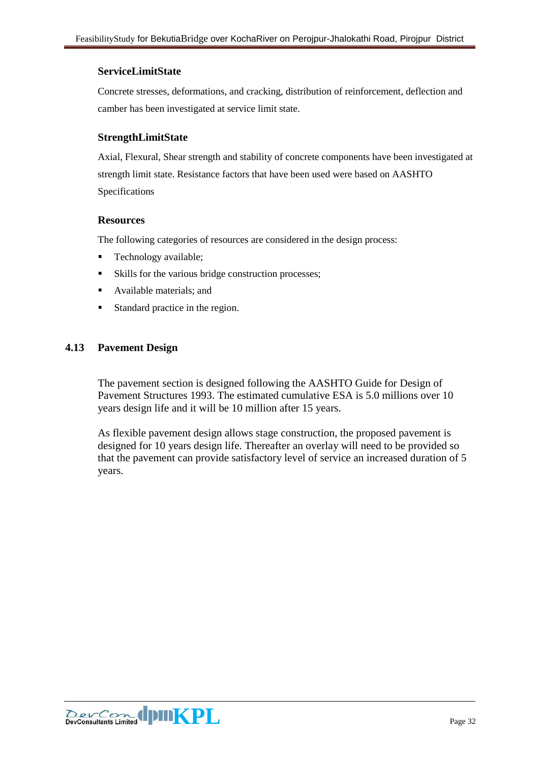### ServiceLimitState

Concrete stresses, deformations, and cracking, distribution of reinforcement, deflection and camber has been investigated at service limit state.

### StrengthLimitState

Axial, Flexural, Shear strength and stability of concrete components have been investigated at strength limit state. Resistance factors that have been used were based on AASHTO Specifications

### Resources

The following categories of resources are considered in the design process:

- Technology available;
- Skills for the various bridge construction processes;
- Available materials; and
- Standard practice in the region.

## 4.13 Pavement Design

The pavement section is designed following the AASHTO Guide for Design of Pavement Structures 1993. The estimated cumulative ESA is 5.0 millions over 10 years design life and it will be 10 million after 15 years.

As flexible pavement design allows stage construction, the proposed pavement is designed for 10 years design life. Thereafter an overlay will need to be provided so that the pavement can provide satisfactory level of service an increased duration of 5 years.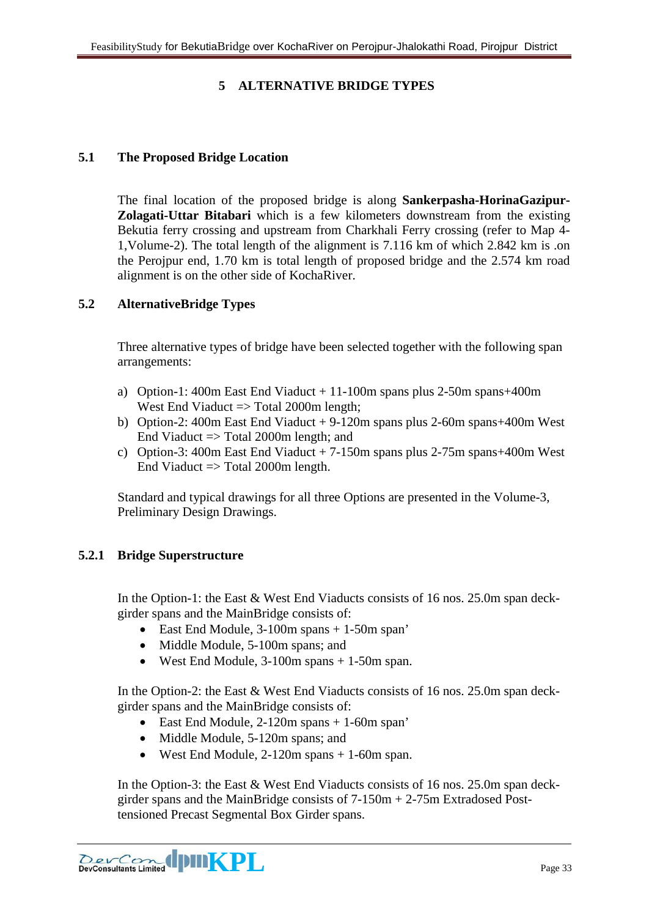# 5 ALTERNATIVE BRIDGE TYPES

## 5.1 The Proposed Bridge Location

The final location of the proposed bridge is along **Sankerpasha-HorinaGazipur-Zolagati-Uttar Bitabari** which is a few kilometers downstream from the existing Bekutia ferry crossing and upstream from Charkhali Ferry crossing (refer to Map 4-1,Volume-2). The total length of the alignment is 7.116 km of which 2.842 km is .on the Perojpur end, 1.70 km is total length of proposed bridge and the 2.574 km road alignment is on the other side of KochaRiver.

## 5.2 AlternativeBridge Types

Three alternative types of bridge have been selected together with the following span arrangements:

a) Option-1: 400m East End Viaduct + 11-100m spans plus 2-50m spans+400m West End Viaduct => Total 2000m length;
b) Option-2: 400m East End Viaduct + 9-120m spans plus 2-60m spans+400m West End Viaduct => Total 2000m length; and
c) Option-3: 400m East End Viaduct + 7-150m spans plus 2-75m spans+400m West End Viaduct => Total 2000m length.

Standard and typical drawings for all three Options are presented in the Volume-3, Preliminary Design Drawings.

### 5.2.1 Bridge Superstructure

In the Option-1: the East & West End Viaducts consists of 16 nos. 25.0m span deck-girder spans and the MainBridge consists of:

- East End Module, 3-100m spans + 1-50m span'
- Middle Module, 5-100m spans; and
- West End Module, 3-100m spans + 1-50m span.

In the Option-2: the East & West End Viaducts consists of 16 nos. 25.0m span deck-girder spans and the MainBridge consists of:

- East End Module, 2-120m spans + 1-60m span'
- Middle Module, 5-120m spans; and
- West End Module, 2-120m spans + 1-60m span.

In the Option-3: the East & West End Viaducts consists of 16 nos. 25.0m span deck-girder spans and the MainBridge consists of 7-150m + 2-75m Extradosed Post-tensioned Precast Segmental Box Girder spans.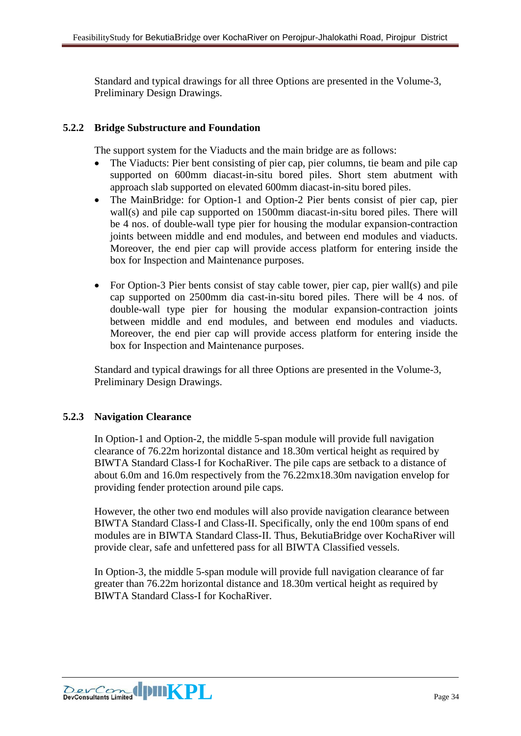Standard and typical drawings for all three Options are presented in the Volume-3, Preliminary Design Drawings.

### 5.2.2 Bridge Substructure and Foundation

The support system for the Viaducts and the main bridge are as follows:

- The Viaducts: Pier bent consisting of pier cap, pier columns, tie beam and pile cap supported on 600mm diacast-in-situ bored piles. Short stem abutment with approach slab supported on elevated 600mm diacast-in-situ bored piles.
- The MainBridge: for Option-1 and Option-2 Pier bents consist of pier cap, pier wall(s) and pile cap supported on 1500mm diacast-in-situ bored piles. There will be 4 nos. of double-wall type pier for housing the modular expansion-contraction joints between middle and end modules, and between end modules and viaducts. Moreover, the end pier cap will provide access platform for entering inside the box for Inspection and Maintenance purposes.

- For Option-3 Pier bents consist of stay cable tower, pier cap, pier wall(s) and pile cap supported on 2500mm dia cast-in-situ bored piles. There will be 4 nos. of double-wall type pier for housing the modular expansion-contraction joints between middle and end modules, and between end modules and viaducts. Moreover, the end pier cap will provide access platform for entering inside the box for Inspection and Maintenance purposes.

Standard and typical drawings for all three Options are presented in the Volume-3, Preliminary Design Drawings.

### 5.2.3 Navigation Clearance

In Option-1 and Option-2, the middle 5-span module will provide full navigation clearance of 76.22m horizontal distance and 18.30m vertical height as required by BIWTA Standard Class-I for KochaRiver. The pile caps are setback to a distance of about 6.0m and 16.0m respectively from the 76.22mx18.30m navigation envelop for providing fender protection around pile caps.

However, the other two end modules will also provide navigation clearance between BIWTA Standard Class-I and Class-II. Specifically, only the end 100m spans of end modules are in BIWTA Standard Class-II. Thus, BekutiaBridge over KochaRiver will provide clear, safe and unfettered pass for all BIWTA Classified vessels.

In Option-3, the middle 5-span module will provide full navigation clearance of far greater than 76.22m horizontal distance and 18.30m vertical height as required by BIWTA Standard Class-I for KochaRiver.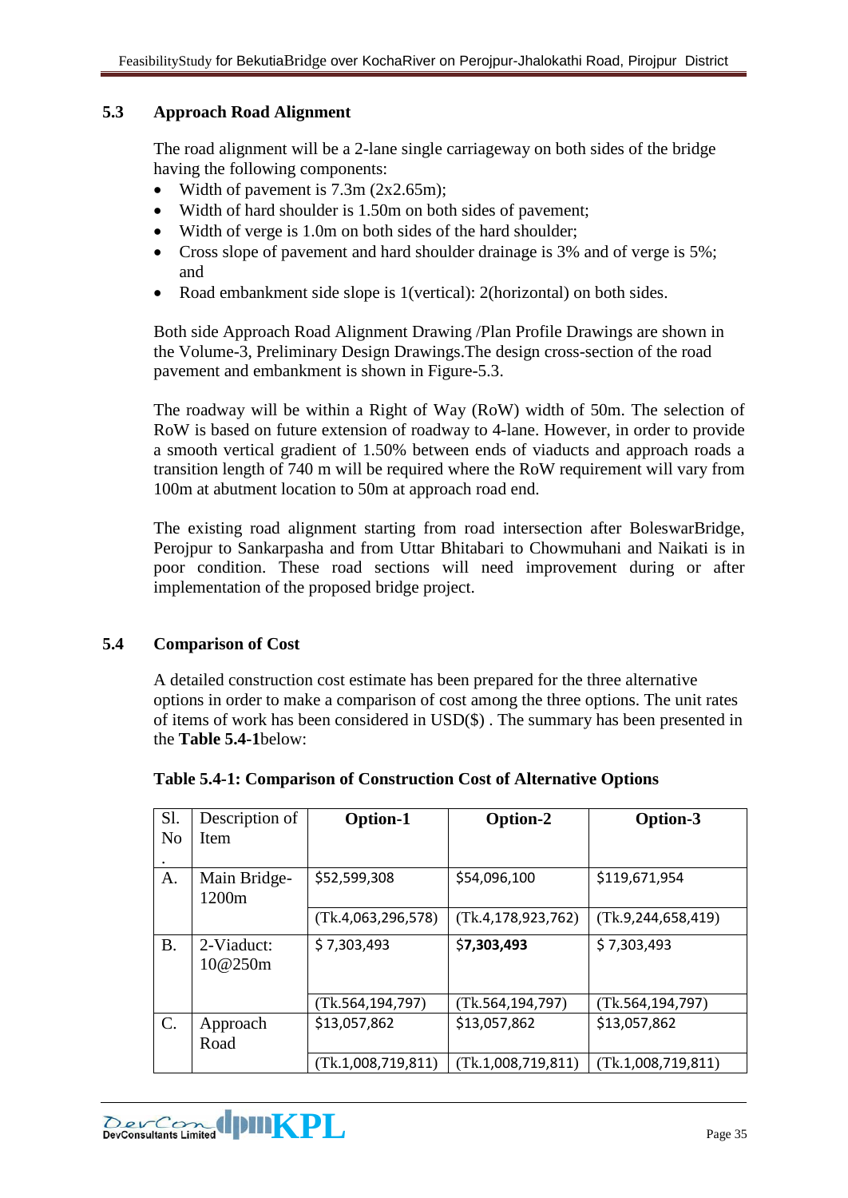## 5.3 Approach Road Alignment

The road alignment will be a 2-lane single carriageway on both sides of the bridge having the following components:

- Width of pavement is 7.3m (2x2.65m);
- Width of hard shoulder is 1.50m on both sides of pavement;
- Width of verge is 1.0m on both sides of the hard shoulder;
- Cross slope of pavement and hard shoulder drainage is 3% and of verge is 5%; and
- Road embankment side slope is 1(vertical): 2(horizontal) on both sides.

Both side Approach Road Alignment Drawing /Plan Profile Drawings are shown in the Volume-3, Preliminary Design Drawings.The design cross-section of the road pavement and embankment is shown in Figure-5.3.

The roadway will be within a Right of Way (RoW) width of 50m. The selection of RoW is based on future extension of roadway to 4-lane. However, in order to provide a smooth vertical gradient of 1.50% between ends of viaducts and approach roads a transition length of 740 m will be required where the RoW requirement will vary from 100m at abutment location to 50m at approach road end.

The existing road alignment starting from road intersection after BoleswarBridge, Perojpur to Sankarpasha and from Uttar Bhitabari to Chowmuhani and Naikati is in poor condition. These road sections will need improvement during or after implementation of the proposed bridge project.

## 5.4 Comparison of Cost

A detailed construction cost estimate has been prepared for the three alternative options in order to make a comparison of cost among the three options. The unit rates of items of work has been considered in USD($) . The summary has been presented in the **Table 5.4-1**below:

**Table 5.4-1: Comparison of Construction Cost of Alternative Options**

| Sl. No. | Description of Item | **Option-1** | **Option-2** | **Option-3** |
|---|---|---|---|---|
| A. | Main Bridge-1200m | $52,599,308 | $54,096,100 | $119,671,954 |
| | | (Tk.4,063,296,578) | (Tk.4,178,923,762) | (Tk.9,244,658,419) |
| B. | 2-Viaduct: 10@250m | $ 7,303,493 | $**7,303,493** | $ 7,303,493 |
| | | (Tk.564,194,797) | (Tk.564,194,797) | (Tk.564,194,797) |
| C. | Approach Road | $13,057,862 | $13,057,862 | $13,057,862 |
| | | (Tk.1,008,719,811) | (Tk.1,008,719,811) | (Tk.1,008,719,811) |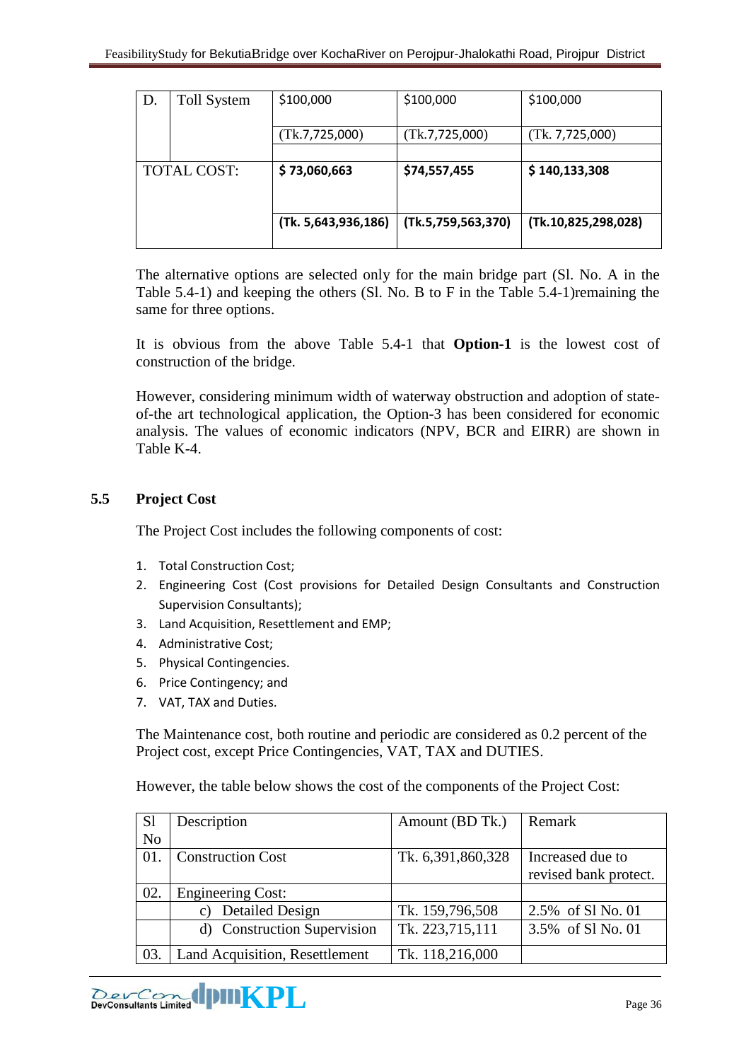| D. | Toll System | $100,000 | $100,000 | $100,000 |
|---|---|---|---|---|
| | | (Tk.7,725,000) | (Tk.7,725,000) | (Tk. 7,725,000) |
| | | | | |
| TOTAL COST: | | **$ 73,060,663** | **$74,557,455** | **$ 140,133,308** |
| | | **(Tk. 5,643,936,186)** | **(Tk.5,759,563,370)** | **(Tk.10,825,298,028)** |

The alternative options are selected only for the main bridge part (Sl. No. A in the Table 5.4-1) and keeping the others (Sl. No. B to F in the Table 5.4-1)remaining the same for three options.

It is obvious from the above Table 5.4-1 that **Option-1** is the lowest cost of construction of the bridge.

However, considering minimum width of waterway obstruction and adoption of state-of-the art technological application, the Option-3 has been considered for economic analysis. The values of economic indicators (NPV, BCR and EIRR) are shown in Table K-4.

## 5.5 Project Cost

The Project Cost includes the following components of cost:

1. Total Construction Cost;
2. Engineering Cost (Cost provisions for Detailed Design Consultants and Construction Supervision Consultants);
3. Land Acquisition, Resettlement and EMP;
4. Administrative Cost;
5. Physical Contingencies.
6. Price Contingency; and
7. VAT, TAX and Duties.

The Maintenance cost, both routine and periodic are considered as 0.2 percent of the Project cost, except Price Contingencies, VAT, TAX and DUTIES.

However, the table below shows the cost of the components of the Project Cost:

| Sl No | Description | Amount (BD Tk.) | Remark |
|---|---|---|---|
| 01. | Construction Cost | Tk. 6,391,860,328 | Increased due to revised bank protect. |
| 02. | Engineering Cost: | | |
| | c) Detailed Design | Tk. 159,796,508 | 2.5% of Sl No. 01 |
| | d) Construction Supervision | Tk. 223,715,111 | 3.5% of Sl No. 01 |
| 03. | Land Acquisition, Resettlement | Tk. 118,216,000 | |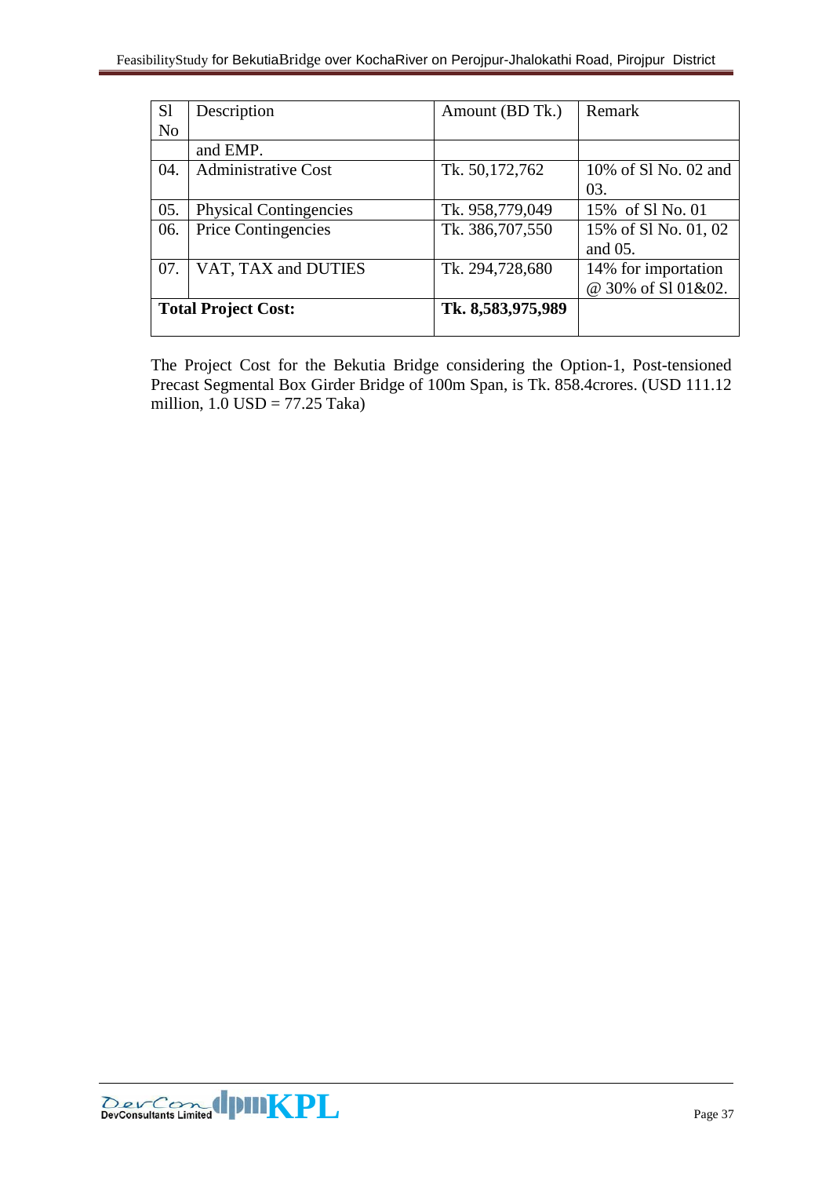| Sl No | Description | Amount (BD Tk.) | Remark |
|---|---|---|---|
| | and EMP. | | |
| 04. | Administrative Cost | Tk. 50,172,762 | 10% of Sl No. 02 and 03. |
| 05. | Physical Contingencies | Tk. 958,779,049 | 15% of Sl No. 01 |
| 06. | Price Contingencies | Tk. 386,707,550 | 15% of Sl No. 01, 02 and 05. |
| 07. | VAT, TAX and DUTIES | Tk. 294,728,680 | 14% for importation @ 30% of Sl 01&02. |
| **Total Project Cost:** | | **Tk. 8,583,975,989** | |

The Project Cost for the Bekutia Bridge considering the Option-1, Post-tensioned Precast Segmental Box Girder Bridge of 100m Span, is Tk. 858.4crores. (USD 111.12 million, 1.0 USD = 77.25 Taka)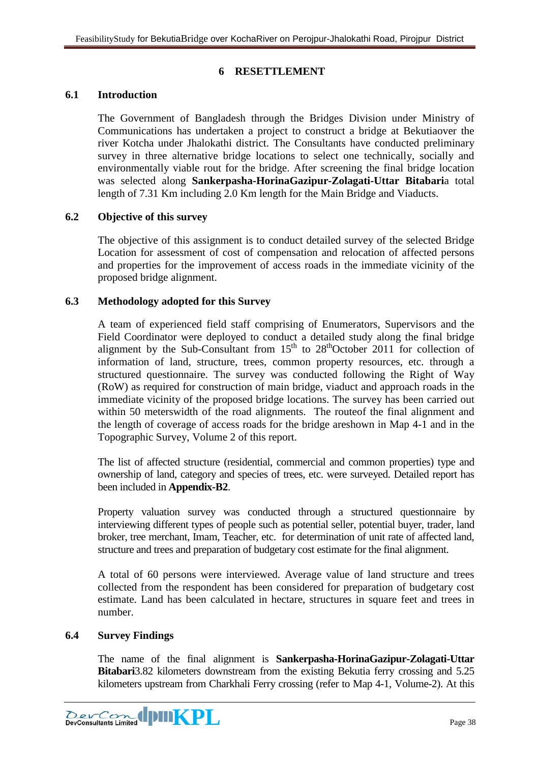# 6 RESETTLEMENT

## 6.1 Introduction

The Government of Bangladesh through the Bridges Division under Ministry of Communications has undertaken a project to construct a bridge at Bekutiaover the river Kotcha under Jhalokathi district. The Consultants have conducted preliminary survey in three alternative bridge locations to select one technically, socially and environmentally viable rout for the bridge. After screening the final bridge location was selected along **Sankerpasha-HorinaGazipur-Zolagati-Uttar Bitabari**a total length of 7.31 Km including 2.0 Km length for the Main Bridge and Viaducts.

## 6.2 Objective of this survey

The objective of this assignment is to conduct detailed survey of the selected Bridge Location for assessment of cost of compensation and relocation of affected persons and properties for the improvement of access roads in the immediate vicinity of the proposed bridge alignment.

## 6.3 Methodology adopted for this Survey

A team of experienced field staff comprising of Enumerators, Supervisors and the Field Coordinator were deployed to conduct a detailed study along the final bridge alignment by the Sub-Consultant from 15th to 28thOctober 2011 for collection of information of land, structure, trees, common property resources, etc. through a structured questionnaire. The survey was conducted following the Right of Way (RoW) as required for construction of main bridge, viaduct and approach roads in the immediate vicinity of the proposed bridge locations. The survey has been carried out within 50 meterswidth of the road alignments. The routeof the final alignment and the length of coverage of access roads for the bridge areshown in Map 4-1 and in the Topographic Survey, Volume 2 of this report.

The list of affected structure (residential, commercial and common properties) type and ownership of land, category and species of trees, etc. were surveyed. Detailed report has been included in **Appendix-B2**.

Property valuation survey was conducted through a structured questionnaire by interviewing different types of people such as potential seller, potential buyer, trader, land broker, tree merchant, Imam, Teacher, etc. for determination of unit rate of affected land, structure and trees and preparation of budgetary cost estimate for the final alignment.

A total of 60 persons were interviewed. Average value of land structure and trees collected from the respondent has been considered for preparation of budgetary cost estimate. Land has been calculated in hectare, structures in square feet and trees in number.

## 6.4 Survey Findings

The name of the final alignment is **Sankerpasha-HorinaGazipur-Zolagati-Uttar Bitabari**3.82 kilometers downstream from the existing Bekutia ferry crossing and 5.25 kilometers upstream from Charkhali Ferry crossing (refer to Map 4-1, Volume-2). At this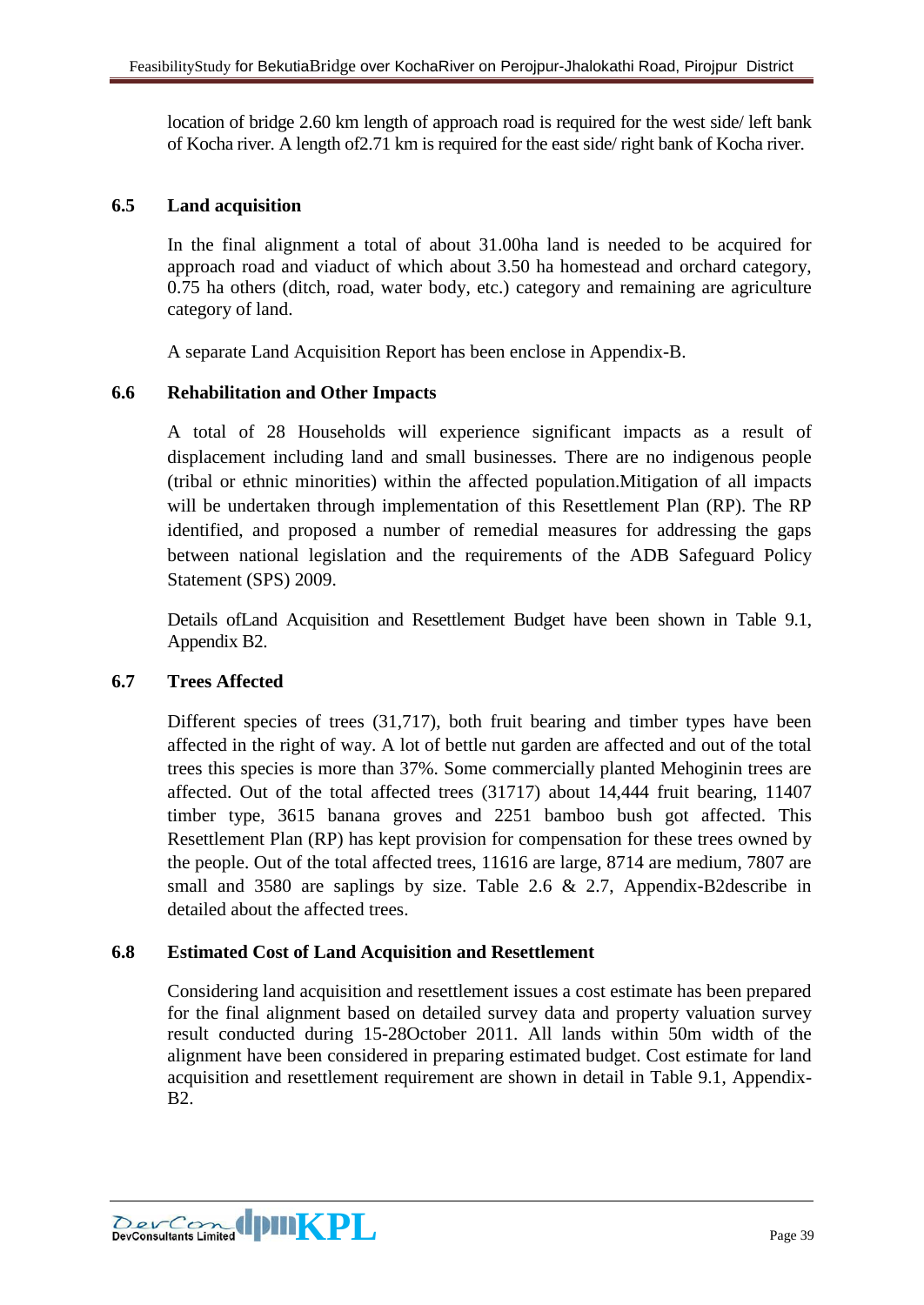location of bridge 2.60 km length of approach road is required for the west side/ left bank of Kocha river. A length of2.71 km is required for the east side/ right bank of Kocha river.

### 6.5 Land acquisition

In the final alignment a total of about 31.00ha land is needed to be acquired for approach road and viaduct of which about 3.50 ha homestead and orchard category, 0.75 ha others (ditch, road, water body, etc.) category and remaining are agriculture category of land.

A separate Land Acquisition Report has been enclose in Appendix-B.

### 6.6 Rehabilitation and Other Impacts

A total of 28 Households will experience significant impacts as a result of displacement including land and small businesses. There are no indigenous people (tribal or ethnic minorities) within the affected population.Mitigation of all impacts will be undertaken through implementation of this Resettlement Plan (RP). The RP identified, and proposed a number of remedial measures for addressing the gaps between national legislation and the requirements of the ADB Safeguard Policy Statement (SPS) 2009.

Details ofLand Acquisition and Resettlement Budget have been shown in Table 9.1, Appendix B2.

### 6.7 Trees Affected

Different species of trees (31,717), both fruit bearing and timber types have been affected in the right of way. A lot of bettle nut garden are affected and out of the total trees this species is more than 37%. Some commercially planted Mehoginin trees are affected. Out of the total affected trees (31717) about 14,444 fruit bearing, 11407 timber type, 3615 banana groves and 2251 bamboo bush got affected. This Resettlement Plan (RP) has kept provision for compensation for these trees owned by the people. Out of the total affected trees, 11616 are large, 8714 are medium, 7807 are small and 3580 are saplings by size. Table 2.6 & 2.7, Appendix-B2describe in detailed about the affected trees.

### 6.8 Estimated Cost of Land Acquisition and Resettlement

Considering land acquisition and resettlement issues a cost estimate has been prepared for the final alignment based on detailed survey data and property valuation survey result conducted during 15-28October 2011. All lands within 50m width of the alignment have been considered in preparing estimated budget. Cost estimate for land acquisition and resettlement requirement are shown in detail in Table 9.1, Appendix-B2.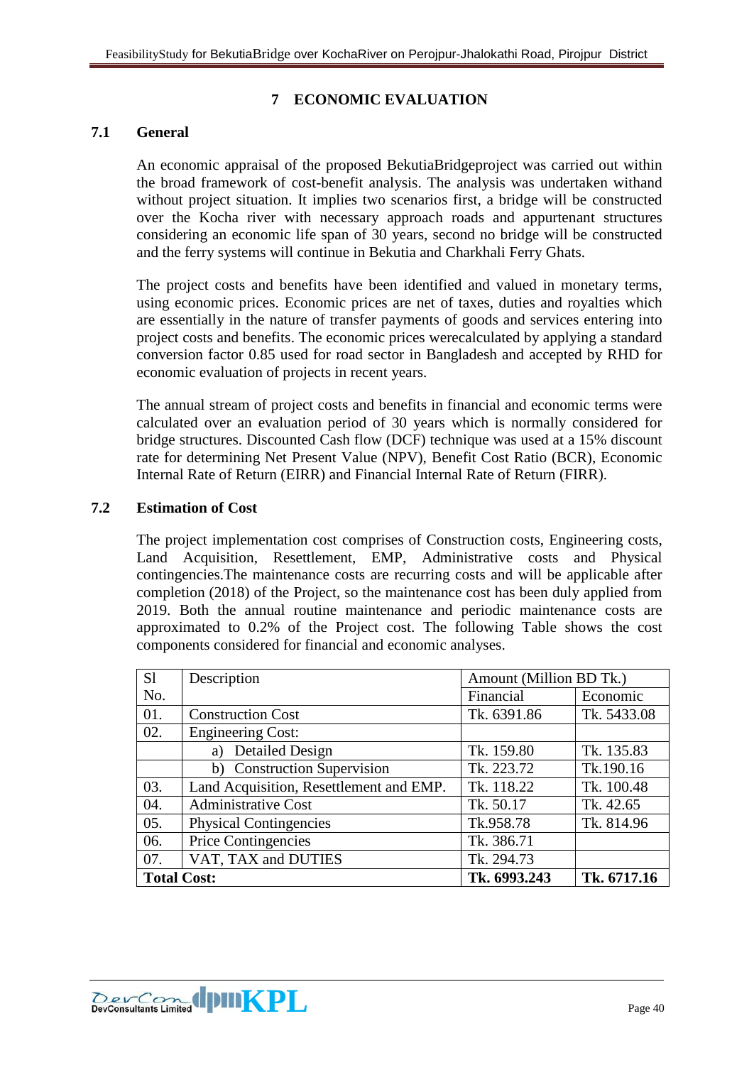# 7 ECONOMIC EVALUATION

## 7.1 General

An economic appraisal of the proposed BekutiaBridgeproject was carried out within the broad framework of cost-benefit analysis. The analysis was undertaken withand without project situation. It implies two scenarios first, a bridge will be constructed over the Kocha river with necessary approach roads and appurtenant structures considering an economic life span of 30 years, second no bridge will be constructed and the ferry systems will continue in Bekutia and Charkhali Ferry Ghats.

The project costs and benefits have been identified and valued in monetary terms, using economic prices. Economic prices are net of taxes, duties and royalties which are essentially in the nature of transfer payments of goods and services entering into project costs and benefits. The economic prices werecalculated by applying a standard conversion factor 0.85 used for road sector in Bangladesh and accepted by RHD for economic evaluation of projects in recent years.

The annual stream of project costs and benefits in financial and economic terms were calculated over an evaluation period of 30 years which is normally considered for bridge structures. Discounted Cash flow (DCF) technique was used at a 15% discount rate for determining Net Present Value (NPV), Benefit Cost Ratio (BCR), Economic Internal Rate of Return (EIRR) and Financial Internal Rate of Return (FIRR).

## 7.2 Estimation of Cost

The project implementation cost comprises of Construction costs, Engineering costs, Land Acquisition, Resettlement, EMP, Administrative costs and Physical contingencies.The maintenance costs are recurring costs and will be applicable after completion (2018) of the Project, so the maintenance cost has been duly applied from 2019. Both the annual routine maintenance and periodic maintenance costs are approximated to 0.2% of the Project cost. The following Table shows the cost components considered for financial and economic analyses.

| Sl No. | Description | Amount (Million BD Tk.) | |
|---|---|---|---|
| | | Financial | Economic |
| 01. | Construction Cost | Tk. 6391.86 | Tk. 5433.08 |
| 02. | Engineering Cost: | | |
| | a) Detailed Design | Tk. 159.80 | Tk. 135.83 |
| | b) Construction Supervision | Tk. 223.72 | Tk.190.16 |
| 03. | Land Acquisition, Resettlement and EMP. | Tk. 118.22 | Tk. 100.48 |
| 04. | Administrative Cost | Tk. 50.17 | Tk. 42.65 |
| 05. | Physical Contingencies | Tk.958.78 | Tk. 814.96 |
| 06. | Price Contingencies | Tk. 386.71 | |
| 07. | VAT, TAX and DUTIES | Tk. 294.73 | |
| **Total Cost:** | | **Tk. 6993.243** | **Tk. 6717.16** |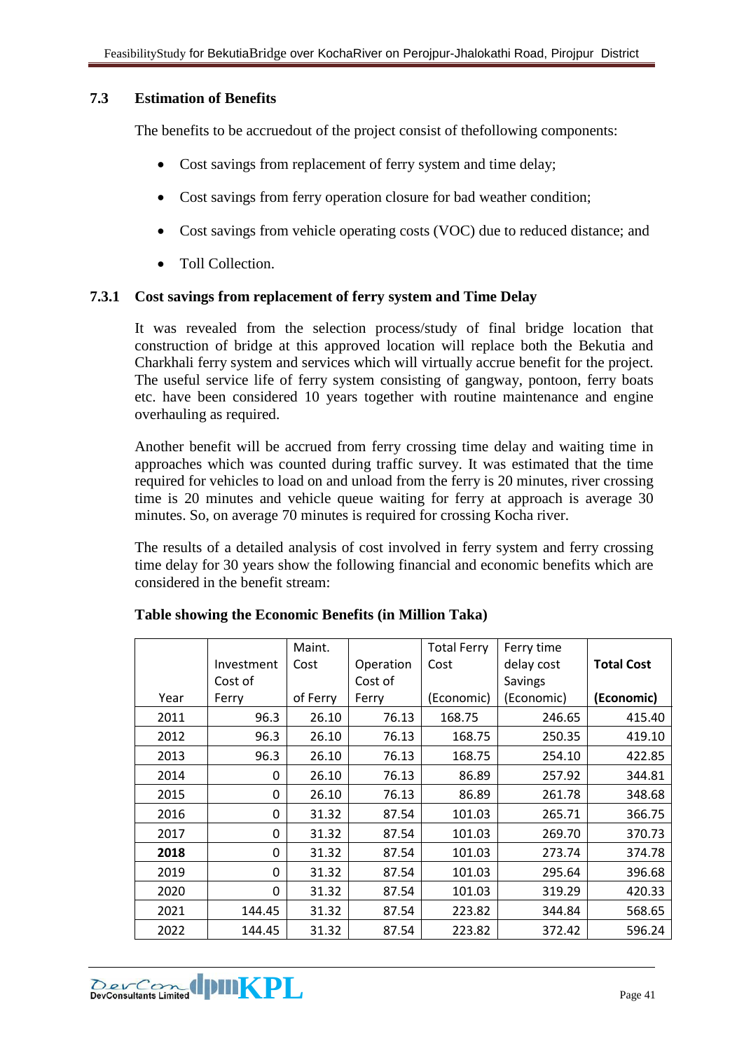## 7.3 Estimation of Benefits

The benefits to be accruedout of the project consist of thefollowing components:

- Cost savings from replacement of ferry system and time delay;
- Cost savings from ferry operation closure for bad weather condition;
- Cost savings from vehicle operating costs (VOC) due to reduced distance; and
- Toll Collection.

### 7.3.1 Cost savings from replacement of ferry system and Time Delay

It was revealed from the selection process/study of final bridge location that construction of bridge at this approved location will replace both the Bekutia and Charkhali ferry system and services which will virtually accrue benefit for the project. The useful service life of ferry system consisting of gangway, pontoon, ferry boats etc. have been considered 10 years together with routine maintenance and engine overhauling as required.

Another benefit will be accrued from ferry crossing time delay and waiting time in approaches which was counted during traffic survey. It was estimated that the time required for vehicles to load on and unload from the ferry is 20 minutes, river crossing time is 20 minutes and vehicle queue waiting for ferry at approach is average 30 minutes. So, on average 70 minutes is required for crossing Kocha river.

The results of a detailed analysis of cost involved in ferry system and ferry crossing time delay for 30 years show the following financial and economic benefits which are considered in the benefit stream:

**Table showing the Economic Benefits (in Million Taka)**

| Year | Investment Cost of Ferry | Maint. Cost of Ferry | Operation Cost of Ferry | Total Ferry Cost (Economic) | Ferry time delay cost Savings (Economic) | **Total Cost (Economic)** |
|---|---|---|---|---|---|---|
| 2011 | 96.3 | 26.10 | 76.13 | 168.75 | 246.65 | 415.40 |
| 2012 | 96.3 | 26.10 | 76.13 | 168.75 | 250.35 | 419.10 |
| 2013 | 96.3 | 26.10 | 76.13 | 168.75 | 254.10 | 422.85 |
| 2014 | 0 | 26.10 | 76.13 | 86.89 | 257.92 | 344.81 |
| 2015 | 0 | 26.10 | 76.13 | 86.89 | 261.78 | 348.68 |
| 2016 | 0 | 31.32 | 87.54 | 101.03 | 265.71 | 366.75 |
| 2017 | 0 | 31.32 | 87.54 | 101.03 | 269.70 | 370.73 |
| **2018** | 0 | 31.32 | 87.54 | 101.03 | 273.74 | 374.78 |
| 2019 | 0 | 31.32 | 87.54 | 101.03 | 295.64 | 396.68 |
| 2020 | 0 | 31.32 | 87.54 | 101.03 | 319.29 | 420.33 |
| 2021 | 144.45 | 31.32 | 87.54 | 223.82 | 344.84 | 568.65 |
| 2022 | 144.45 | 31.32 | 87.54 | 223.82 | 372.42 | 596.24 |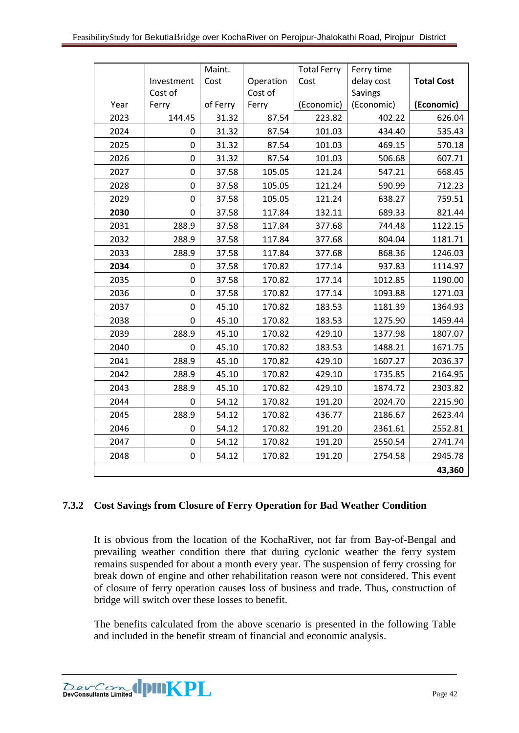| Year | Investment Cost of Ferry | Maint. Cost of Ferry | Operation Cost of Ferry | Total Ferry Cost (Economic) | Ferry time delay cost Savings (Economic) | **Total Cost (Economic)** |
|---|---|---|---|---|---|---|
| 2023 | 144.45 | 31.32 | 87.54 | 223.82 | 402.22 | 626.04 |
| 2024 | 0 | 31.32 | 87.54 | 101.03 | 434.40 | 535.43 |
| 2025 | 0 | 31.32 | 87.54 | 101.03 | 469.15 | 570.18 |
| 2026 | 0 | 31.32 | 87.54 | 101.03 | 506.68 | 607.71 |
| 2027 | 0 | 37.58 | 105.05 | 121.24 | 547.21 | 668.45 |
| 2028 | 0 | 37.58 | 105.05 | 121.24 | 590.99 | 712.23 |
| 2029 | 0 | 37.58 | 105.05 | 121.24 | 638.27 | 759.51 |
| **2030** | 0 | 37.58 | 117.84 | 132.11 | 689.33 | 821.44 |
| 2031 | 288.9 | 37.58 | 117.84 | 377.68 | 744.48 | 1122.15 |
| 2032 | 288.9 | 37.58 | 117.84 | 377.68 | 804.04 | 1181.71 |
| 2033 | 288.9 | 37.58 | 117.84 | 377.68 | 868.36 | 1246.03 |
| **2034** | 0 | 37.58 | 170.82 | 177.14 | 937.83 | 1114.97 |
| 2035 | 0 | 37.58 | 170.82 | 177.14 | 1012.85 | 1190.00 |
| 2036 | 0 | 37.58 | 170.82 | 177.14 | 1093.88 | 1271.03 |
| 2037 | 0 | 45.10 | 170.82 | 183.53 | 1181.39 | 1364.93 |
| 2038 | 0 | 45.10 | 170.82 | 183.53 | 1275.90 | 1459.44 |
| 2039 | 288.9 | 45.10 | 170.82 | 429.10 | 1377.98 | 1807.07 |
| 2040 | 0 | 45.10 | 170.82 | 183.53 | 1488.21 | 1671.75 |
| 2041 | 288.9 | 45.10 | 170.82 | 429.10 | 1607.27 | 2036.37 |
| 2042 | 288.9 | 45.10 | 170.82 | 429.10 | 1735.85 | 2164.95 |
| 2043 | 288.9 | 45.10 | 170.82 | 429.10 | 1874.72 | 2303.82 |
| 2044 | 0 | 54.12 | 170.82 | 191.20 | 2024.70 | 2215.90 |
| 2045 | 288.9 | 54.12 | 170.82 | 436.77 | 2186.67 | 2623.44 |
| 2046 | 0 | 54.12 | 170.82 | 191.20 | 2361.61 | 2552.81 |
| 2047 | 0 | 54.12 | 170.82 | 191.20 | 2550.54 | 2741.74 |
| 2048 | 0 | 54.12 | 170.82 | 191.20 | 2754.58 | 2945.78 |
| | | | | | | **43,360** |

### 7.3.2 Cost Savings from Closure of Ferry Operation for Bad Weather Condition

It is obvious from the location of the KochaRiver, not far from Bay-of-Bengal and prevailing weather condition there that during cyclonic weather the ferry system remains suspended for about a month every year. The suspension of ferry crossing for break down of engine and other rehabilitation reason were not considered. This event of closure of ferry operation causes loss of business and trade. Thus, construction of bridge will switch over these losses to benefit.

The benefits calculated from the above scenario is presented in the following Table and included in the benefit stream of financial and economic analysis.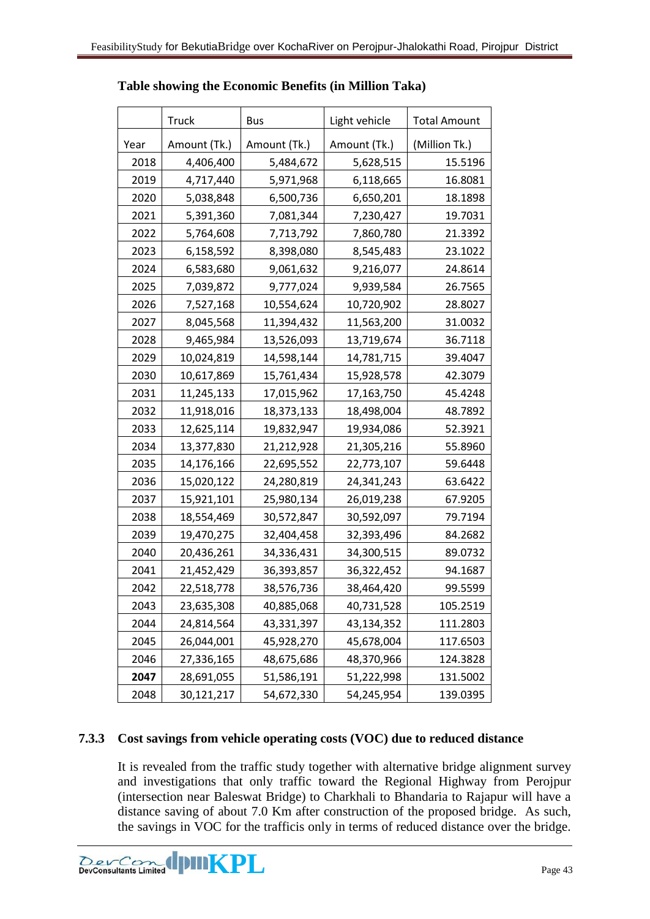**Table showing the Economic Benefits (in Million Taka)**

| | Truck | Bus | Light vehicle | Total Amount |
|---|---|---|---|---|
| Year | Amount (Tk.) | Amount (Tk.) | Amount (Tk.) | (Million Tk.) |
| 2018 | 4,406,400 | 5,484,672 | 5,628,515 | 15.5196 |
| 2019 | 4,717,440 | 5,971,968 | 6,118,665 | 16.8081 |
| 2020 | 5,038,848 | 6,500,736 | 6,650,201 | 18.1898 |
| 2021 | 5,391,360 | 7,081,344 | 7,230,427 | 19.7031 |
| 2022 | 5,764,608 | 7,713,792 | 7,860,780 | 21.3392 |
| 2023 | 6,158,592 | 8,398,080 | 8,545,483 | 23.1022 |
| 2024 | 6,583,680 | 9,061,632 | 9,216,077 | 24.8614 |
| 2025 | 7,039,872 | 9,777,024 | 9,939,584 | 26.7565 |
| 2026 | 7,527,168 | 10,554,624 | 10,720,902 | 28.8027 |
| 2027 | 8,045,568 | 11,394,432 | 11,563,200 | 31.0032 |
| 2028 | 9,465,984 | 13,526,093 | 13,719,674 | 36.7118 |
| 2029 | 10,024,819 | 14,598,144 | 14,781,715 | 39.4047 |
| 2030 | 10,617,869 | 15,761,434 | 15,928,578 | 42.3079 |
| 2031 | 11,245,133 | 17,015,962 | 17,163,750 | 45.4248 |
| 2032 | 11,918,016 | 18,373,133 | 18,498,004 | 48.7892 |
| 2033 | 12,625,114 | 19,832,947 | 19,934,086 | 52.3921 |
| 2034 | 13,377,830 | 21,212,928 | 21,305,216 | 55.8960 |
| 2035 | 14,176,166 | 22,695,552 | 22,773,107 | 59.6448 |
| 2036 | 15,020,122 | 24,280,819 | 24,341,243 | 63.6422 |
| 2037 | 15,921,101 | 25,980,134 | 26,019,238 | 67.9205 |
| 2038 | 18,554,469 | 30,572,847 | 30,592,097 | 79.7194 |
| 2039 | 19,470,275 | 32,404,458 | 32,393,496 | 84.2682 |
| 2040 | 20,436,261 | 34,336,431 | 34,300,515 | 89.0732 |
| 2041 | 21,452,429 | 36,393,857 | 36,322,452 | 94.1687 |
| 2042 | 22,518,778 | 38,576,736 | 38,464,420 | 99.5599 |
| 2043 | 23,635,308 | 40,885,068 | 40,731,528 | 105.2519 |
| 2044 | 24,814,564 | 43,331,397 | 43,134,352 | 111.2803 |
| 2045 | 26,044,001 | 45,928,270 | 45,678,004 | 117.6503 |
| 2046 | 27,336,165 | 48,675,686 | 48,370,966 | 124.3828 |
| **2047** | 28,691,055 | 51,586,191 | 51,222,998 | 131.5002 |
| 2048 | 30,121,217 | 54,672,330 | 54,245,954 | 139.0395 |

### 7.3.3 Cost savings from vehicle operating costs (VOC) due to reduced distance

It is revealed from the traffic study together with alternative bridge alignment survey and investigations that only traffic toward the Regional Highway from Perojpur (intersection near Baleswat Bridge) to Charkhali to Bhandaria to Rajapur will have a distance saving of about 7.0 Km after construction of the proposed bridge. As such, the savings in VOC for the trafficis only in terms of reduced distance over the bridge.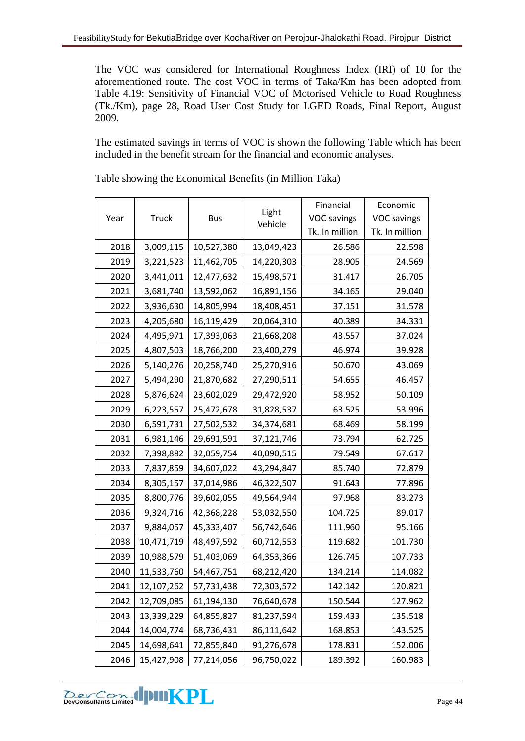The VOC was considered for International Roughness Index (IRI) of 10 for the aforementioned route. The cost VOC in terms of Taka/Km has been adopted from Table 4.19: Sensitivity of Financial VOC of Motorised Vehicle to Road Roughness (Tk./Km), page 28, Road User Cost Study for LGED Roads, Final Report, August 2009.

The estimated savings in terms of VOC is shown the following Table which has been included in the benefit stream for the financial and economic analyses.

Table showing the Economical Benefits (in Million Taka)

| Year | Truck | Bus | Light Vehicle | Financial VOC savings Tk. In million | Economic VOC savings Tk. In million |
|---|---|---|---|---|---|
| 2018 | 3,009,115 | 10,527,380 | 13,049,423 | 26.586 | 22.598 |
| 2019 | 3,221,523 | 11,462,705 | 14,220,303 | 28.905 | 24.569 |
| 2020 | 3,441,011 | 12,477,632 | 15,498,571 | 31.417 | 26.705 |
| 2021 | 3,681,740 | 13,592,062 | 16,891,156 | 34.165 | 29.040 |
| 2022 | 3,936,630 | 14,805,994 | 18,408,451 | 37.151 | 31.578 |
| 2023 | 4,205,680 | 16,119,429 | 20,064,310 | 40.389 | 34.331 |
| 2024 | 4,495,971 | 17,393,063 | 21,668,208 | 43.557 | 37.024 |
| 2025 | 4,807,503 | 18,766,200 | 23,400,279 | 46.974 | 39.928 |
| 2026 | 5,140,276 | 20,258,740 | 25,270,916 | 50.670 | 43.069 |
| 2027 | 5,494,290 | 21,870,682 | 27,290,511 | 54.655 | 46.457 |
| 2028 | 5,876,624 | 23,602,029 | 29,472,920 | 58.952 | 50.109 |
| 2029 | 6,223,557 | 25,472,678 | 31,828,537 | 63.525 | 53.996 |
| 2030 | 6,591,731 | 27,502,532 | 34,374,681 | 68.469 | 58.199 |
| 2031 | 6,981,146 | 29,691,591 | 37,121,746 | 73.794 | 62.725 |
| 2032 | 7,398,882 | 32,059,754 | 40,090,515 | 79.549 | 67.617 |
| 2033 | 7,837,859 | 34,607,022 | 43,294,847 | 85.740 | 72.879 |
| 2034 | 8,305,157 | 37,014,986 | 46,322,507 | 91.643 | 77.896 |
| 2035 | 8,800,776 | 39,602,055 | 49,564,944 | 97.968 | 83.273 |
| 2036 | 9,324,716 | 42,368,228 | 53,032,550 | 104.725 | 89.017 |
| 2037 | 9,884,057 | 45,333,407 | 56,742,646 | 111.960 | 95.166 |
| 2038 | 10,471,719 | 48,497,592 | 60,712,553 | 119.682 | 101.730 |
| 2039 | 10,988,579 | 51,403,069 | 64,353,366 | 126.745 | 107.733 |
| 2040 | 11,533,760 | 54,467,751 | 68,212,420 | 134.214 | 114.082 |
| 2041 | 12,107,262 | 57,731,438 | 72,303,572 | 142.142 | 120.821 |
| 2042 | 12,709,085 | 61,194,130 | 76,640,678 | 150.544 | 127.962 |
| 2043 | 13,339,229 | 64,855,827 | 81,237,594 | 159.433 | 135.518 |
| 2044 | 14,004,774 | 68,736,431 | 86,111,642 | 168.853 | 143.525 |
| 2045 | 14,698,641 | 72,855,840 | 91,276,678 | 178.831 | 152.006 |
| 2046 | 15,427,908 | 77,214,056 | 96,750,022 | 189.392 | 160.983 |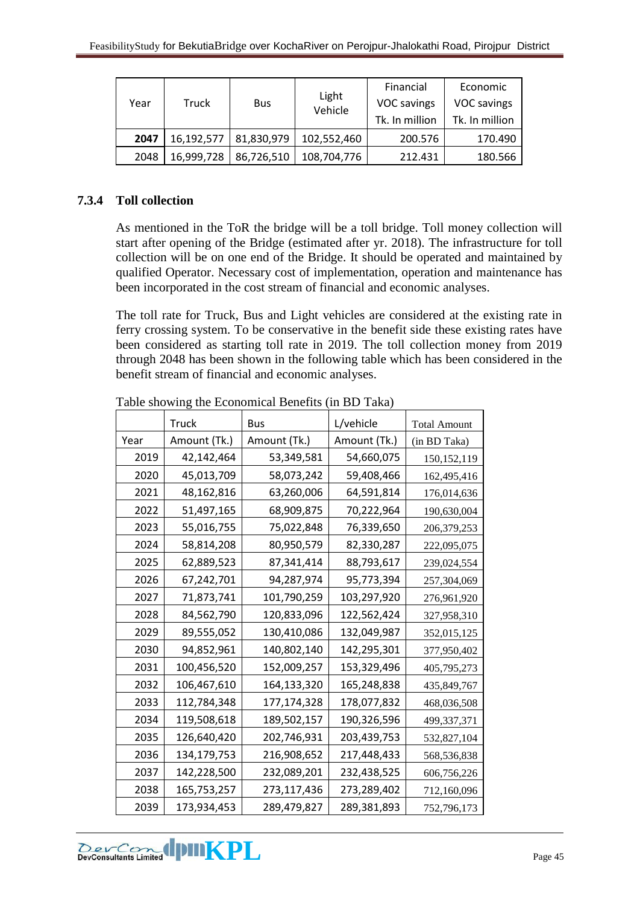| Year | Truck | Bus | Light Vehicle | Financial VOC savings Tk. In million | Economic VOC savings Tk. In million |
|---|---|---|---|---|---|
| **2047** | 16,192,577 | 81,830,979 | 102,552,460 | 200.576 | 170.490 |
| 2048 | 16,999,728 | 86,726,510 | 108,704,776 | 212.431 | 180.566 |

### 7.3.4 Toll collection

As mentioned in the ToR the bridge will be a toll bridge. Toll money collection will start after opening of the Bridge (estimated after yr. 2018). The infrastructure for toll collection will be on one end of the Bridge. It should be operated and maintained by qualified Operator. Necessary cost of implementation, operation and maintenance has been incorporated in the cost stream of financial and economic analyses.

The toll rate for Truck, Bus and Light vehicles are considered at the existing rate in ferry crossing system. To be conservative in the benefit side these existing rates have been considered as starting toll rate in 2019. The toll collection money from 2019 through 2048 has been shown in the following table which has been considered in the benefit stream of financial and economic analyses.

Table showing the Economical Benefits (in BD Taka)

| | Truck | Bus | L/vehicle | Total Amount |
|---|---|---|---|---|
| Year | Amount (Tk.) | Amount (Tk.) | Amount (Tk.) | (in BD Taka) |
| 2019 | 42,142,464 | 53,349,581 | 54,660,075 | 150,152,119 |
| 2020 | 45,013,709 | 58,073,242 | 59,408,466 | 162,495,416 |
| 2021 | 48,162,816 | 63,260,006 | 64,591,814 | 176,014,636 |
| 2022 | 51,497,165 | 68,909,875 | 70,222,964 | 190,630,004 |
| 2023 | 55,016,755 | 75,022,848 | 76,339,650 | 206,379,253 |
| 2024 | 58,814,208 | 80,950,579 | 82,330,287 | 222,095,075 |
| 2025 | 62,889,523 | 87,341,414 | 88,793,617 | 239,024,554 |
| 2026 | 67,242,701 | 94,287,974 | 95,773,394 | 257,304,069 |
| 2027 | 71,873,741 | 101,790,259 | 103,297,920 | 276,961,920 |
| 2028 | 84,562,790 | 120,833,096 | 122,562,424 | 327,958,310 |
| 2029 | 89,555,052 | 130,410,086 | 132,049,987 | 352,015,125 |
| 2030 | 94,852,961 | 140,802,140 | 142,295,301 | 377,950,402 |
| 2031 | 100,456,520 | 152,009,257 | 153,329,496 | 405,795,273 |
| 2032 | 106,467,610 | 164,133,320 | 165,248,838 | 435,849,767 |
| 2033 | 112,784,348 | 177,174,328 | 178,077,832 | 468,036,508 |
| 2034 | 119,508,618 | 189,502,157 | 190,326,596 | 499,337,371 |
| 2035 | 126,640,420 | 202,746,931 | 203,439,753 | 532,827,104 |
| 2036 | 134,179,753 | 216,908,652 | 217,448,433 | 568,536,838 |
| 2037 | 142,228,500 | 232,089,201 | 232,438,525 | 606,756,226 |
| 2038 | 165,753,257 | 273,117,436 | 273,289,402 | 712,160,096 |
| 2039 | 173,934,453 | 289,479,827 | 289,381,893 | 752,796,173 |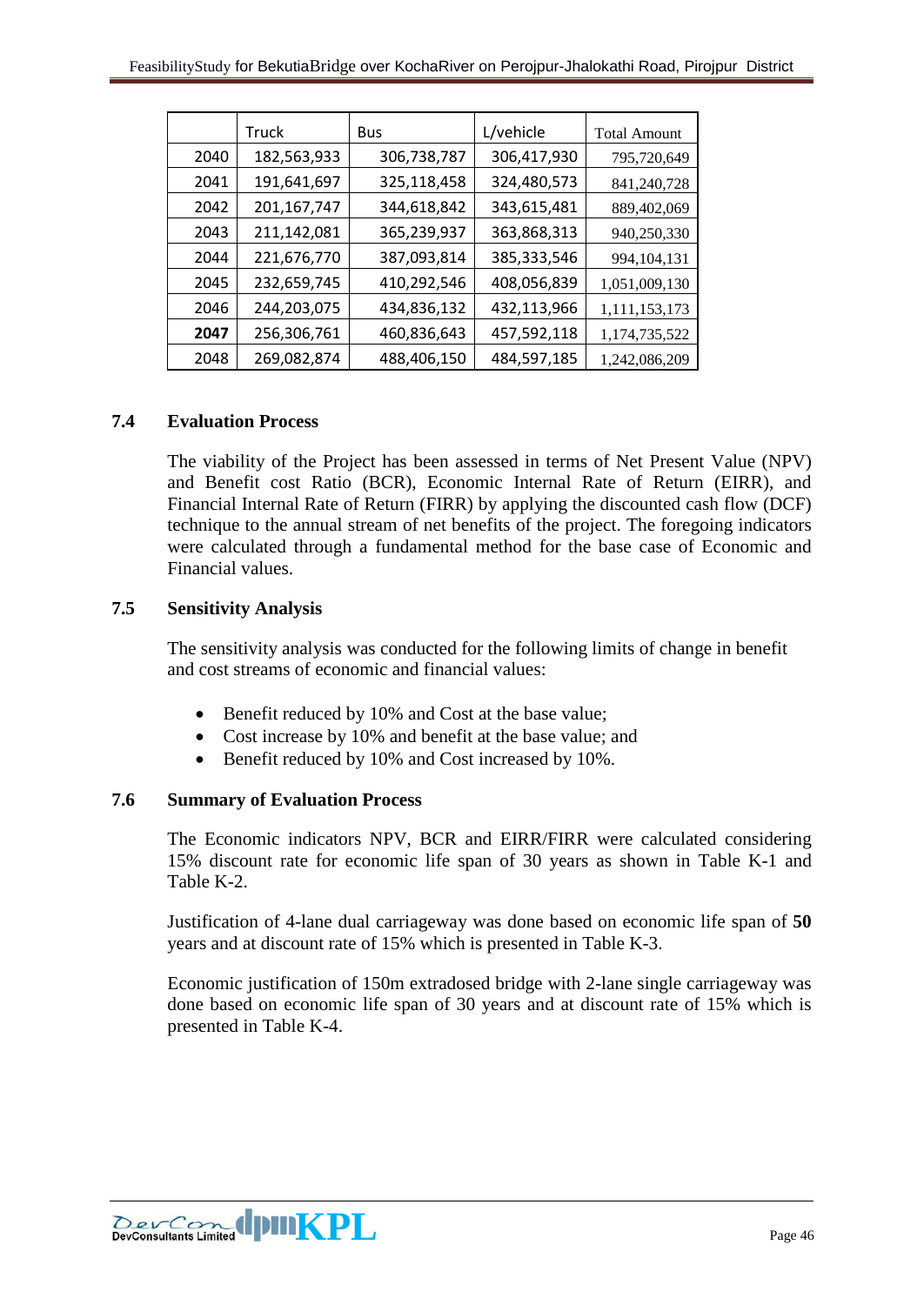|  | Truck | Bus | L/vehicle | Total Amount |
|---|---|---|---|---|
| 2040 | 182,563,933 | 306,738,787 | 306,417,930 | 795,720,649 |
| 2041 | 191,641,697 | 325,118,458 | 324,480,573 | 841,240,728 |
| 2042 | 201,167,747 | 344,618,842 | 343,615,481 | 889,402,069 |
| 2043 | 211,142,081 | 365,239,937 | 363,868,313 | 940,250,330 |
| 2044 | 221,676,770 | 387,093,814 | 385,333,546 | 994,104,131 |
| 2045 | 232,659,745 | 410,292,546 | 408,056,839 | 1,051,009,130 |
| 2046 | 244,203,075 | 434,836,132 | 432,113,966 | 1,111,153,173 |
| **2047** | 256,306,761 | 460,836,643 | 457,592,118 | 1,174,735,522 |
| 2048 | 269,082,874 | 488,406,150 | 484,597,185 | 1,242,086,209 |

### 7.4 Evaluation Process

The viability of the Project has been assessed in terms of Net Present Value (NPV) and Benefit cost Ratio (BCR), Economic Internal Rate of Return (EIRR), and Financial Internal Rate of Return (FIRR) by applying the discounted cash flow (DCF) technique to the annual stream of net benefits of the project. The foregoing indicators were calculated through a fundamental method for the base case of Economic and Financial values.

### 7.5 Sensitivity Analysis

The sensitivity analysis was conducted for the following limits of change in benefit and cost streams of economic and financial values:

- Benefit reduced by 10% and Cost at the base value;
- Cost increase by 10% and benefit at the base value; and
- Benefit reduced by 10% and Cost increased by 10%.

### 7.6 Summary of Evaluation Process

The Economic indicators NPV, BCR and EIRR/FIRR were calculated considering 15% discount rate for economic life span of 30 years as shown in Table K-1 and Table K-2.

Justification of 4-lane dual carriageway was done based on economic life span of **50** years and at discount rate of 15% which is presented in Table K-3.

Economic justification of 150m extradosed bridge with 2-lane single carriageway was done based on economic life span of 30 years and at discount rate of 15% which is presented in Table K-4.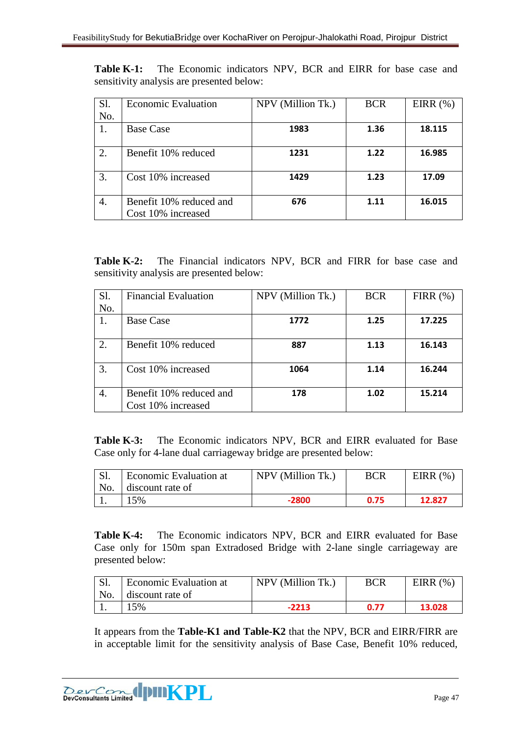**Table K-1:** The Economic indicators NPV, BCR and EIRR for base case and sensitivity analysis are presented below:

| Sl. No. | Economic Evaluation | NPV (Million Tk.) | BCR | EIRR (%) |
|---|---|---|---|---|
| 1. | Base Case | **1983** | **1.36** | **18.115** |
| 2. | Benefit 10% reduced | **1231** | **1.22** | **16.985** |
| 3. | Cost 10% increased | **1429** | **1.23** | **17.09** |
| 4. | Benefit 10% reduced and Cost 10% increased | **676** | **1.11** | **16.015** |

**Table K-2:** The Financial indicators NPV, BCR and FIRR for base case and sensitivity analysis are presented below:

| Sl. No. | Financial Evaluation | NPV (Million Tk.) | BCR | FIRR (%) |
|---|---|---|---|---|
| 1. | Base Case | **1772** | **1.25** | **17.225** |
| 2. | Benefit 10% reduced | **887** | **1.13** | **16.143** |
| 3. | Cost 10% increased | **1064** | **1.14** | **16.244** |
| 4. | Benefit 10% reduced and Cost 10% increased | **178** | **1.02** | **15.214** |

**Table K-3:** The Economic indicators NPV, BCR and EIRR evaluated for Base Case only for 4-lane dual carriageway bridge are presented below:

| Sl. No. | Economic Evaluation at discount rate of | NPV (Million Tk.) | BCR | EIRR (%) |
|---|---|---|---|---|
| 1. | 15% | **-2800** | **0.75** | **12.827** |

**Table K-4:** The Economic indicators NPV, BCR and EIRR evaluated for Base Case only for 150m span Extradosed Bridge with 2-lane single carriageway are presented below:

| Sl. No. | Economic Evaluation at discount rate of | NPV (Million Tk.) | BCR | EIRR (%) |
|---|---|---|---|---|
| 1. | 15% | **-2213** | **0.77** | **13.028** |

It appears from the **Table-K1 and Table-K2** that the NPV, BCR and EIRR/FIRR are in acceptable limit for the sensitivity analysis of Base Case, Benefit 10% reduced,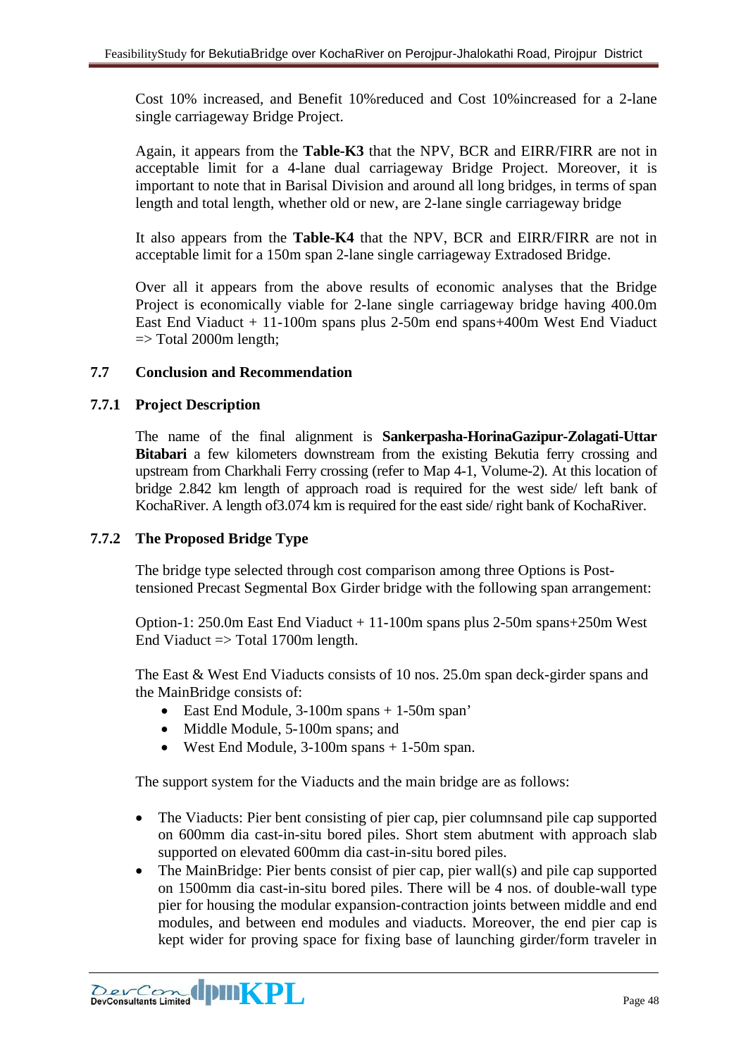Cost 10% increased, and Benefit 10%reduced and Cost 10%increased for a 2-lane single carriageway Bridge Project.

Again, it appears from the **Table-K3** that the NPV, BCR and EIRR/FIRR are not in acceptable limit for a 4-lane dual carriageway Bridge Project. Moreover, it is important to note that in Barisal Division and around all long bridges, in terms of span length and total length, whether old or new, are 2-lane single carriageway bridge

It also appears from the **Table-K4** that the NPV, BCR and EIRR/FIRR are not in acceptable limit for a 150m span 2-lane single carriageway Extradosed Bridge.

Over all it appears from the above results of economic analyses that the Bridge Project is economically viable for 2-lane single carriageway bridge having 400.0m East End Viaduct + 11-100m spans plus 2-50m end spans+400m West End Viaduct => Total 2000m length;

## 7.7 Conclusion and Recommendation

### 7.7.1 Project Description

The name of the final alignment is **Sankerpasha-HorinaGazipur-Zolagati-Uttar Bitabari** a few kilometers downstream from the existing Bekutia ferry crossing and upstream from Charkhali Ferry crossing (refer to Map 4-1, Volume-2). At this location of bridge 2.842 km length of approach road is required for the west side/ left bank of KochaRiver. A length of3.074 km is required for the east side/ right bank of KochaRiver.

### 7.7.2 The Proposed Bridge Type

The bridge type selected through cost comparison among three Options is Post-tensioned Precast Segmental Box Girder bridge with the following span arrangement:

Option-1: 250.0m East End Viaduct + 11-100m spans plus 2-50m spans+250m West End Viaduct => Total 1700m length.

The East & West End Viaducts consists of 10 nos. 25.0m span deck-girder spans and the MainBridge consists of:

- East End Module, 3-100m spans + 1-50m span’
- Middle Module, 5-100m spans; and
- West End Module, 3-100m spans + 1-50m span.

The support system for the Viaducts and the main bridge are as follows:

- The Viaducts: Pier bent consisting of pier cap, pier columnsand pile cap supported on 600mm dia cast-in-situ bored piles. Short stem abutment with approach slab supported on elevated 600mm dia cast-in-situ bored piles.
- The MainBridge: Pier bents consist of pier cap, pier wall(s) and pile cap supported on 1500mm dia cast-in-situ bored piles. There will be 4 nos. of double-wall type pier for housing the modular expansion-contraction joints between middle and end modules, and between end modules and viaducts. Moreover, the end pier cap is kept wider for proving space for fixing base of launching girder/form traveler in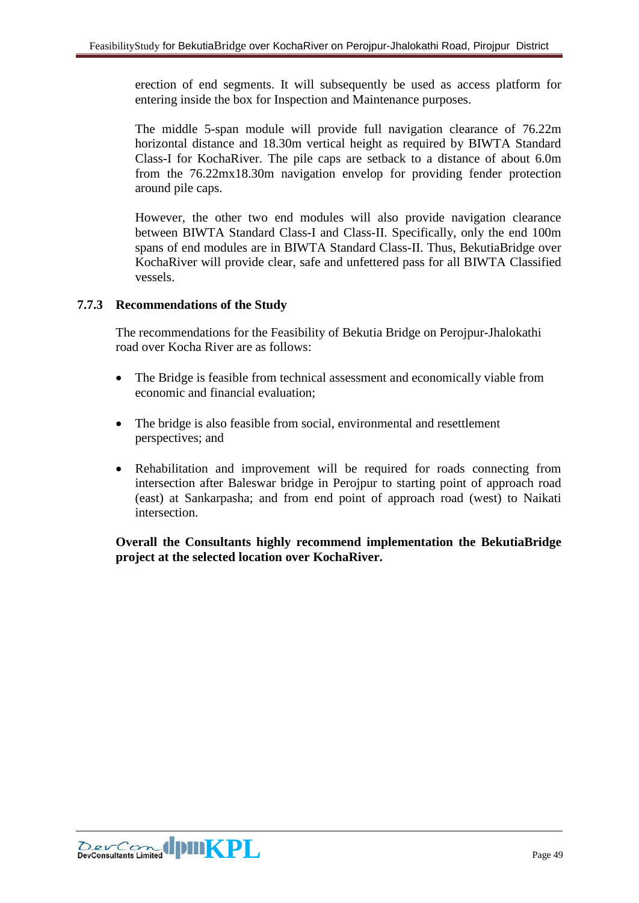erection of end segments. It will subsequently be used as access platform for entering inside the box for Inspection and Maintenance purposes.

The middle 5-span module will provide full navigation clearance of 76.22m horizontal distance and 18.30m vertical height as required by BIWTA Standard Class-I for KochaRiver. The pile caps are setback to a distance of about 6.0m from the 76.22mx18.30m navigation envelop for providing fender protection around pile caps.

However, the other two end modules will also provide navigation clearance between BIWTA Standard Class-I and Class-II. Specifically, only the end 100m spans of end modules are in BIWTA Standard Class-II. Thus, BekutiaBridge over KochaRiver will provide clear, safe and unfettered pass for all BIWTA Classified vessels.

### 7.7.3 Recommendations of the Study

The recommendations for the Feasibility of Bekutia Bridge on Perojpur-Jhalokathi road over Kocha River are as follows:

- The Bridge is feasible from technical assessment and economically viable from economic and financial evaluation;
- The bridge is also feasible from social, environmental and resettlement perspectives; and
- Rehabilitation and improvement will be required for roads connecting from intersection after Baleswar bridge in Perojpur to starting point of approach road (east) at Sankarpasha; and from end point of approach road (west) to Naikati intersection.

**Overall the Consultants highly recommend implementation the BekutiaBridge project at the selected location over KochaRiver.**